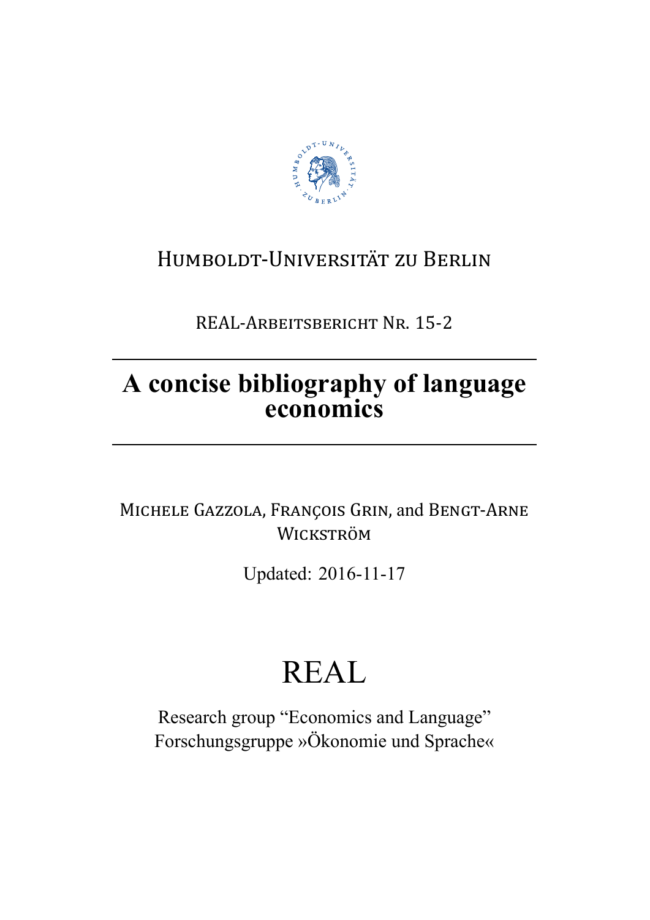Humboldt-Universität zu Berlin

REAL-Arbeitsbericht Nr. 15-2

# A concise bibliography of language economics

Michele Gazzola, François Grin, and Bengt-Arne Wickström

Updated: 2016-11-17

REAL

Research group "Economics and Language"
Forschungsgruppe »Ökonomie und Sprache«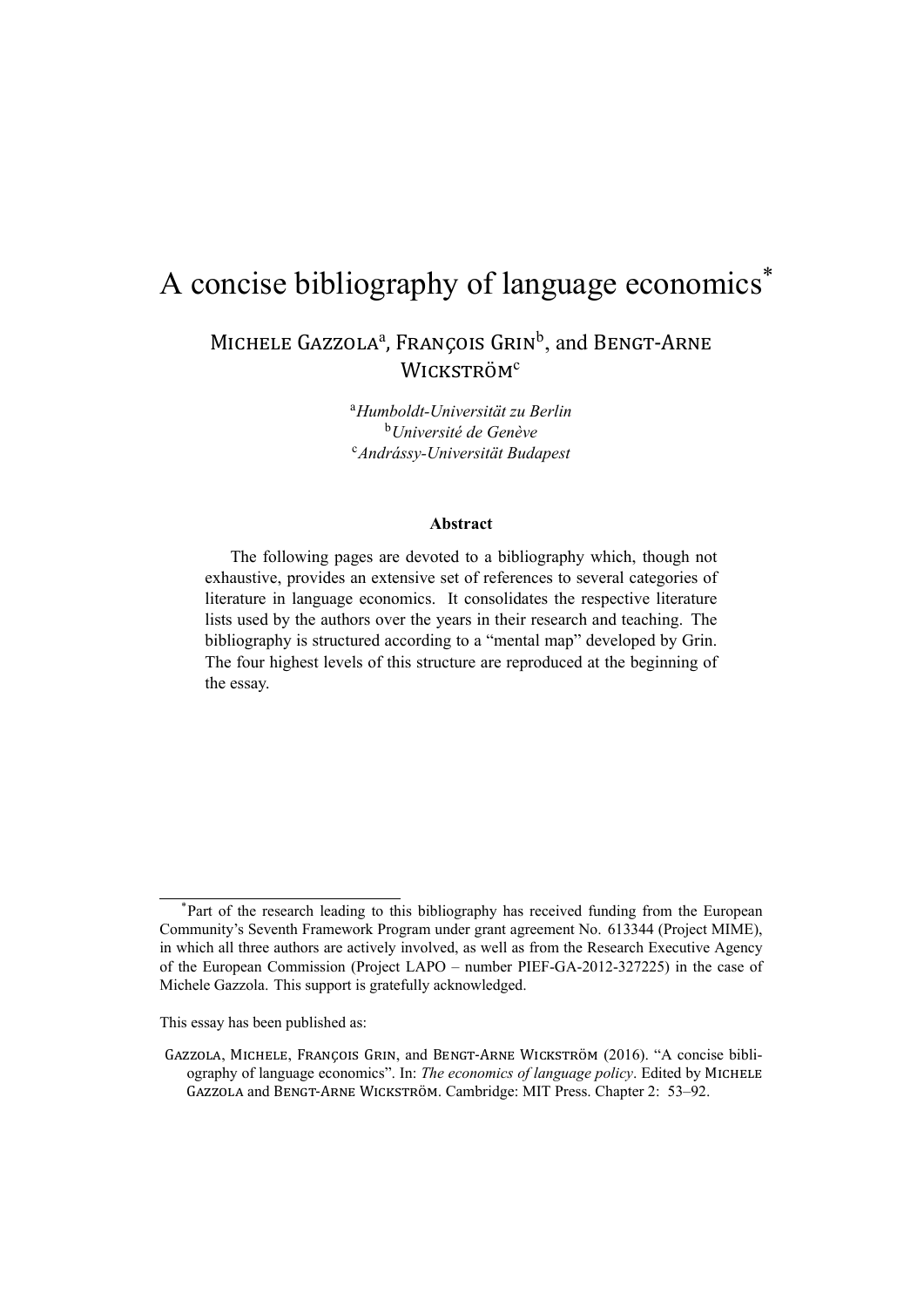# A concise bibliography of language economics[*]

Michele Gazzola[a], François Grin[b], and Bengt-Arne Wickström[c]

[a]*Humboldt-Universität zu Berlin*
[b]*Université de Genève*
[c]*Andrássy-Universität Budapest*

**Abstract**

The following pages are devoted to a bibliography which, though not exhaustive, provides an extensive set of references to several categories of literature in language economics. It consolidates the respective literature lists used by the authors over the years in their research and teaching. The bibliography is structured according to a "mental map" developed by Grin. The four highest levels of this structure are reproduced at the beginning of the essay.

---

[*]Part of the research leading to this bibliography has received funding from the European Community's Seventh Framework Program under grant agreement No. 613344 (Project MIME), in which all three authors are actively involved, as well as from the Research Executive Agency of the European Commission (Project LAPO – number PIEF-GA-2012-327225) in the case of Michele Gazzola. This support is gratefully acknowledged.

This essay has been published as:

Gazzola, Michele, François Grin, and Bengt-Arne Wickström (2016). "A concise bibliography of language economics". In: *The economics of language policy*. Edited by Michele Gazzola and Bengt-Arne Wickström. Cambridge: MIT Press. Chapter 2: 53–92.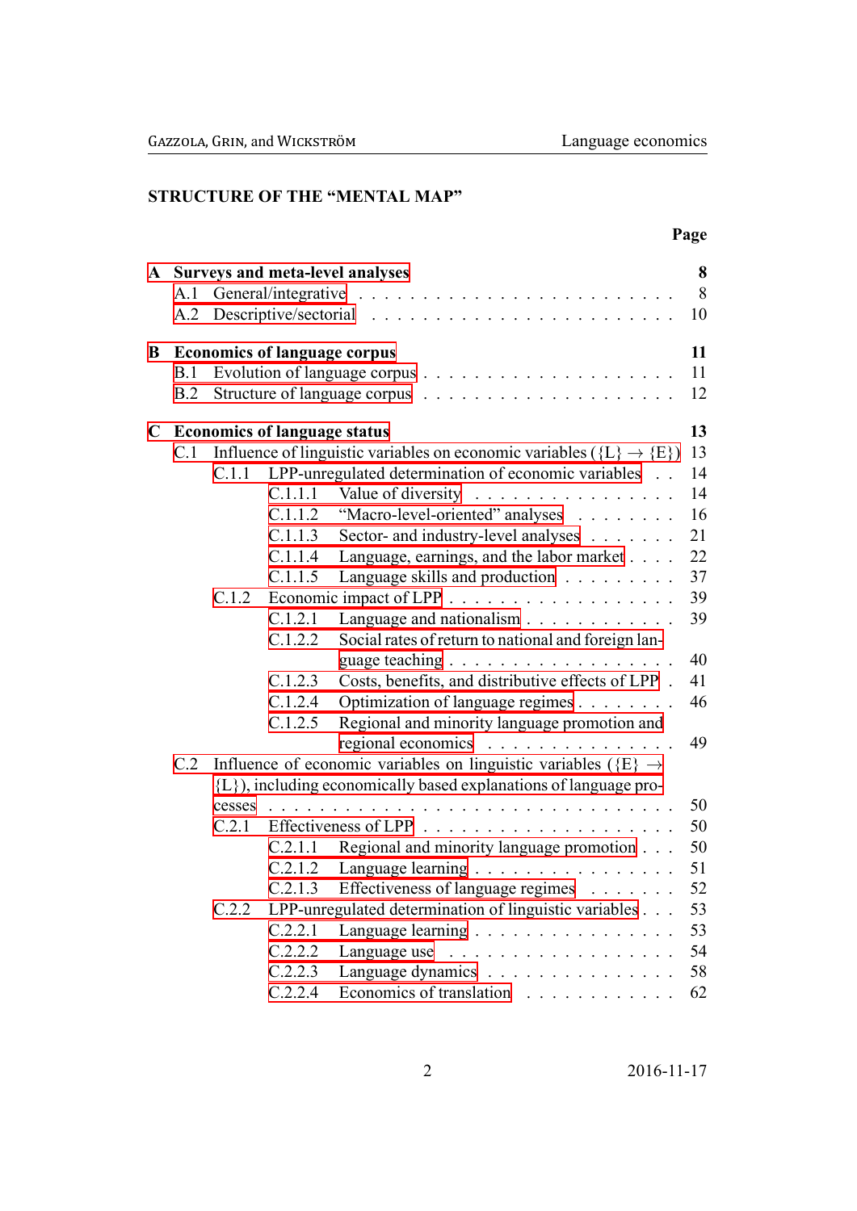## STRUCTURE OF THE "MENTAL MAP"

| | Page |
|---|---|
| **A Surveys and meta-level analyses** | **8** |
| A.1 General/integrative | 8 |
| A.2 Descriptive/sectorial | 10 |
| **B Economics of language corpus** | **11** |
| B.1 Evolution of language corpus | 11 |
| B.2 Structure of language corpus | 12 |
| **C Economics of language status** | **13** |
| C.1 Influence of linguistic variables on economic variables ($\{L\} \rightarrow \{E\}$) | 13 |
| C.1.1 LPP-unregulated determination of economic variables | 14 |
| C.1.1.1 Value of diversity | 14 |
| C.1.1.2 "Macro-level-oriented" analyses | 16 |
| C.1.1.3 Sector- and industry-level analyses | 21 |
| C.1.1.4 Language, earnings, and the labor market | 22 |
| C.1.1.5 Language skills and production | 37 |
| C.1.2 Economic impact of LPP | 39 |
| C.1.2.1 Language and nationalism | 39 |
| C.1.2.2 Social rates of return to national and foreign language teaching | 40 |
| C.1.2.3 Costs, benefits, and distributive effects of LPP | 41 |
| C.1.2.4 Optimization of language regimes | 46 |
| C.1.2.5 Regional and minority language promotion and regional economics | 49 |
| C.2 Influence of economic variables on linguistic variables ($\{E\} \rightarrow \{L\}$), including economically based explanations of language processes | 50 |
| C.2.1 Effectiveness of LPP | 50 |
| C.2.1.1 Regional and minority language promotion | 50 |
| C.2.1.2 Language learning | 51 |
| C.2.1.3 Effectiveness of language regimes | 52 |
| C.2.2 LPP-unregulated determination of linguistic variables | 53 |
| C.2.2.1 Language learning | 53 |
| C.2.2.2 Language use | 54 |
| C.2.2.3 Language dynamics | 58 |
| C.2.2.4 Economics of translation | 62 |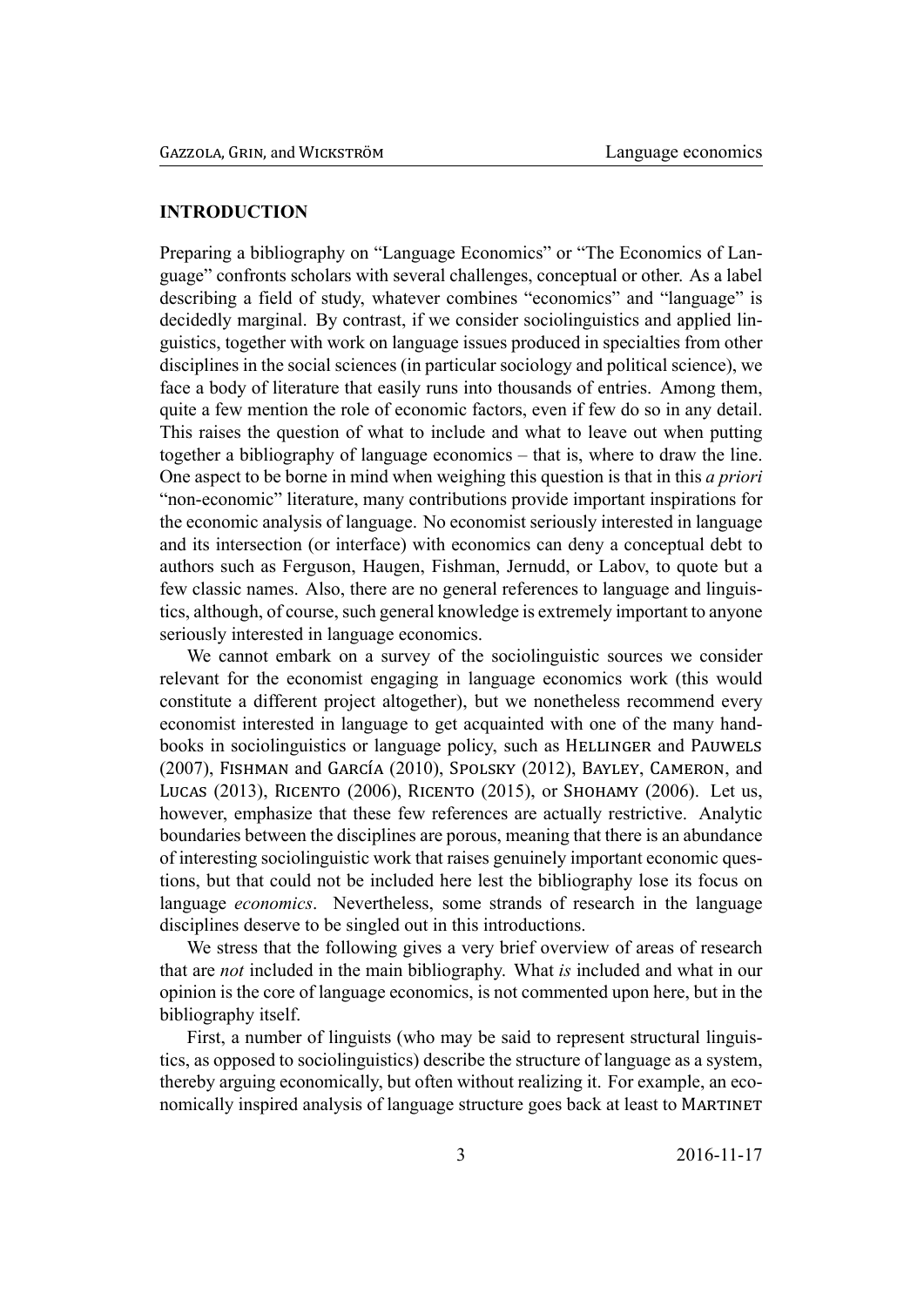## INTRODUCTION

Preparing a bibliography on "Language Economics" or "The Economics of Language" confronts scholars with several challenges, conceptual or other. As a label describing a field of study, whatever combines "economics" and "language" is decidedly marginal. By contrast, if we consider sociolinguistics and applied linguistics, together with work on language issues produced in specialties from other disciplines in the social sciences (in particular sociology and political science), we face a body of literature that easily runs into thousands of entries. Among them, quite a few mention the role of economic factors, even if few do so in any detail. This raises the question of what to include and what to leave out when putting together a bibliography of language economics – that is, where to draw the line. One aspect to be borne in mind when weighing this question is that in this *a priori* "non-economic" literature, many contributions provide important inspirations for the economic analysis of language. No economist seriously interested in language and its intersection (or interface) with economics can deny a conceptual debt to authors such as Ferguson, Haugen, Fishman, Jernudd, or Labov, to quote but a few classic names. Also, there are no general references to language and linguistics, although, of course, such general knowledge is extremely important to anyone seriously interested in language economics.

We cannot embark on a survey of the sociolinguistic sources we consider relevant for the economist engaging in language economics work (this would constitute a different project altogether), but we nonetheless recommend every economist interested in language to get acquainted with one of the many handbooks in sociolinguistics or language policy, such as Hellinger and Pauwels (2007), Fishman and García (2010), Spolsky (2012), Bayley, Cameron, and Lucas (2013), Ricento (2006), Ricento (2015), or Shohamy (2006). Let us, however, emphasize that these few references are actually restrictive. Analytic boundaries between the disciplines are porous, meaning that there is an abundance of interesting sociolinguistic work that raises genuinely important economic questions, but that could not be included here lest the bibliography lose its focus on language *economics*. Nevertheless, some strands of research in the language disciplines deserve to be singled out in this introductions.

We stress that the following gives a very brief overview of areas of research that are *not* included in the main bibliography. What *is* included and what in our opinion is the core of language economics, is not commented upon here, but in the bibliography itself.

First, a number of linguists (who may be said to represent structural linguistics, as opposed to sociolinguistics) describe the structure of language as a system, thereby arguing economically, but often without realizing it. For example, an economically inspired analysis of language structure goes back at least to Martinet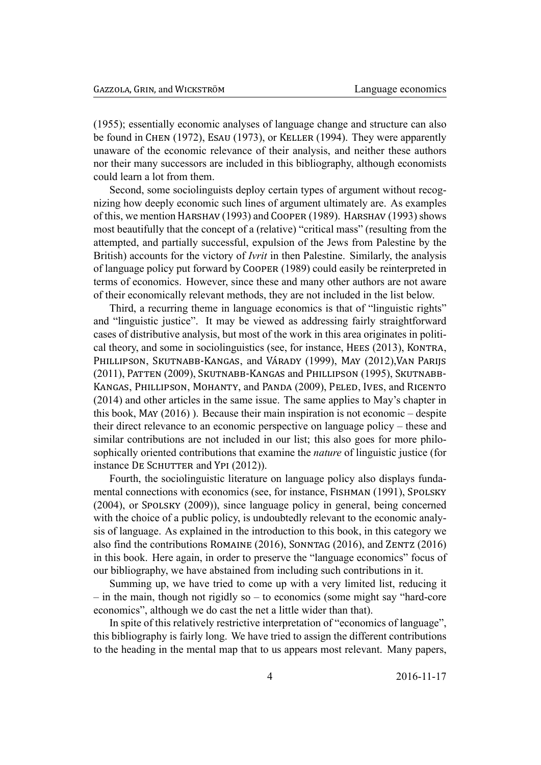(1955); essentially economic analyses of language change and structure can also be found in CHEN (1972), ESAU (1973), or KELLER (1994). They were apparently unaware of the economic relevance of their analysis, and neither these authors nor their many successors are included in this bibliography, although economists could learn a lot from them.

Second, some sociolinguists deploy certain types of argument without recognizing how deeply economic such lines of argument ultimately are. As examples of this, we mention HARSHAV (1993) and COOPER (1989). HARSHAV (1993) shows most beautifully that the concept of a (relative) "critical mass" (resulting from the attempted, and partially successful, expulsion of the Jews from Palestine by the British) accounts for the victory of *Ivrit* in then Palestine. Similarly, the analysis of language policy put forward by COOPER (1989) could easily be reinterpreted in terms of economics. However, since these and many other authors are not aware of their economically relevant methods, they are not included in the list below.

Third, a recurring theme in language economics is that of "linguistic rights" and "linguistic justice". It may be viewed as addressing fairly straightforward cases of distributive analysis, but most of the work in this area originates in political theory, and some in sociolinguistics (see, for instance, HEES (2013), KONTRA, PHILLIPSON, SKUTNABB-KANGAS, and VÁRADY (1999), MAY (2012),VAN PARIJS (2011), PATTEN (2009), SKUTNABB-KANGAS and PHILLIPSON (1995), SKUTNABB-KANGAS, PHILLIPSON, MOHANTY, and PANDA (2009), PELED, IVES, and RICENTO (2014) and other articles in the same issue. The same applies to May's chapter in this book, MAY (2016) ). Because their main inspiration is not economic – despite their direct relevance to an economic perspective on language policy – these and similar contributions are not included in our list; this also goes for more philosophically oriented contributions that examine the *nature* of linguistic justice (for instance DE SCHUTTER and YPI (2012)).

Fourth, the sociolinguistic literature on language policy also displays fundamental connections with economics (see, for instance, FISHMAN (1991), SPOLSKY (2004), or SPOLSKY (2009)), since language policy in general, being concerned with the choice of a public policy, is undoubtedly relevant to the economic analysis of language. As explained in the introduction to this book, in this category we also find the contributions ROMAINE (2016), SONNTAG (2016), and ZENTZ (2016) in this book. Here again, in order to preserve the "language economics" focus of our bibliography, we have abstained from including such contributions in it.

Summing up, we have tried to come up with a very limited list, reducing it – in the main, though not rigidly so – to economics (some might say "hard-core economics", although we do cast the net a little wider than that).

In spite of this relatively restrictive interpretation of "economics of language", this bibliography is fairly long. We have tried to assign the different contributions to the heading in the mental map that to us appears most relevant. Many papers,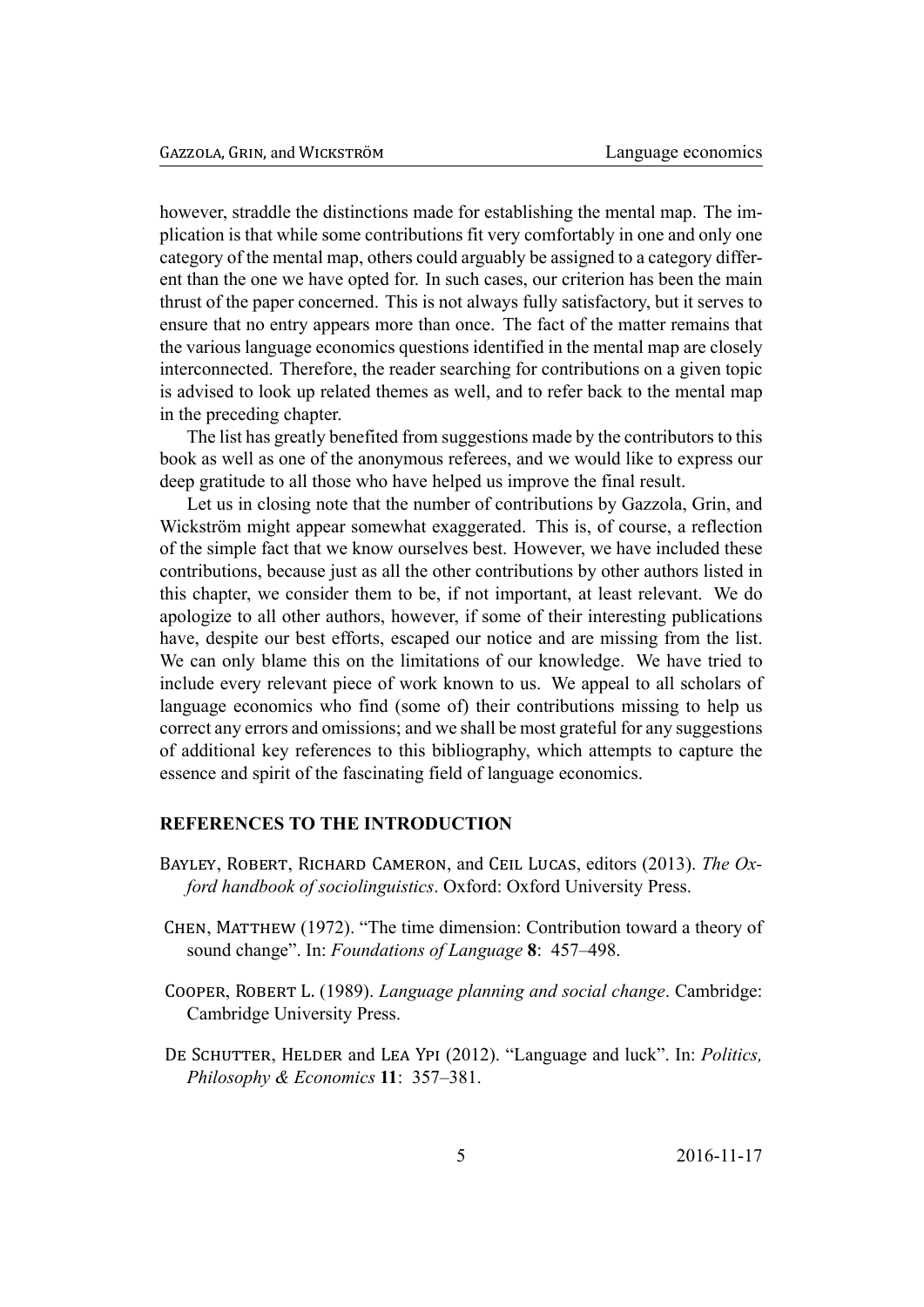however, straddle the distinctions made for establishing the mental map. The implication is that while some contributions fit very comfortably in one and only one category of the mental map, others could arguably be assigned to a category different than the one we have opted for. In such cases, our criterion has been the main thrust of the paper concerned. This is not always fully satisfactory, but it serves to ensure that no entry appears more than once. The fact of the matter remains that the various language economics questions identified in the mental map are closely interconnected. Therefore, the reader searching for contributions on a given topic is advised to look up related themes as well, and to refer back to the mental map in the preceding chapter.

The list has greatly benefited from suggestions made by the contributors to this book as well as one of the anonymous referees, and we would like to express our deep gratitude to all those who have helped us improve the final result.

Let us in closing note that the number of contributions by Gazzola, Grin, and Wickström might appear somewhat exaggerated. This is, of course, a reflection of the simple fact that we know ourselves best. However, we have included these contributions, because just as all the other contributions by other authors listed in this chapter, we consider them to be, if not important, at least relevant. We do apologize to all other authors, however, if some of their interesting publications have, despite our best efforts, escaped our notice and are missing from the list. We can only blame this on the limitations of our knowledge. We have tried to include every relevant piece of work known to us. We appeal to all scholars of language economics who find (some of) their contributions missing to help us correct any errors and omissions; and we shall be most grateful for any suggestions of additional key references to this bibliography, which attempts to capture the essence and spirit of the fascinating field of language economics.

## REFERENCES TO THE INTRODUCTION

Bayley, Robert, Richard Cameron, and Ceil Lucas, editors (2013). *The Oxford handbook of sociolinguistics*. Oxford: Oxford University Press.

Chen, Matthew (1972). "The time dimension: Contribution toward a theory of sound change". In: *Foundations of Language* **8**: 457–498.

Cooper, Robert L. (1989). *Language planning and social change*. Cambridge: Cambridge University Press.

De Schutter, Helder and Lea Ypi (2012). "Language and luck". In: *Politics, Philosophy & Economics* **11**: 357–381.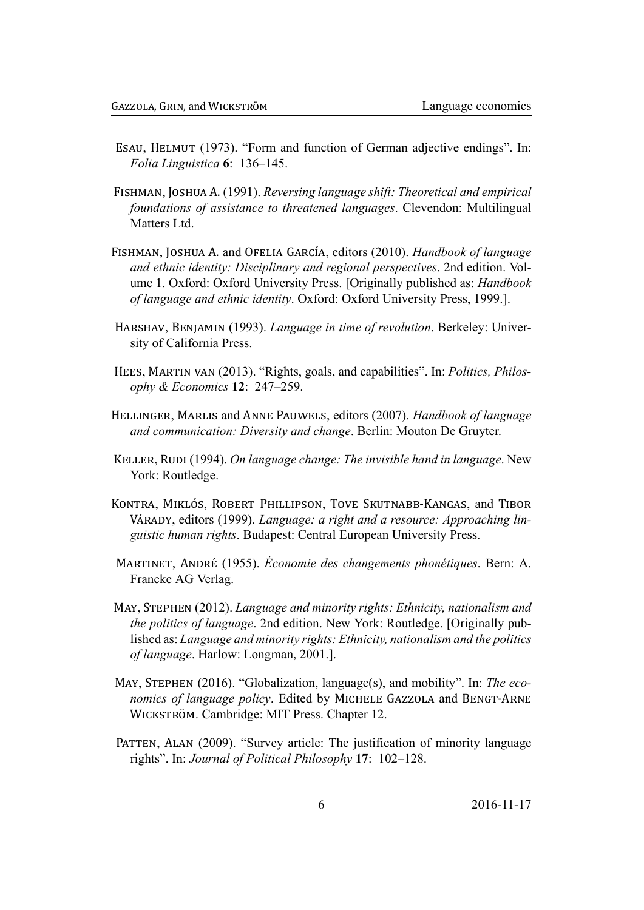Esau, Helmut (1973). "Form and function of German adjective endings". In: *Folia Linguistica* **6**: 136–145.

Fishman, Joshua A. (1991). *Reversing language shift: Theoretical and empirical foundations of assistance to threatened languages*. Clevendon: Multilingual Matters Ltd.

Fishman, Joshua A. and Ofelia García, editors (2010). *Handbook of language and ethnic identity: Disciplinary and regional perspectives*. 2nd edition. Volume 1. Oxford: Oxford University Press. [Originally published as: *Handbook of language and ethnic identity*. Oxford: Oxford University Press, 1999.].

Harshav, Benjamin (1993). *Language in time of revolution*. Berkeley: University of California Press.

Hees, Martin van (2013). "Rights, goals, and capabilities". In: *Politics, Philosophy & Economics* **12**: 247–259.

Hellinger, Marlis and Anne Pauwels, editors (2007). *Handbook of language and communication: Diversity and change*. Berlin: Mouton De Gruyter.

Keller, Rudi (1994). *On language change: The invisible hand in language*. New York: Routledge.

Kontra, Miklós, Robert Phillipson, Tove Skutnabb-Kangas, and Tibor Várady, editors (1999). *Language: a right and a resource: Approaching linguistic human rights*. Budapest: Central European University Press.

Martinet, André (1955). *Économie des changements phonétiques*. Bern: A. Francke AG Verlag.

May, Stephen (2012). *Language and minority rights: Ethnicity, nationalism and the politics of language*. 2nd edition. New York: Routledge. [Originally published as: *Language and minority rights: Ethnicity, nationalism and the politics of language*. Harlow: Longman, 2001.].

May, Stephen (2016). "Globalization, language(s), and mobility". In: *The economics of language policy*. Edited by Michele Gazzola and Bengt-Arne Wickström. Cambridge: MIT Press. Chapter 12.

Patten, Alan (2009). "Survey article: The justification of minority language rights". In: *Journal of Political Philosophy* **17**: 102–128.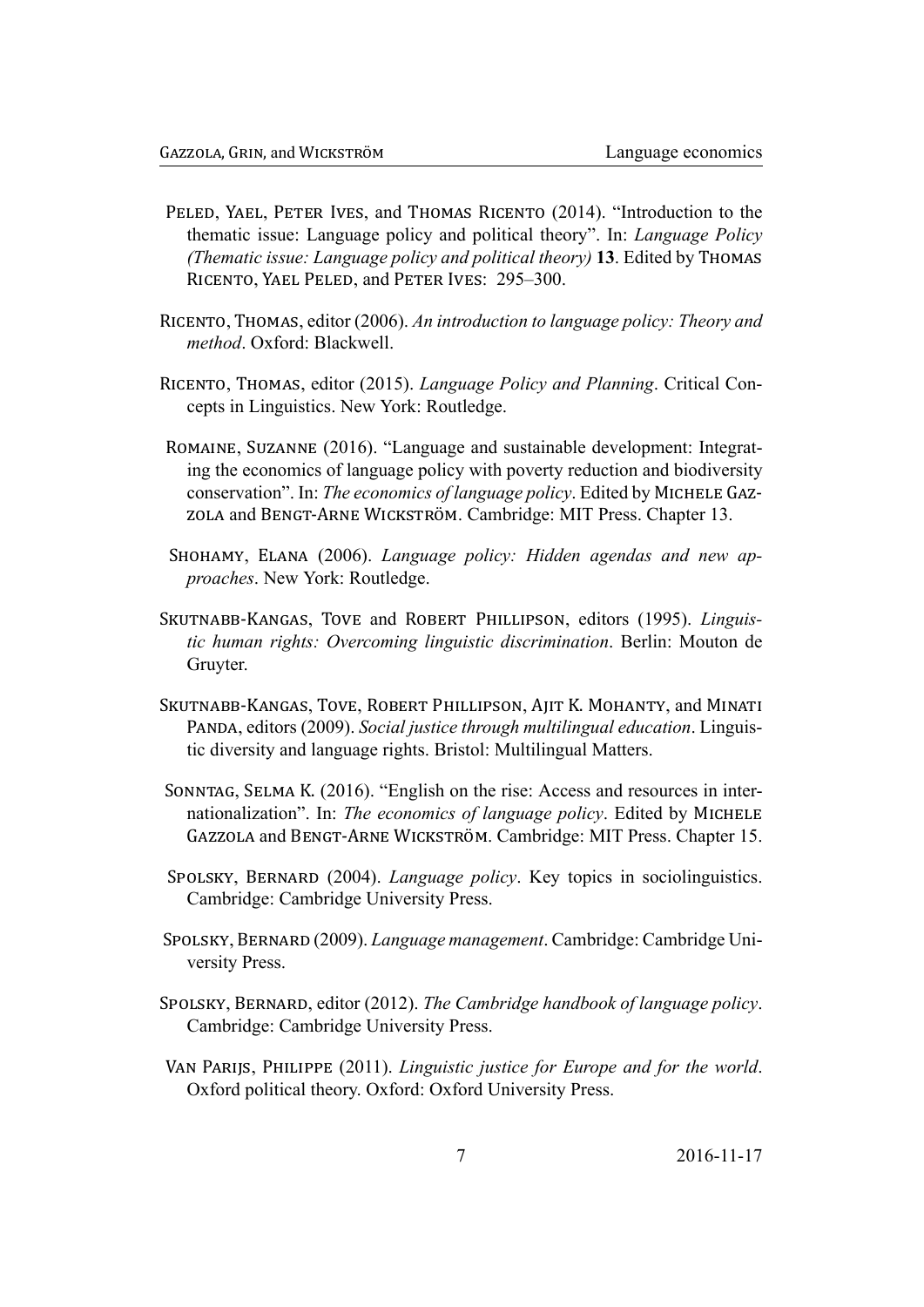Peled, Yael, Peter Ives, and Thomas Ricento (2014). "Introduction to the thematic issue: Language policy and political theory". In: *Language Policy (Thematic issue: Language policy and political theory)* **13**. Edited by Thomas Ricento, Yael Peled, and Peter Ives: 295–300.

Ricento, Thomas, editor (2006). *An introduction to language policy: Theory and method*. Oxford: Blackwell.

Ricento, Thomas, editor (2015). *Language Policy and Planning*. Critical Concepts in Linguistics. New York: Routledge.

Romaine, Suzanne (2016). "Language and sustainable development: Integrating the economics of language policy with poverty reduction and biodiversity conservation". In: *The economics of language policy*. Edited by Michele Gazzola and Bengt-Arne Wickström. Cambridge: MIT Press. Chapter 13.

Shohamy, Elana (2006). *Language policy: Hidden agendas and new approaches*. New York: Routledge.

Skutnabb-Kangas, Tove and Robert Phillipson, editors (1995). *Linguistic human rights: Overcoming linguistic discrimination*. Berlin: Mouton de Gruyter.

Skutnabb-Kangas, Tove, Robert Phillipson, Ajit K. Mohanty, and Minati Panda, editors (2009). *Social justice through multilingual education*. Linguistic diversity and language rights. Bristol: Multilingual Matters.

Sonntag, Selma K. (2016). "English on the rise: Access and resources in internationalization". In: *The economics of language policy*. Edited by Michele Gazzola and Bengt-Arne Wickström. Cambridge: MIT Press. Chapter 15.

Spolsky, Bernard (2004). *Language policy*. Key topics in sociolinguistics. Cambridge: Cambridge University Press.

Spolsky, Bernard (2009). *Language management*. Cambridge: Cambridge University Press.

Spolsky, Bernard, editor (2012). *The Cambridge handbook of language policy*. Cambridge: Cambridge University Press.

Van Parijs, Philippe (2011). *Linguistic justice for Europe and for the world*. Oxford political theory. Oxford: Oxford University Press.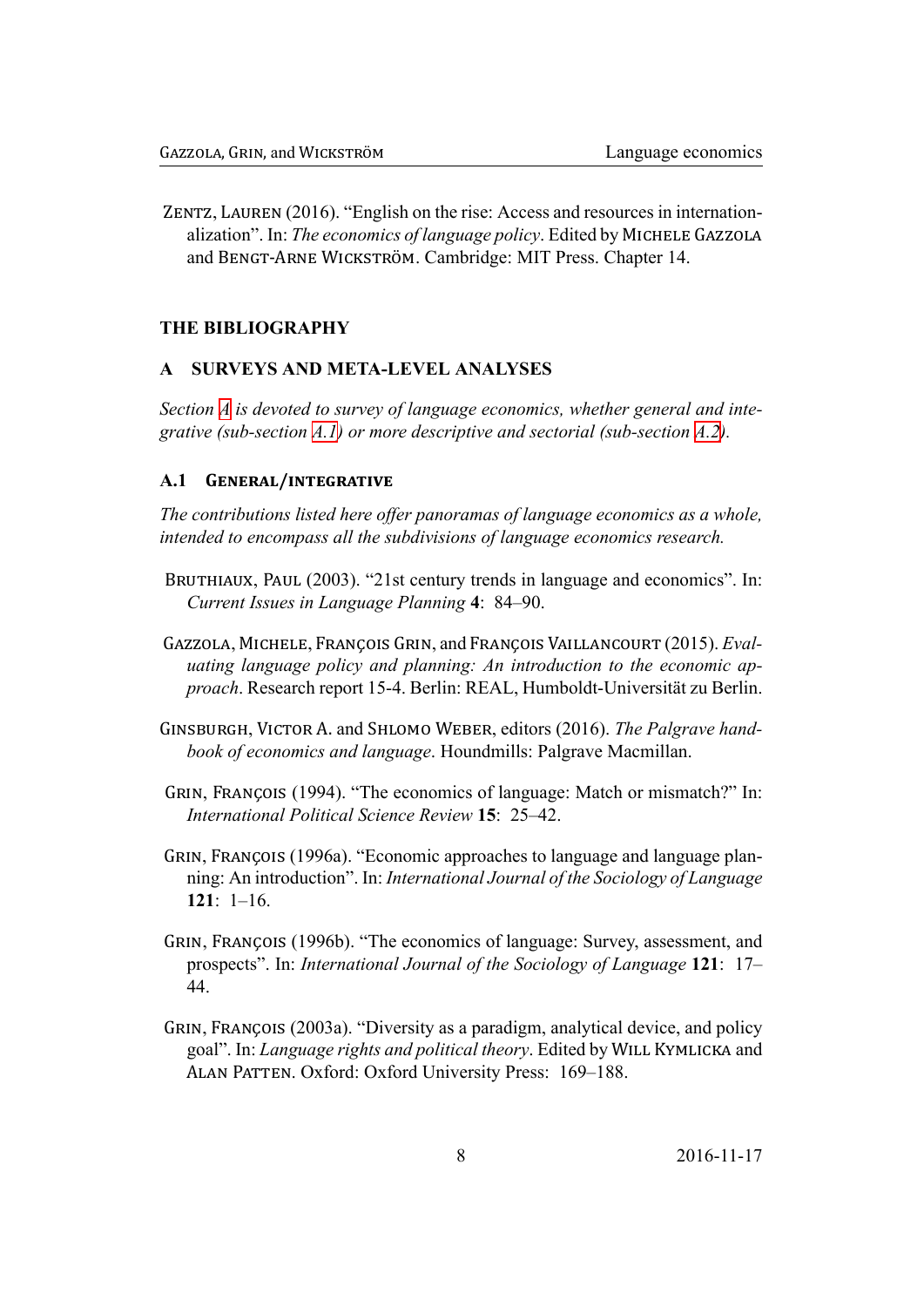Zentz, Lauren (2016). "English on the rise: Access and resources in internationalization". In: *The economics of language policy*. Edited by Michele Gazzola and Bengt-Arne Wickström. Cambridge: MIT Press. Chapter 14.

# THE BIBLIOGRAPHY

## A SURVEYS AND META-LEVEL ANALYSES

*Section A is devoted to survey of language economics, whether general and integrative (sub-section A.1) or more descriptive and sectorial (sub-section A.2).*

### A.1 General/integrative

*The contributions listed here offer panoramas of language economics as a whole, intended to encompass all the subdivisions of language economics research.*

Bruthiaux, Paul (2003). "21st century trends in language and economics". In: *Current Issues in Language Planning* **4**: 84–90.

Gazzola, Michele, François Grin, and François Vaillancourt (2015). *Evaluating language policy and planning: An introduction to the economic approach*. Research report 15-4. Berlin: REAL, Humboldt-Universität zu Berlin.

Ginsburgh, Victor A. and Shlomo Weber, editors (2016). *The Palgrave handbook of economics and language*. Houndmills: Palgrave Macmillan.

Grin, François (1994). "The economics of language: Match or mismatch?" In: *International Political Science Review* **15**: 25–42.

Grin, François (1996a). "Economic approaches to language and language planning: An introduction". In: *International Journal of the Sociology of Language* **121**: 1–16.

Grin, François (1996b). "The economics of language: Survey, assessment, and prospects". In: *International Journal of the Sociology of Language* **121**: 17–44.

Grin, François (2003a). "Diversity as a paradigm, analytical device, and policy goal". In: *Language rights and political theory*. Edited by Will Kymlicka and Alan Patten. Oxford: Oxford University Press: 169–188.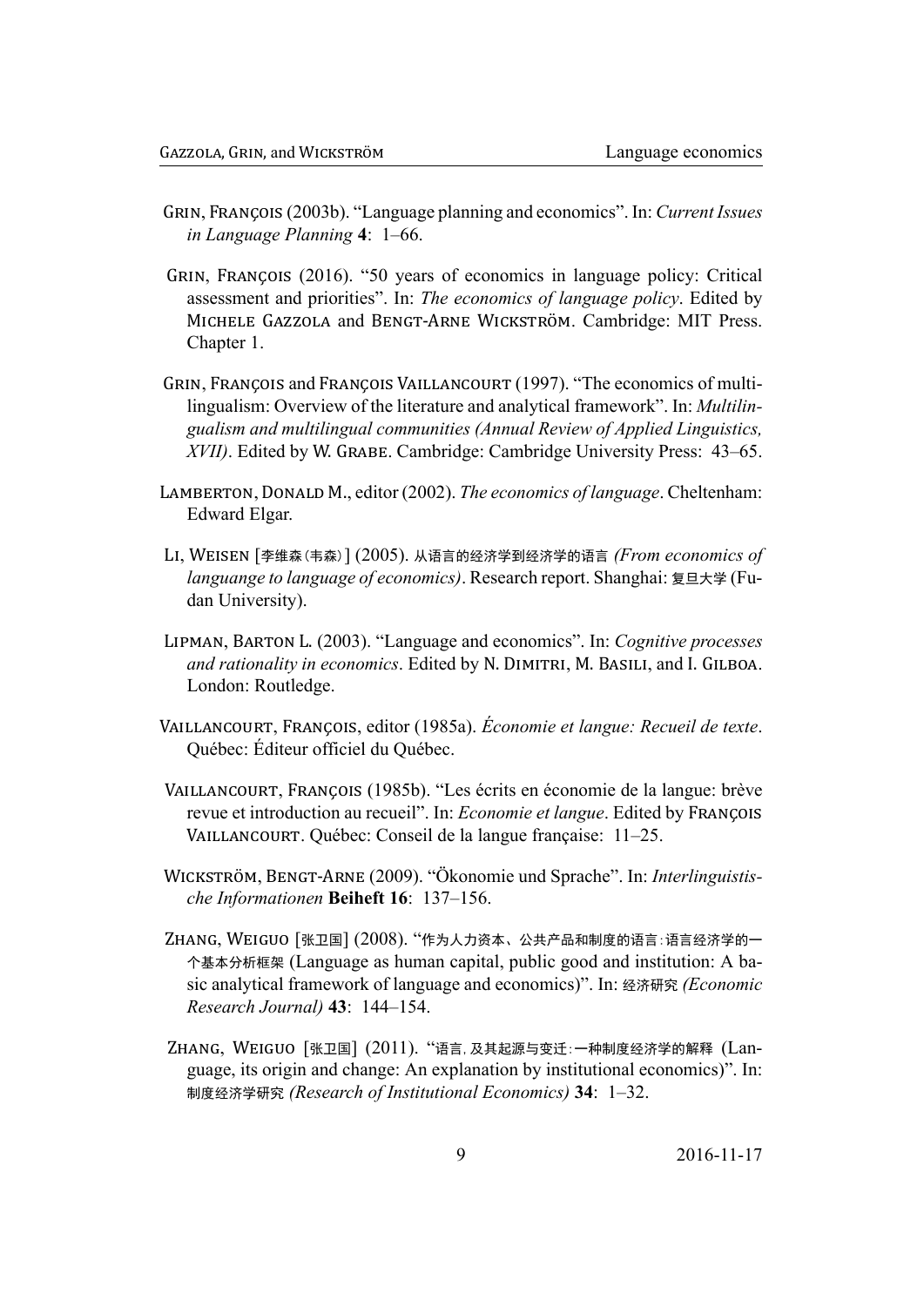Grin, François (2003b). "Language planning and economics". In: *Current Issues in Language Planning* **4**: 1–66.

Grin, François (2016). "50 years of economics in language policy: Critical assessment and priorities". In: *The economics of language policy*. Edited by Michele Gazzola and Bengt-Arne Wickström. Cambridge: MIT Press. Chapter 1.

Grin, François and François Vaillancourt (1997). "The economics of multilingualism: Overview of the literature and analytical framework". In: *Multilingualism and multilingual communities (Annual Review of Applied Linguistics, XVII)*. Edited by W. Grabe. Cambridge: Cambridge University Press: 43–65.

Lamberton, Donald M., editor (2002). *The economics of language*. Cheltenham: Edward Elgar.

Li, Weisen [李维森（韦森）] (2005). 从语言的经济学到经济学的语言 *(From economics of languange to language of economics)*. Research report. Shanghai: 复旦大学 (Fudan University).

Lipman, Barton L. (2003). "Language and economics". In: *Cognitive processes and rationality in economics*. Edited by N. Dimitri, M. Basili, and I. Gilboa. London: Routledge.

Vaillancourt, François, editor (1985a). *Économie et langue: Recueil de texte*. Québec: Éditeur officiel du Québec.

Vaillancourt, François (1985b). "Les écrits en économie de la langue: brève revue et introduction au recueil". In: *Economie et langue*. Edited by François Vaillancourt. Québec: Conseil de la langue française: 11–25.

Wickström, Bengt-Arne (2009). "Ökonomie und Sprache". In: *Interlinguistische Informationen* **Beiheft 16**: 137–156.

Zhang, Weiguo [张卫国] (2008). "作为人力资本、公共产品和制度的语言：语言经济学的一个基本分析框架 (Language as human capital, public good and institution: A basic analytical framework of language and economics)". In: 经济研究 *(Economic Research Journal)* **43**: 144–154.

Zhang, Weiguo [张卫国] (2011). "语言，及其起源与变迁：一种制度经济学的解释 (Language, its origin and change: An explanation by institutional economics)". In: 制度经济学研究 *(Research of Institutional Economics)* **34**: 1–32.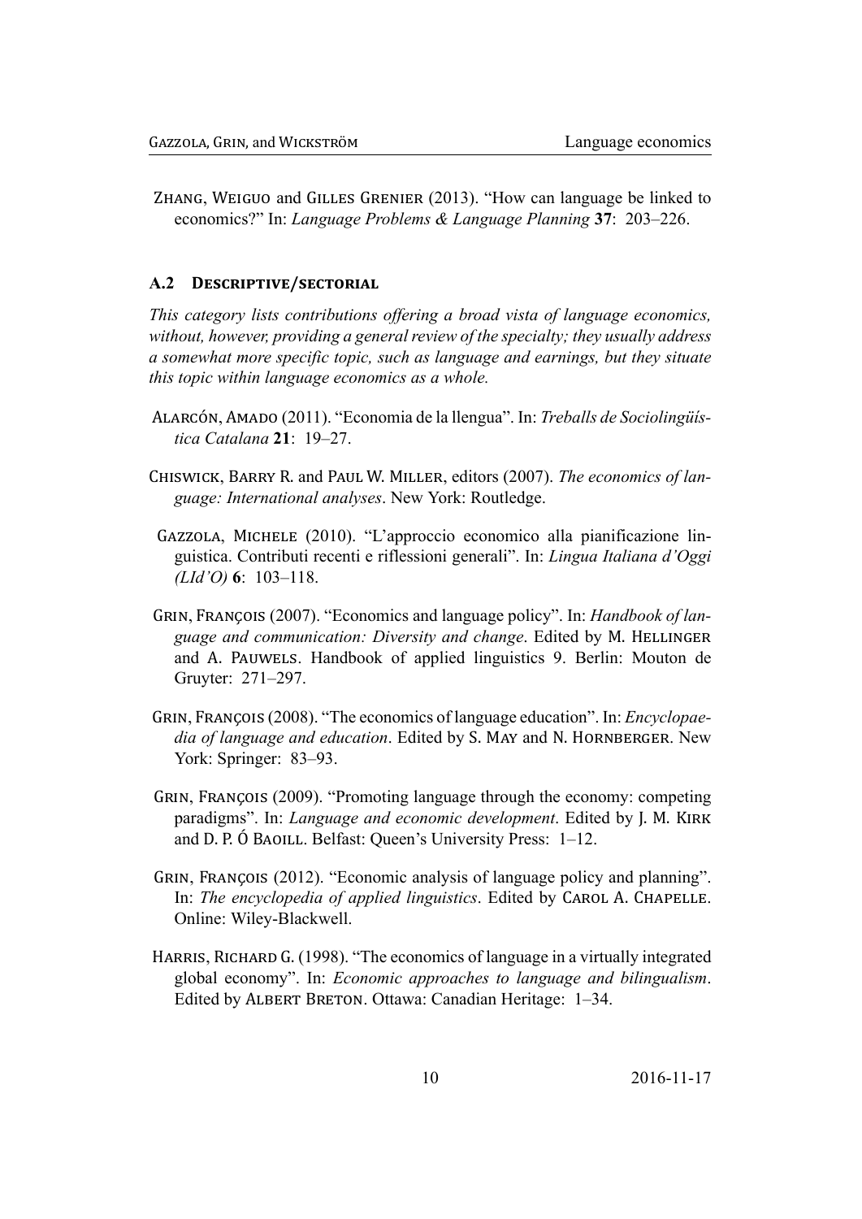ZHANG, WEIGUO and GILLES GRENIER (2013). "How can language be linked to economics?" In: *Language Problems & Language Planning* **37**: 203–226.

### A.2 DESCRIPTIVE/SECTORIAL

*This category lists contributions offering a broad vista of language economics, without, however, providing a general review of the specialty; they usually address a somewhat more specific topic, such as language and earnings, but they situate this topic within language economics as a whole.*

ALARCÓN, AMADO (2011). "Economia de la llengua". In: *Treballs de Sociolingüística Catalana* **21**: 19–27.

CHISWICK, BARRY R. and PAUL W. MILLER, editors (2007). *The economics of language: International analyses*. New York: Routledge.

GAZZOLA, MICHELE (2010). "L'approccio economico alla pianificazione linguistica. Contributi recenti e riflessioni generali". In: *Lingua Italiana d'Oggi (LId'O)* **6**: 103–118.

GRIN, FRANÇOIS (2007). "Economics and language policy". In: *Handbook of language and communication: Diversity and change*. Edited by M. HELLINGER and A. PAUWELS. Handbook of applied linguistics 9. Berlin: Mouton de Gruyter: 271–297.

GRIN, FRANÇOIS (2008). "The economics of language education". In: *Encyclopaedia of language and education*. Edited by S. MAY and N. HORNBERGER. New York: Springer: 83–93.

GRIN, FRANÇOIS (2009). "Promoting language through the economy: competing paradigms". In: *Language and economic development*. Edited by J. M. KIRK and D. P. Ó BAOILL. Belfast: Queen's University Press: 1–12.

GRIN, FRANÇOIS (2012). "Economic analysis of language policy and planning". In: *The encyclopedia of applied linguistics*. Edited by CAROL A. CHAPELLE. Online: Wiley-Blackwell.

HARRIS, RICHARD G. (1998). "The economics of language in a virtually integrated global economy". In: *Economic approaches to language and bilingualism*. Edited by ALBERT BRETON. Ottawa: Canadian Heritage: 1–34.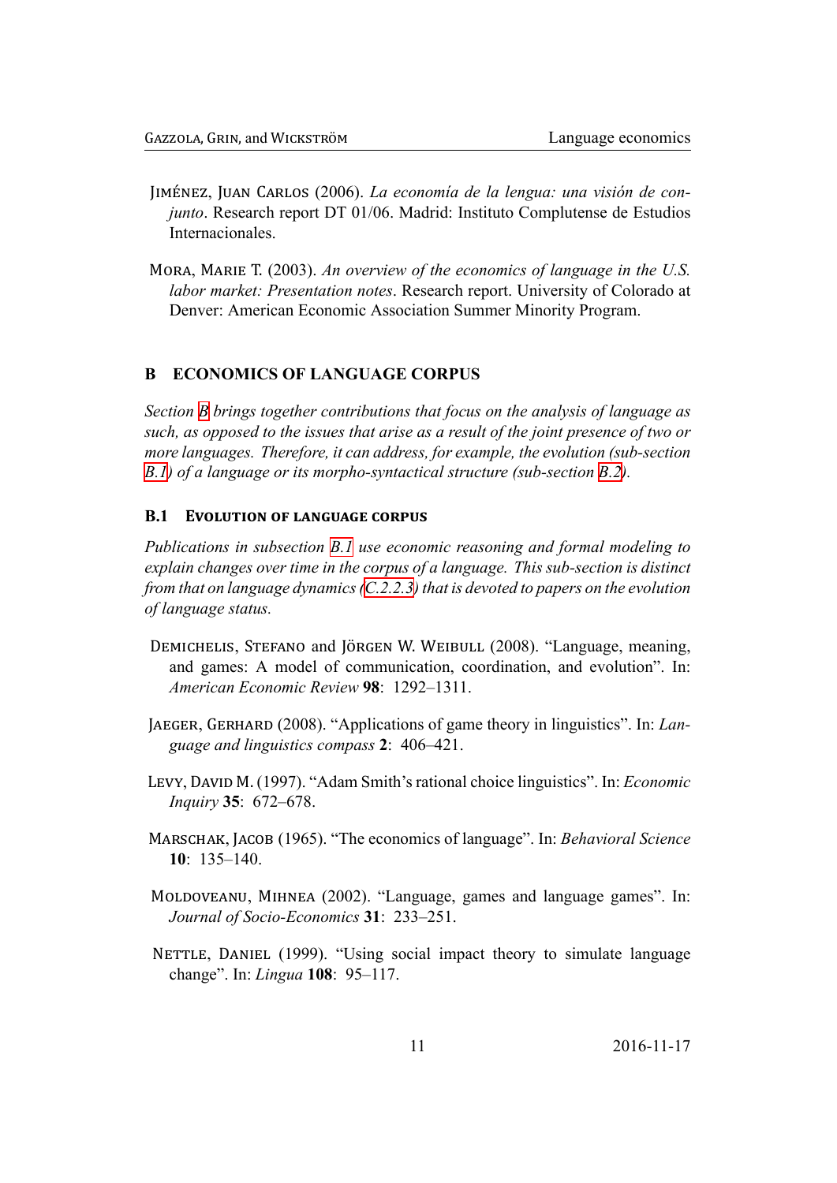Jiménez, Juan Carlos (2006). *La economía de la lengua: una visión de conjunto*. Research report DT 01/06. Madrid: Instituto Complutense de Estudios Internacionales.

Mora, Marie T. (2003). *An overview of the economics of language in the U.S. labor market: Presentation notes*. Research report. University of Colorado at Denver: American Economic Association Summer Minority Program.

## B Economics of language corpus

*Section B brings together contributions that focus on the analysis of language as such, as opposed to the issues that arise as a result of the joint presence of two or more languages. Therefore, it can address, for example, the evolution (sub-section B.1) of a language or its morpho-syntactical structure (sub-section B.2).*

### B.1 Evolution of language corpus

*Publications in subsection B.1 use economic reasoning and formal modeling to explain changes over time in the corpus of a language. This sub-section is distinct from that on language dynamics (C.2.2.3) that is devoted to papers on the evolution of language status.*

Demichelis, Stefano and Jörgen W. Weibull (2008). "Language, meaning, and games: A model of communication, coordination, and evolution". In: *American Economic Review* **98**: 1292–1311.

Jaeger, Gerhard (2008). "Applications of game theory in linguistics". In: *Language and linguistics compass* **2**: 406–421.

Levy, David M. (1997). "Adam Smith's rational choice linguistics". In: *Economic Inquiry* **35**: 672–678.

Marschak, Jacob (1965). "The economics of language". In: *Behavioral Science* **10**: 135–140.

Moldoveanu, Mihnea (2002). "Language, games and language games". In: *Journal of Socio-Economics* **31**: 233–251.

Nettle, Daniel (1999). "Using social impact theory to simulate language change". In: *Lingua* **108**: 95–117.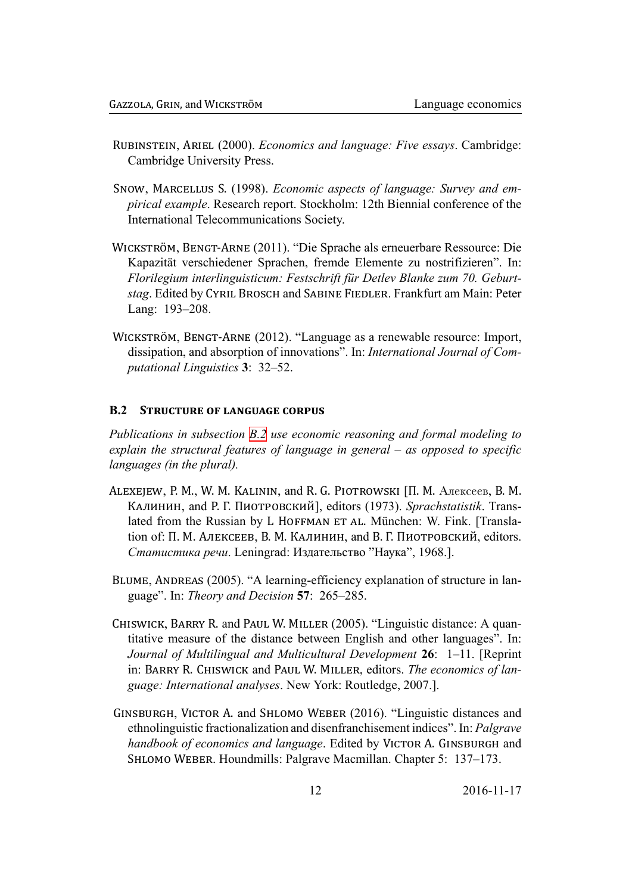Rubinstein, Ariel (2000). *Economics and language: Five essays*. Cambridge: Cambridge University Press.

Snow, Marcellus S. (1998). *Economic aspects of language: Survey and empirical example*. Research report. Stockholm: 12th Biennial conference of the International Telecommunications Society.

Wickström, Bengt-Arne (2011). "Die Sprache als erneuerbare Ressource: Die Kapazität verschiedener Sprachen, fremde Elemente zu nostrifizieren". In: *Florilegium interlinguisticum: Festschrift für Detlev Blanke zum 70. Geburtstag*. Edited by Cyril Brosch and Sabine Fiedler. Frankfurt am Main: Peter Lang: 193–208.

Wickström, Bengt-Arne (2012). "Language as a renewable resource: Import, dissipation, and absorption of innovations". In: *International Journal of Computational Linguistics* **3**: 32–52.

### B.2 Structure of language corpus

*Publications in subsection B.2 use economic reasoning and formal modeling to explain the structural features of language in general – as opposed to specific languages (in the plural).*

Alexejew, P. M., W. M. Kalinin, and R. G. Piotrowski [П. М. Алексеев, В. М. Калинин, and Р. Г. Пиотровский], editors (1973). *Sprachstatistik*. Translated from the Russian by L Hoffman et al. München: W. Fink. [Translation of: П. М. Алексеев, В. М. Калинин, and В. Г. Пиотровский, editors. *Статистика речи*. Leningrad: Издательство "Наука", 1968.].

Blume, Andreas (2005). "A learning-efficiency explanation of structure in language". In: *Theory and Decision* **57**: 265–285.

Chiswick, Barry R. and Paul W. Miller (2005). "Linguistic distance: A quantitative measure of the distance between English and other languages". In: *Journal of Multilingual and Multicultural Development* **26**: 1–11. [Reprint in: Barry R. Chiswick and Paul W. Miller, editors. *The economics of language: International analyses*. New York: Routledge, 2007.].

Ginsburgh, Victor A. and Shlomo Weber (2016). "Linguistic distances and ethnolinguistic fractionalization and disenfranchisement indices". In: *Palgrave handbook of economics and language*. Edited by Victor A. Ginsburgh and Shlomo Weber. Houndmills: Palgrave Macmillan. Chapter 5: 137–173.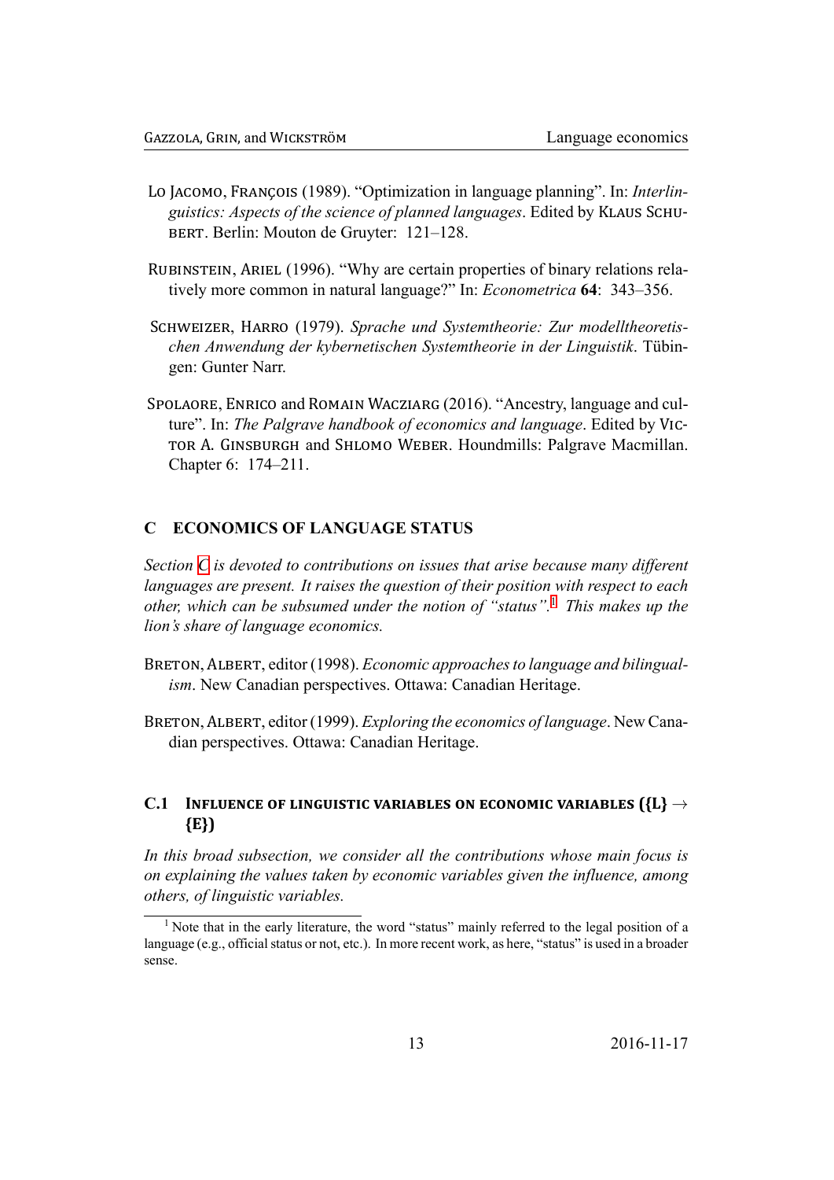Lo Jacomo, François (1989). "Optimization in language planning". In: *Interlinguistics: Aspects of the science of planned languages*. Edited by Klaus Schubert. Berlin: Mouton de Gruyter: 121–128.

Rubinstein, Ariel (1996). "Why are certain properties of binary relations relatively more common in natural language?" In: *Econometrica* **64**: 343–356.

Schweizer, Harro (1979). *Sprache und Systemtheorie: Zur modelltheoretischen Anwendung der kybernetischen Systemtheorie in der Linguistik*. Tübingen: Gunter Narr.

Spolaore, Enrico and Romain Wacziarg (2016). "Ancestry, language and culture". In: *The Palgrave handbook of economics and language*. Edited by Victor A. Ginsburgh and Shlomo Weber. Houndmills: Palgrave Macmillan. Chapter 6: 174–211.

## C ECONOMICS OF LANGUAGE STATUS

*Section C is devoted to contributions on issues that arise because many different languages are present. It raises the question of their position with respect to each other, which can be subsumed under the notion of "status".*[1] *This makes up the lion's share of language economics.*

Breton, Albert, editor (1998). *Economic approaches to language and bilingualism*. New Canadian perspectives. Ottawa: Canadian Heritage.

Breton, Albert, editor (1999). *Exploring the economics of language*. New Canadian perspectives. Ottawa: Canadian Heritage.

### C.1 Influence of linguistic variables on economic variables ({L} → {E})

*In this broad subsection, we consider all the contributions whose main focus is on explaining the values taken by economic variables given the influence, among others, of linguistic variables.*

[1] Note that in the early literature, the word "status" mainly referred to the legal position of a language (e.g., official status or not, etc.). In more recent work, as here, "status" is used in a broader sense.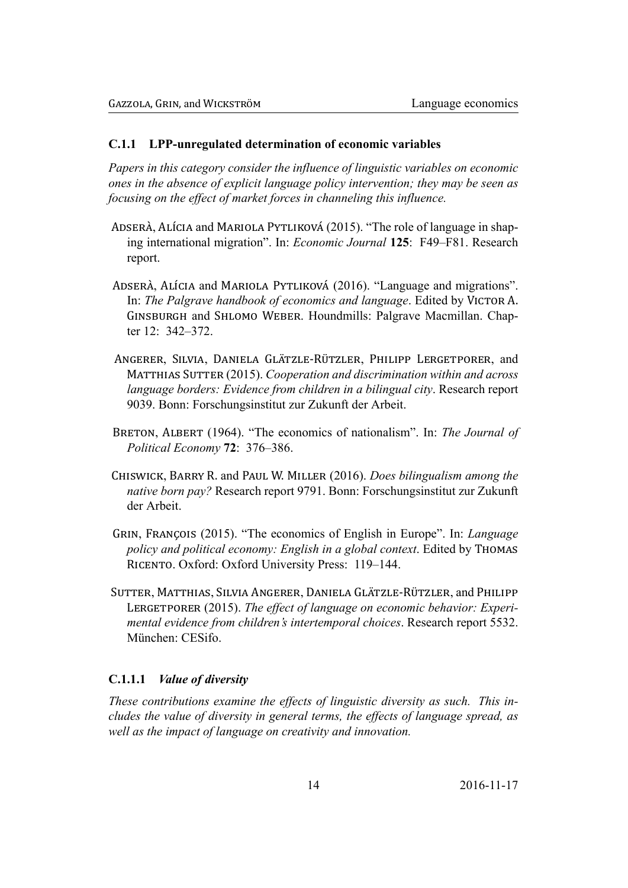### C.1.1 LPP-unregulated determination of economic variables

*Papers in this category consider the influence of linguistic variables on economic ones in the absence of explicit language policy intervention; they may be seen as focusing on the effect of market forces in channeling this influence.*

Adserà, Alícia and Mariola Pytliková (2015). "The role of language in shaping international migration". In: *Economic Journal* **125**: F49–F81. Research report.

Adserà, Alícia and Mariola Pytliková (2016). "Language and migrations". In: *The Palgrave handbook of economics and language*. Edited by Victor A. Ginsburgh and Shlomo Weber. Houndmills: Palgrave Macmillan. Chapter 12: 342–372.

Angerer, Silvia, Daniela Glätzle-Rützler, Philipp Lergetporer, and Matthias Sutter (2015). *Cooperation and discrimination within and across language borders: Evidence from children in a bilingual city*. Research report 9039. Bonn: Forschungsinstitut zur Zukunft der Arbeit.

Breton, Albert (1964). "The economics of nationalism". In: *The Journal of Political Economy* **72**: 376–386.

Chiswick, Barry R. and Paul W. Miller (2016). *Does bilingualism among the native born pay?* Research report 9791. Bonn: Forschungsinstitut zur Zukunft der Arbeit.

Grin, François (2015). "The economics of English in Europe". In: *Language policy and political economy: English in a global context*. Edited by Thomas Ricento. Oxford: Oxford University Press: 119–144.

Sutter, Matthias, Silvia Angerer, Daniela Glätzle-Rützler, and Philipp Lergetporer (2015). *The effect of language on economic behavior: Experimental evidence from children's intertemporal choices*. Research report 5532. München: CESifo.

#### C.1.1.1 *Value of diversity*

*These contributions examine the effects of linguistic diversity as such. This includes the value of diversity in general terms, the effects of language spread, as well as the impact of language on creativity and innovation.*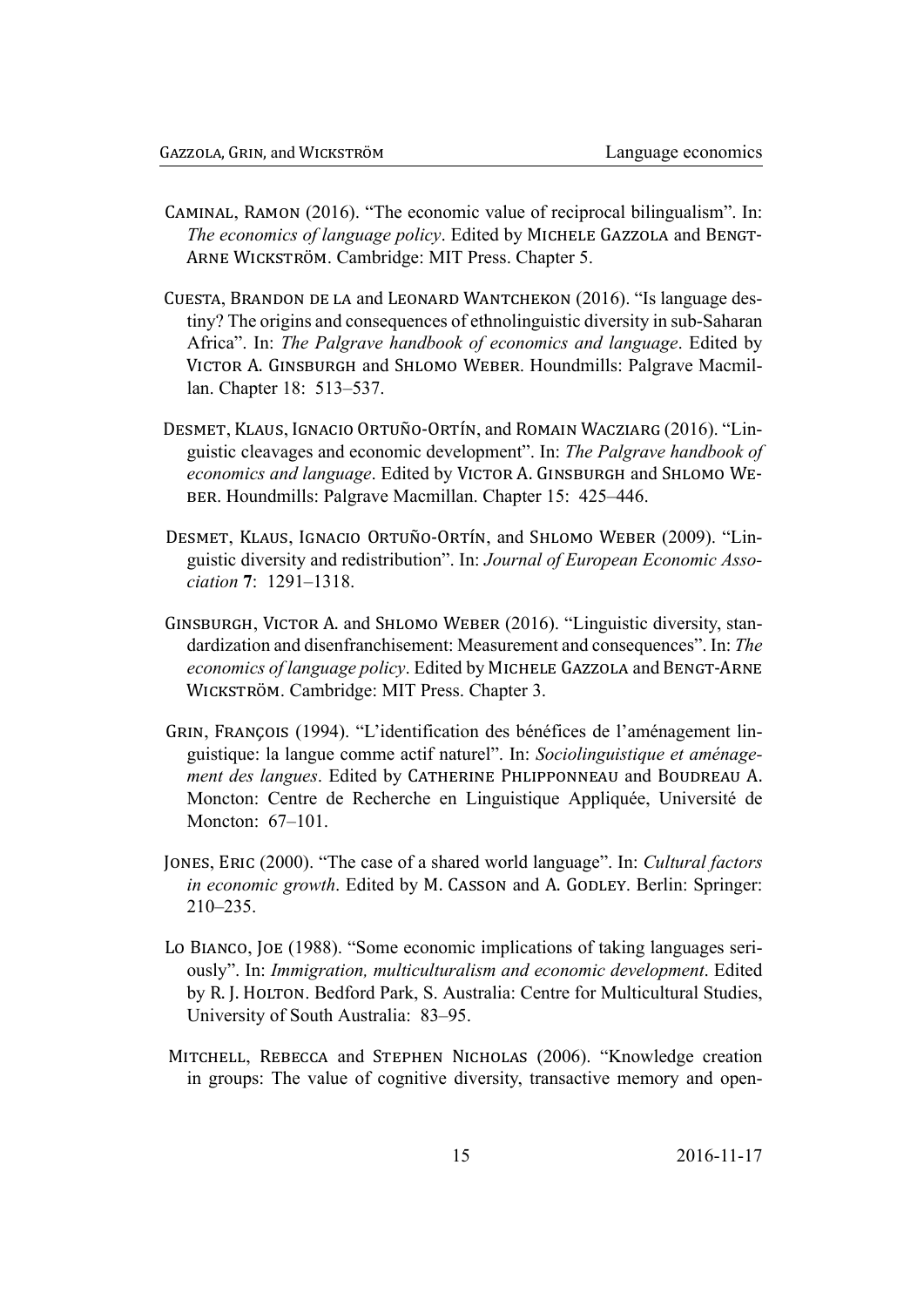Caminal, Ramon (2016). "The economic value of reciprocal bilingualism". In: *The economics of language policy*. Edited by Michele Gazzola and Bengt-Arne Wickström. Cambridge: MIT Press. Chapter 5.

Cuesta, Brandon de la and Leonard Wantchekon (2016). "Is language destiny? The origins and consequences of ethnolinguistic diversity in sub-Saharan Africa". In: *The Palgrave handbook of economics and language*. Edited by Victor A. Ginsburgh and Shlomo Weber. Houndmills: Palgrave Macmillan. Chapter 18: 513–537.

Desmet, Klaus, Ignacio Ortuño-Ortín, and Romain Wacziarg (2016). "Linguistic cleavages and economic development". In: *The Palgrave handbook of economics and language*. Edited by Victor A. Ginsburgh and Shlomo Weber. Houndmills: Palgrave Macmillan. Chapter 15: 425–446.

Desmet, Klaus, Ignacio Ortuño-Ortín, and Shlomo Weber (2009). "Linguistic diversity and redistribution". In: *Journal of European Economic Association* **7**: 1291–1318.

Ginsburgh, Victor A. and Shlomo Weber (2016). "Linguistic diversity, standardization and disenfranchisement: Measurement and consequences". In: *The economics of language policy*. Edited by Michele Gazzola and Bengt-Arne Wickström. Cambridge: MIT Press. Chapter 3.

Grin, François (1994). "L'identification des bénéfices de l'aménagement linguistique: la langue comme actif naturel". In: *Sociolinguistique et aménagement des langues*. Edited by Catherine Phlipponneau and Boudreau A. Moncton: Centre de Recherche en Linguistique Appliquée, Université de Moncton: 67–101.

Jones, Eric (2000). "The case of a shared world language". In: *Cultural factors in economic growth*. Edited by M. Casson and A. Godley. Berlin: Springer: 210–235.

Lo Bianco, Joe (1988). "Some economic implications of taking languages seriously". In: *Immigration, multiculturalism and economic development*. Edited by R. J. Holton. Bedford Park, S. Australia: Centre for Multicultural Studies, University of South Australia: 83–95.

Mitchell, Rebecca and Stephen Nicholas (2006). "Knowledge creation in groups: The value of cognitive diversity, transactive memory and open-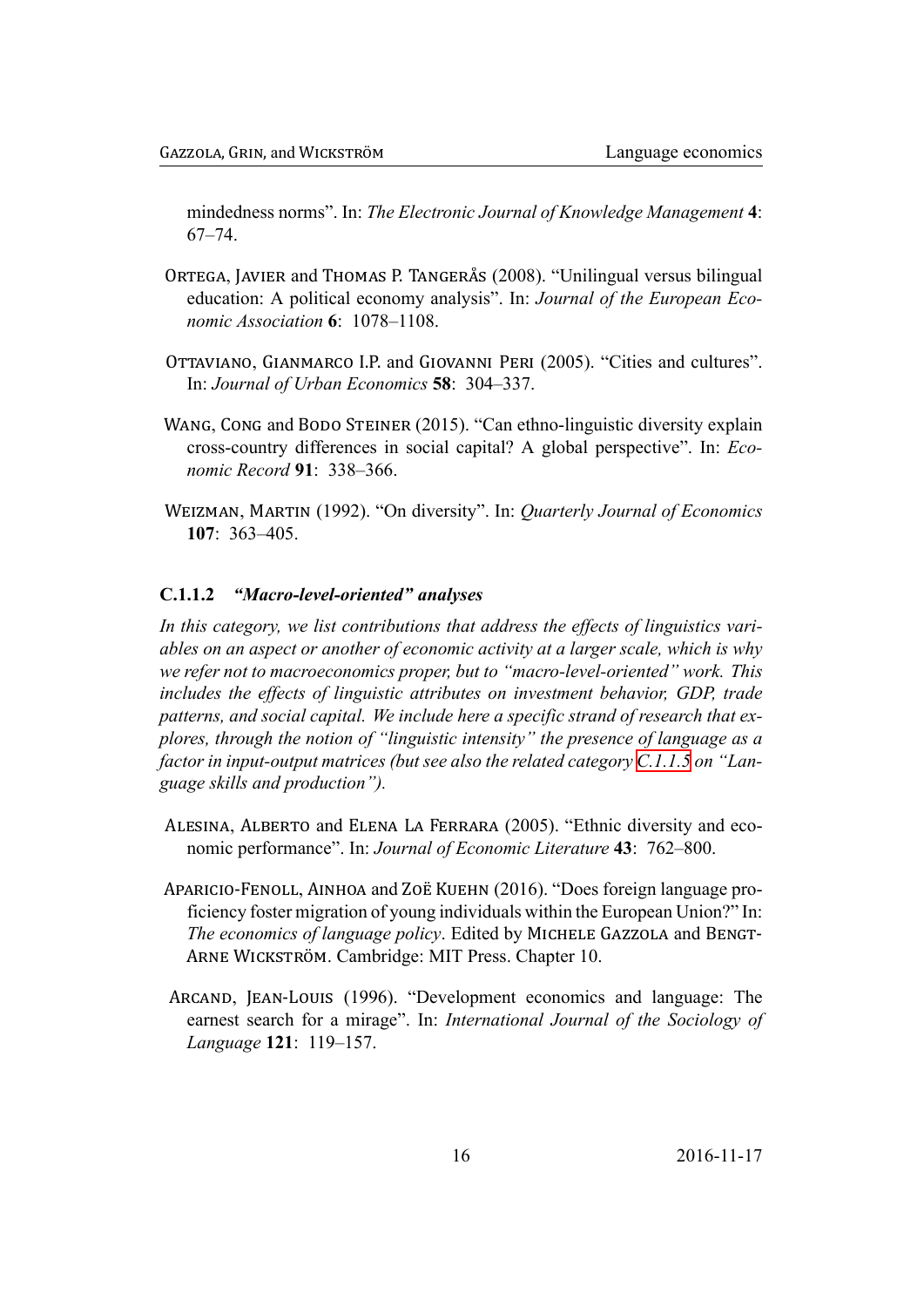mindedness norms". In: *The Electronic Journal of Knowledge Management* **4**: 67–74.

Ortega, Javier and Thomas P. Tangerås (2008). "Unilingual versus bilingual education: A political economy analysis". In: *Journal of the European Economic Association* **6**: 1078–1108.

Ottaviano, Gianmarco I.P. and Giovanni Peri (2005). "Cities and cultures". In: *Journal of Urban Economics* **58**: 304–337.

Wang, Cong and Bodo Steiner (2015). "Can ethno-linguistic diversity explain cross-country differences in social capital? A global perspective". In: *Economic Record* **91**: 338–366.

Weizman, Martin (1992). "On diversity". In: *Quarterly Journal of Economics* **107**: 363–405.

#### C.1.1.2 *"Macro-level-oriented" analyses*

*In this category, we list contributions that address the effects of linguistics variables on an aspect or another of economic activity at a larger scale, which is why we refer not to macroeconomics proper, but to "macro-level-oriented" work. This includes the effects of linguistic attributes on investment behavior, GDP, trade patterns, and social capital. We include here a specific strand of research that explores, through the notion of "linguistic intensity" the presence of language as a factor in input-output matrices (but see also the related category C.1.1.5 on "Language skills and production").*

Alesina, Alberto and Elena La Ferrara (2005). "Ethnic diversity and economic performance". In: *Journal of Economic Literature* **43**: 762–800.

Aparicio-Fenoll, Ainhoa and Zoë Kuehn (2016). "Does foreign language proficiency foster migration of young individuals within the European Union?" In: *The economics of language policy*. Edited by Michele Gazzola and Bengt-Arne Wickström. Cambridge: MIT Press. Chapter 10.

Arcand, Jean-Louis (1996). "Development economics and language: The earnest search for a mirage". In: *International Journal of the Sociology of Language* **121**: 119–157.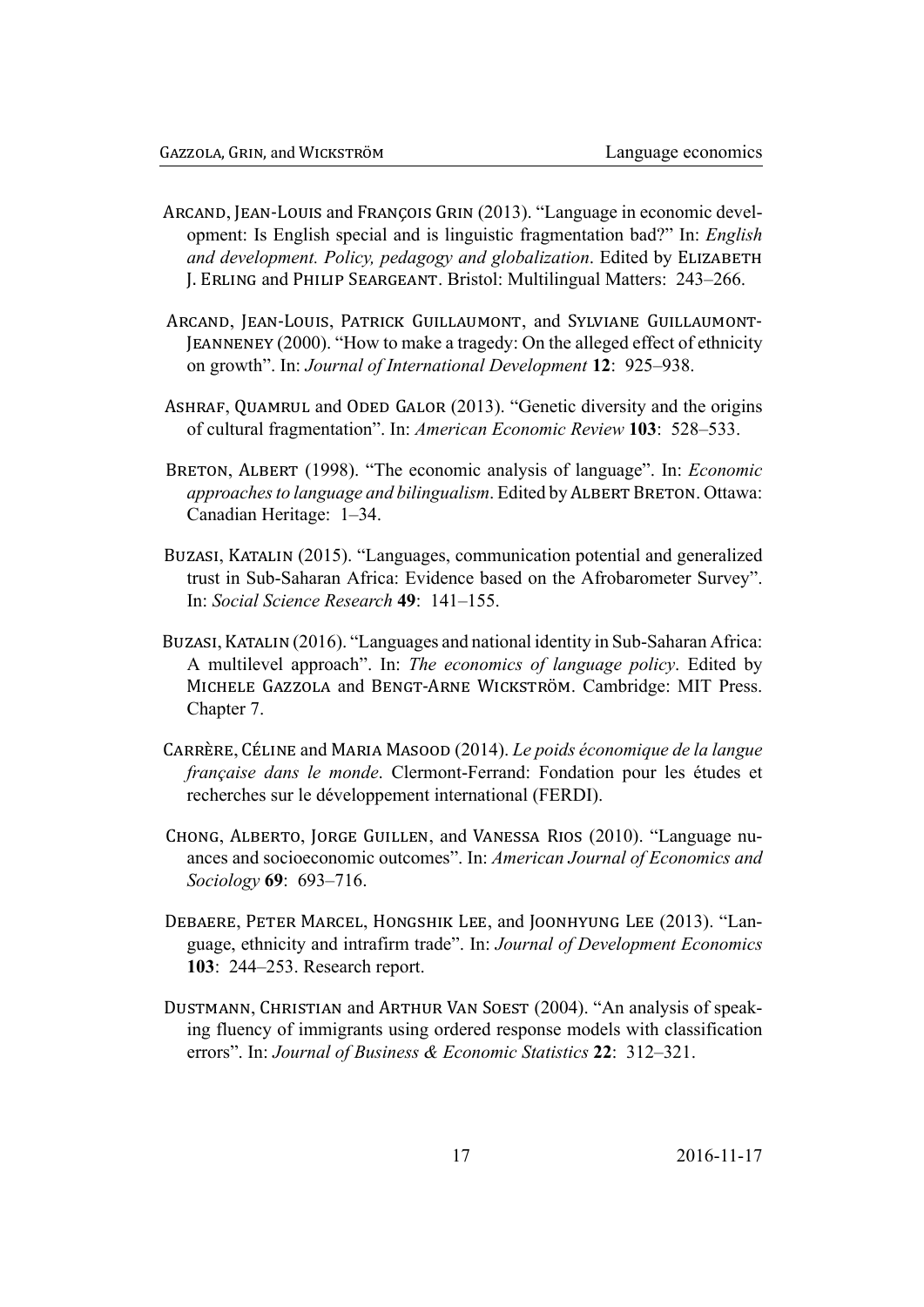Arcand, Jean-Louis and François Grin (2013). "Language in economic development: Is English special and is linguistic fragmentation bad?" In: *English and development. Policy, pedagogy and globalization*. Edited by Elizabeth J. Erling and Philip Seargeant. Bristol: Multilingual Matters: 243–266.

Arcand, Jean-Louis, Patrick Guillaumont, and Sylviane Guillaumont-Jeanneney (2000). "How to make a tragedy: On the alleged effect of ethnicity on growth". In: *Journal of International Development* **12**: 925–938.

Ashraf, Quamrul and Oded Galor (2013). "Genetic diversity and the origins of cultural fragmentation". In: *American Economic Review* **103**: 528–533.

Breton, Albert (1998). "The economic analysis of language". In: *Economic approaches to language and bilingualism*. Edited by Albert Breton. Ottawa: Canadian Heritage: 1–34.

Buzasi, Katalin (2015). "Languages, communication potential and generalized trust in Sub-Saharan Africa: Evidence based on the Afrobarometer Survey". In: *Social Science Research* **49**: 141–155.

Buzasi, Katalin (2016). "Languages and national identity in Sub-Saharan Africa: A multilevel approach". In: *The economics of language policy*. Edited by Michele Gazzola and Bengt-Arne Wickström. Cambridge: MIT Press. Chapter 7.

Carrère, Céline and Maria Masood (2014). *Le poids économique de la langue française dans le monde*. Clermont-Ferrand: Fondation pour les études et recherches sur le développement international (FERDI).

Chong, Alberto, Jorge Guillen, and Vanessa Rios (2010). "Language nuances and socioeconomic outcomes". In: *American Journal of Economics and Sociology* **69**: 693–716.

Debaere, Peter Marcel, Hongshik Lee, and Joonhyung Lee (2013). "Language, ethnicity and intrafirm trade". In: *Journal of Development Economics* **103**: 244–253. Research report.

Dustmann, Christian and Arthur Van Soest (2004). "An analysis of speaking fluency of immigrants using ordered response models with classification errors". In: *Journal of Business & Economic Statistics* **22**: 312–321.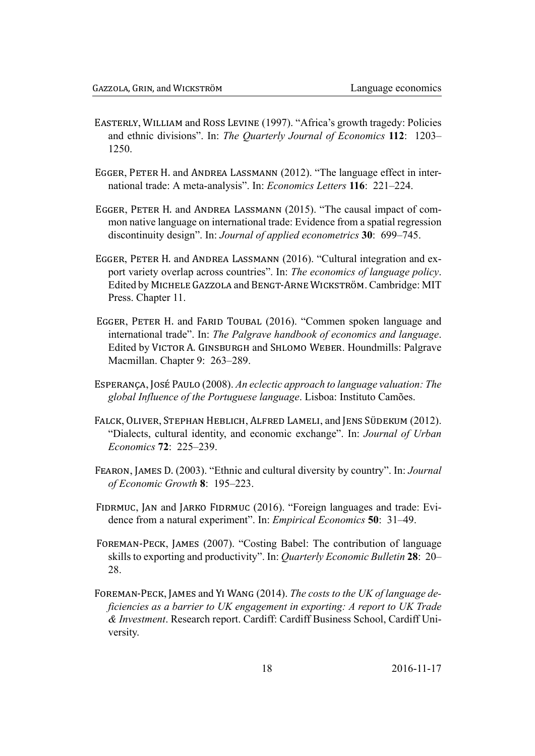Easterly, William and Ross Levine (1997). "Africa's growth tragedy: Policies and ethnic divisions". In: *The Quarterly Journal of Economics* **112**: 1203–1250.

Egger, Peter H. and Andrea Lassmann (2012). "The language effect in international trade: A meta-analysis". In: *Economics Letters* **116**: 221–224.

Egger, Peter H. and Andrea Lassmann (2015). "The causal impact of common native language on international trade: Evidence from a spatial regression discontinuity design". In: *Journal of applied econometrics* **30**: 699–745.

Egger, Peter H. and Andrea Lassmann (2016). "Cultural integration and export variety overlap across countries". In: *The economics of language policy*. Edited by Michele Gazzola and Bengt-Arne Wickström. Cambridge: MIT Press. Chapter 11.

Egger, Peter H. and Farid Toubal (2016). "Commen spoken language and international trade". In: *The Palgrave handbook of economics and language*. Edited by Victor A. Ginsburgh and Shlomo Weber. Houndmills: Palgrave Macmillan. Chapter 9: 263–289.

Esperança, José Paulo (2008). *An eclectic approach to language valuation: The global Influence of the Portuguese language*. Lisboa: Instituto Camões.

Falck, Oliver, Stephan Heblich, Alfred Lameli, and Jens Südekum (2012). "Dialects, cultural identity, and economic exchange". In: *Journal of Urban Economics* **72**: 225–239.

Fearon, James D. (2003). "Ethnic and cultural diversity by country". In: *Journal of Economic Growth* **8**: 195–223.

Fidrmuc, Jan and Jarko Fidrmuc (2016). "Foreign languages and trade: Evidence from a natural experiment". In: *Empirical Economics* **50**: 31–49.

Foreman-Peck, James (2007). "Costing Babel: The contribution of language skills to exporting and productivity". In: *Quarterly Economic Bulletin* **28**: 20–28.

Foreman-Peck, James and Yi Wang (2014). *The costs to the UK of language deficiencies as a barrier to UK engagement in exporting: A report to UK Trade & Investment*. Research report. Cardiff: Cardiff Business School, Cardiff University.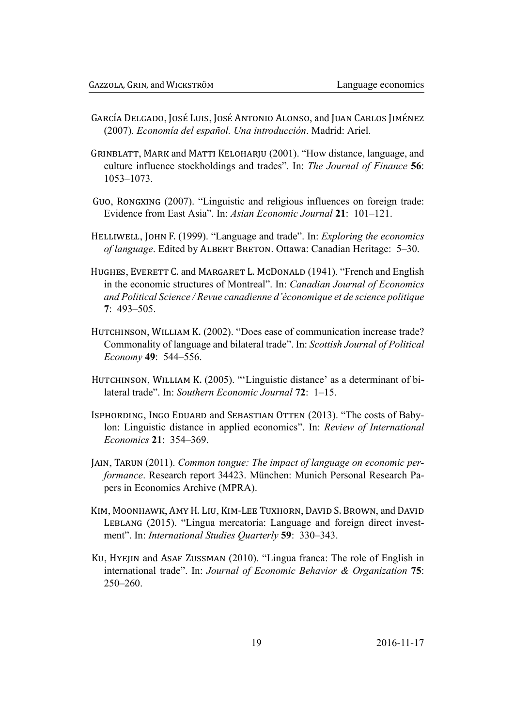García Delgado, José Luis, José Antonio Alonso, and Juan Carlos Jiménez (2007). *Economía del español. Una introducción*. Madrid: Ariel.

Grinblatt, Mark and Matti Keloharju (2001). "How distance, language, and culture influence stockholdings and trades". In: *The Journal of Finance* **56**: 1053–1073.

Guo, Rongxing (2007). "Linguistic and religious influences on foreign trade: Evidence from East Asia". In: *Asian Economic Journal* **21**: 101–121.

Helliwell, John F. (1999). "Language and trade". In: *Exploring the economics of language*. Edited by Albert Breton. Ottawa: Canadian Heritage: 5–30.

Hughes, Everett C. and Margaret L. McDonald (1941). "French and English in the economic structures of Montreal". In: *Canadian Journal of Economics and Political Science / Revue canadienne d'économique et de science politique* **7**: 493–505.

Hutchinson, William K. (2002). "Does ease of communication increase trade? Commonality of language and bilateral trade". In: *Scottish Journal of Political Economy* **49**: 544–556.

Hutchinson, William K. (2005). "'Linguistic distance' as a determinant of bilateral trade". In: *Southern Economic Journal* **72**: 1–15.

Isphording, Ingo Eduard and Sebastian Otten (2013). "The costs of Babylon: Linguistic distance in applied economics". In: *Review of International Economics* **21**: 354–369.

Jain, Tarun (2011). *Common tongue: The impact of language on economic performance*. Research report 34423. München: Munich Personal Research Papers in Economics Archive (MPRA).

Kim, Moonhawk, Amy H. Liu, Kim-Lee Tuxhorn, David S. Brown, and David Leblang (2015). "Lingua mercatoria: Language and foreign direct investment". In: *International Studies Quarterly* **59**: 330–343.

Ku, Hyejin and Asaf Zussman (2010). "Lingua franca: The role of English in international trade". In: *Journal of Economic Behavior & Organization* **75**: 250–260.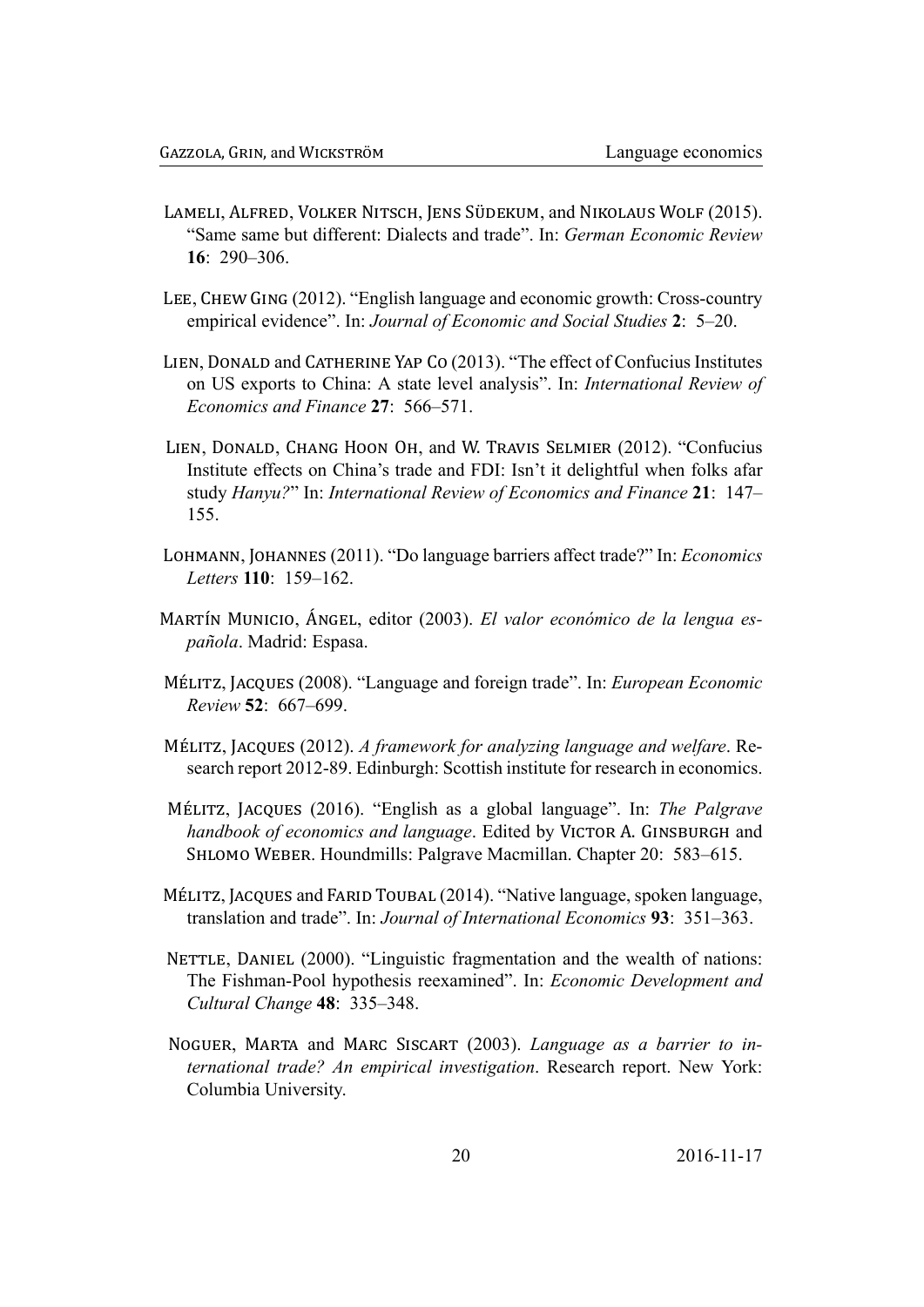Lameli, Alfred, Volker Nitsch, Jens Südekum, and Nikolaus Wolf (2015). "Same same but different: Dialects and trade". In: *German Economic Review* **16**: 290–306.

Lee, Chew Ging (2012). "English language and economic growth: Cross-country empirical evidence". In: *Journal of Economic and Social Studies* **2**: 5–20.

Lien, Donald and Catherine Yap Co (2013). "The effect of Confucius Institutes on US exports to China: A state level analysis". In: *International Review of Economics and Finance* **27**: 566–571.

Lien, Donald, Chang Hoon Oh, and W. Travis Selmier (2012). "Confucius Institute effects on China's trade and FDI: Isn't it delightful when folks afar study *Hanyu?*" In: *International Review of Economics and Finance* **21**: 147–155.

Lohmann, Johannes (2011). "Do language barriers affect trade?" In: *Economics Letters* **110**: 159–162.

Martín Municio, Ángel, editor (2003). *El valor económico de la lengua española*. Madrid: Espasa.

Mélitz, Jacques (2008). "Language and foreign trade". In: *European Economic Review* **52**: 667–699.

Mélitz, Jacques (2012). *A framework for analyzing language and welfare*. Research report 2012-89. Edinburgh: Scottish institute for research in economics.

Mélitz, Jacques (2016). "English as a global language". In: *The Palgrave handbook of economics and language*. Edited by Victor A. Ginsburgh and Shlomo Weber. Houndmills: Palgrave Macmillan. Chapter 20: 583–615.

Mélitz, Jacques and Farid Toubal (2014). "Native language, spoken language, translation and trade". In: *Journal of International Economics* **93**: 351–363.

Nettle, Daniel (2000). "Linguistic fragmentation and the wealth of nations: The Fishman-Pool hypothesis reexamined". In: *Economic Development and Cultural Change* **48**: 335–348.

Noguer, Marta and Marc Siscart (2003). *Language as a barrier to international trade? An empirical investigation*. Research report. New York: Columbia University.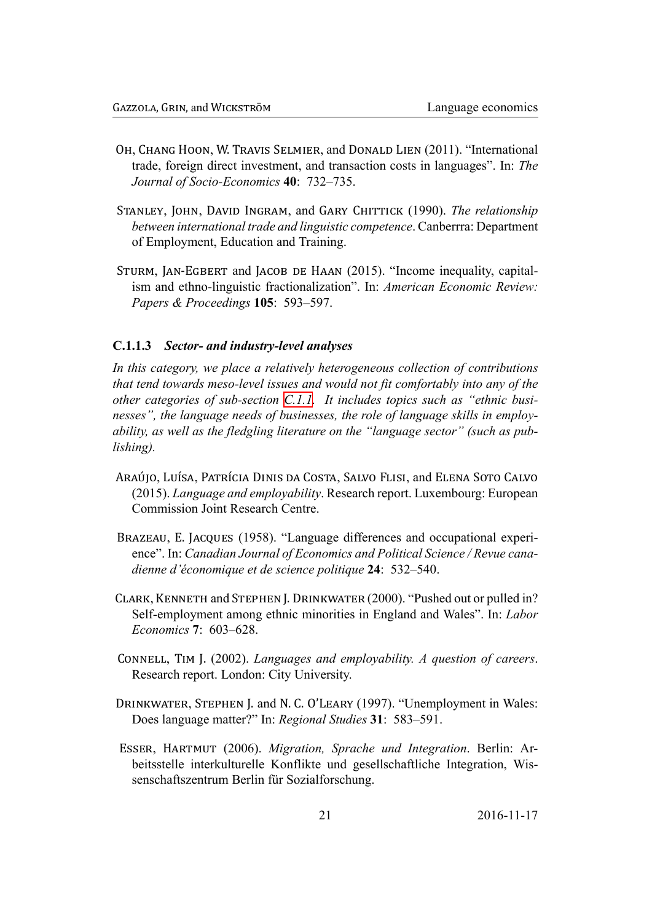Oh, Chang Hoon, W. Travis Selmier, and Donald Lien (2011). "International trade, foreign direct investment, and transaction costs in languages". In: *The Journal of Socio-Economics* **40**: 732–735.

Stanley, John, David Ingram, and Gary Chittick (1990). *The relationship between international trade and linguistic competence*. Canberrra: Department of Employment, Education and Training.

Sturm, Jan-Egbert and Jacob de Haan (2015). "Income inequality, capitalism and ethno-linguistic fractionalization". In: *American Economic Review: Papers & Proceedings* **105**: 593–597.

#### C.1.1.3 *Sector- and industry-level analyses*

*In this category, we place a relatively heterogeneous collection of contributions that tend towards meso-level issues and would not fit comfortably into any of the other categories of sub-section C.1.1. It includes topics such as "ethnic businesses", the language needs of businesses, the role of language skills in employability, as well as the fledgling literature on the "language sector" (such as publishing).*

Araújo, Luísa, Patrícia Dinis da Costa, Salvo Flisi, and Elena Soto Calvo (2015). *Language and employability*. Research report. Luxembourg: European Commission Joint Research Centre.

Brazeau, E. Jacques (1958). "Language differences and occupational experience". In: *Canadian Journal of Economics and Political Science / Revue canadienne d'économique et de science politique* **24**: 532–540.

Clark, Kenneth and Stephen J. Drinkwater (2000). "Pushed out or pulled in? Self-employment among ethnic minorities in England and Wales". In: *Labor Economics* **7**: 603–628.

Connell, Tim J. (2002). *Languages and employability. A question of careers*. Research report. London: City University.

Drinkwater, Stephen J. and N. C. O'Leary (1997). "Unemployment in Wales: Does language matter?" In: *Regional Studies* **31**: 583–591.

Esser, Hartmut (2006). *Migration, Sprache und Integration*. Berlin: Arbeitsstelle interkulturelle Konflikte und gesellschaftliche Integration, Wissenschaftszentrum Berlin für Sozialforschung.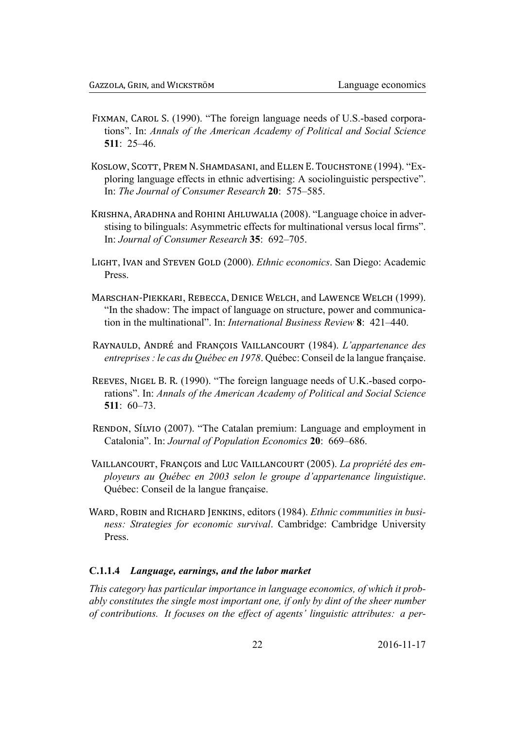Fixman, Carol S. (1990). "The foreign language needs of U.S.-based corporations". In: *Annals of the American Academy of Political and Social Science* **511**: 25–46.

Koslow, Scott, Prem N. Shamdasani, and Ellen E. Touchstone (1994). "Exploring language effects in ethnic advertising: A sociolinguistic perspective". In: *The Journal of Consumer Research* **20**: 575–585.

Krishna, Aradhna and Rohini Ahluwalia (2008). "Language choice in adverstising to bilinguals: Asymmetric effects for multinational versus local firms". In: *Journal of Consumer Research* **35**: 692–705.

Light, Ivan and Steven Gold (2000). *Ethnic economics*. San Diego: Academic Press.

Marschan-Piekkari, Rebecca, Denice Welch, and Lawence Welch (1999). "In the shadow: The impact of language on structure, power and communication in the multinational". In: *International Business Review* **8**: 421–440.

Raynauld, André and François Vaillancourt (1984). *L'appartenance des entreprises : le cas du Québec en 1978*. Québec: Conseil de la langue française.

Reeves, Nigel B. R. (1990). "The foreign language needs of U.K.-based corporations". In: *Annals of the American Academy of Political and Social Science* **511**: 60–73.

Rendon, Sílvio (2007). "The Catalan premium: Language and employment in Catalonia". In: *Journal of Population Economics* **20**: 669–686.

Vaillancourt, François and Luc Vaillancourt (2005). *La propriété des employeurs au Québec en 2003 selon le groupe d'appartenance linguistique*. Québec: Conseil de la langue française.

Ward, Robin and Richard Jenkins, editors (1984). *Ethnic communities in business: Strategies for economic survival*. Cambridge: Cambridge University Press.

#### C.1.1.4 *Language, earnings, and the labor market*

*This category has particular importance in language economics, of which it probably constitutes the single most important one, if only by dint of the sheer number of contributions. It focuses on the effect of agents' linguistic attributes: a per-*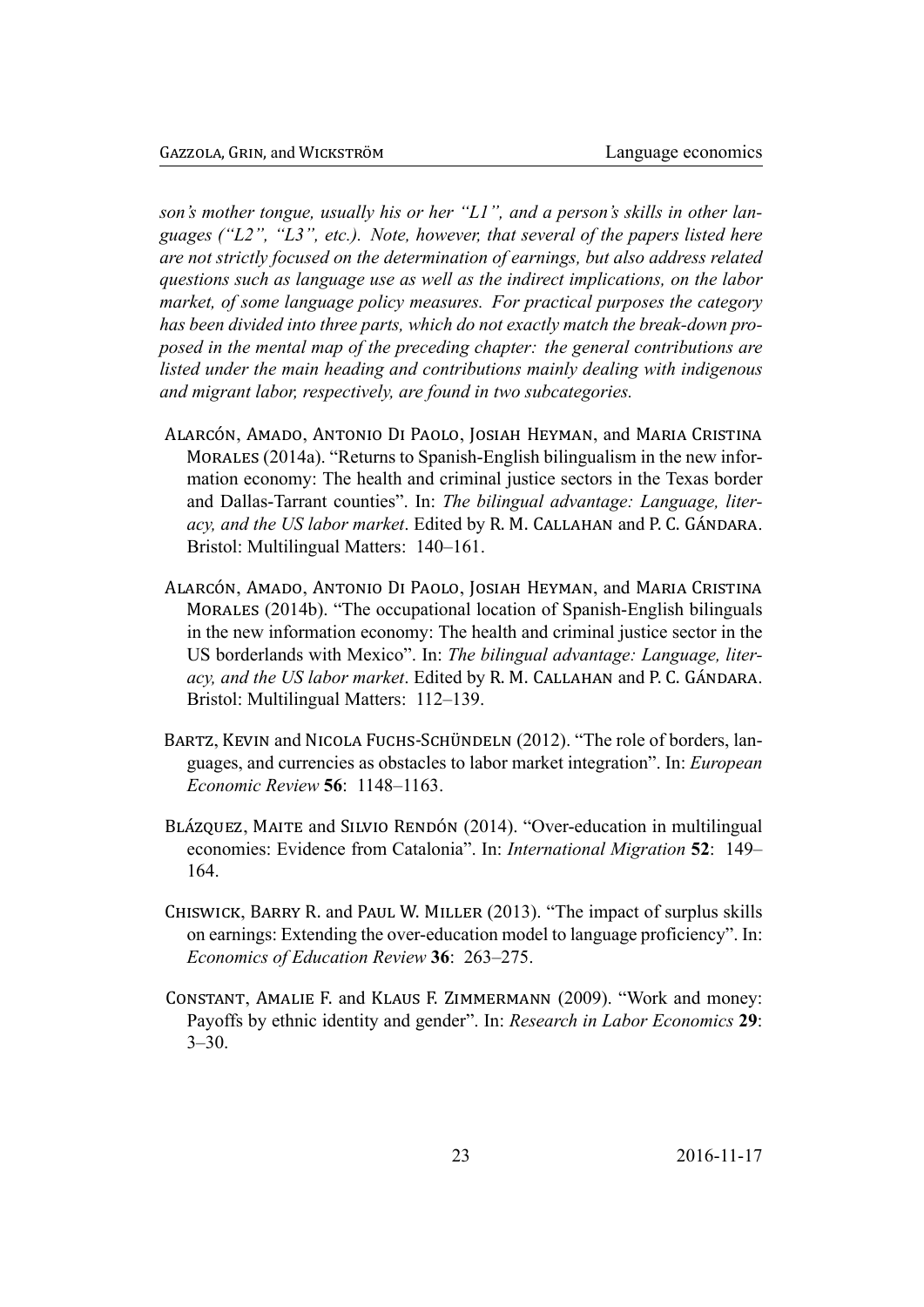*son's mother tongue, usually his or her "L1", and a person's skills in other languages ("L2", "L3", etc.). Note, however, that several of the papers listed here are not strictly focused on the determination of earnings, but also address related questions such as language use as well as the indirect implications, on the labor market, of some language policy measures. For practical purposes the category has been divided into three parts, which do not exactly match the break-down proposed in the mental map of the preceding chapter: the general contributions are listed under the main heading and contributions mainly dealing with indigenous and migrant labor, respectively, are found in two subcategories.*

Alarcón, Amado, Antonio Di Paolo, Josiah Heyman, and Maria Cristina Morales (2014a). "Returns to Spanish-English bilingualism in the new information economy: The health and criminal justice sectors in the Texas border and Dallas-Tarrant counties". In: *The bilingual advantage: Language, literacy, and the US labor market*. Edited by R. M. Callahan and P. C. Gándara. Bristol: Multilingual Matters: 140–161.

Alarcón, Amado, Antonio Di Paolo, Josiah Heyman, and Maria Cristina Morales (2014b). "The occupational location of Spanish-English bilinguals in the new information economy: The health and criminal justice sector in the US borderlands with Mexico". In: *The bilingual advantage: Language, literacy, and the US labor market*. Edited by R. M. Callahan and P. C. Gándara. Bristol: Multilingual Matters: 112–139.

Bartz, Kevin and Nicola Fuchs-Schündeln (2012). "The role of borders, languages, and currencies as obstacles to labor market integration". In: *European Economic Review* **56**: 1148–1163.

Blázquez, Maite and Silvio Rendón (2014). "Over-education in multilingual economies: Evidence from Catalonia". In: *International Migration* **52**: 149–164.

Chiswick, Barry R. and Paul W. Miller (2013). "The impact of surplus skills on earnings: Extending the over-education model to language proficiency". In: *Economics of Education Review* **36**: 263–275.

Constant, Amalie F. and Klaus F. Zimmermann (2009). "Work and money: Payoffs by ethnic identity and gender". In: *Research in Labor Economics* **29**: 3–30.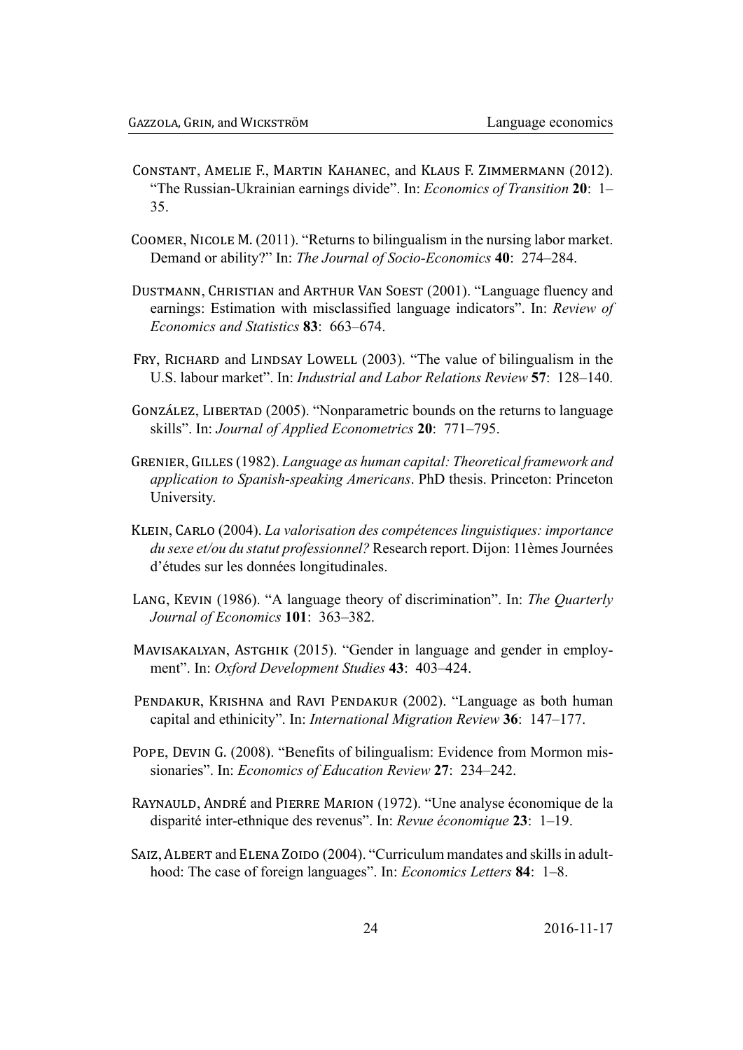Constant, Amelie F., Martin Kahanec, and Klaus F. Zimmermann (2012). "The Russian-Ukrainian earnings divide". In: *Economics of Transition* **20**: 1–35.

Coomer, Nicole M. (2011). "Returns to bilingualism in the nursing labor market. Demand or ability?" In: *The Journal of Socio-Economics* **40**: 274–284.

Dustmann, Christian and Arthur Van Soest (2001). "Language fluency and earnings: Estimation with misclassified language indicators". In: *Review of Economics and Statistics* **83**: 663–674.

Fry, Richard and Lindsay Lowell (2003). "The value of bilingualism in the U.S. labour market". In: *Industrial and Labor Relations Review* **57**: 128–140.

González, Libertad (2005). "Nonparametric bounds on the returns to language skills". In: *Journal of Applied Econometrics* **20**: 771–795.

Grenier, Gilles (1982). *Language as human capital: Theoretical framework and application to Spanish-speaking Americans*. PhD thesis. Princeton: Princeton University.

Klein, Carlo (2004). *La valorisation des compétences linguistiques: importance du sexe et/ou du statut professionnel?* Research report. Dijon: 11èmes Journées d'études sur les données longitudinales.

Lang, Kevin (1986). "A language theory of discrimination". In: *The Quarterly Journal of Economics* **101**: 363–382.

Mavisakalyan, Astghik (2015). "Gender in language and gender in employment". In: *Oxford Development Studies* **43**: 403–424.

Pendakur, Krishna and Ravi Pendakur (2002). "Language as both human capital and ethinicity". In: *International Migration Review* **36**: 147–177.

Pope, Devin G. (2008). "Benefits of bilingualism: Evidence from Mormon missionaries". In: *Economics of Education Review* **27**: 234–242.

Raynauld, André and Pierre Marion (1972). "Une analyse économique de la disparité inter-ethnique des revenus". In: *Revue économique* **23**: 1–19.

Saiz, Albert and Elena Zoido (2004). "Curriculum mandates and skills in adulthood: The case of foreign languages". In: *Economics Letters* **84**: 1–8.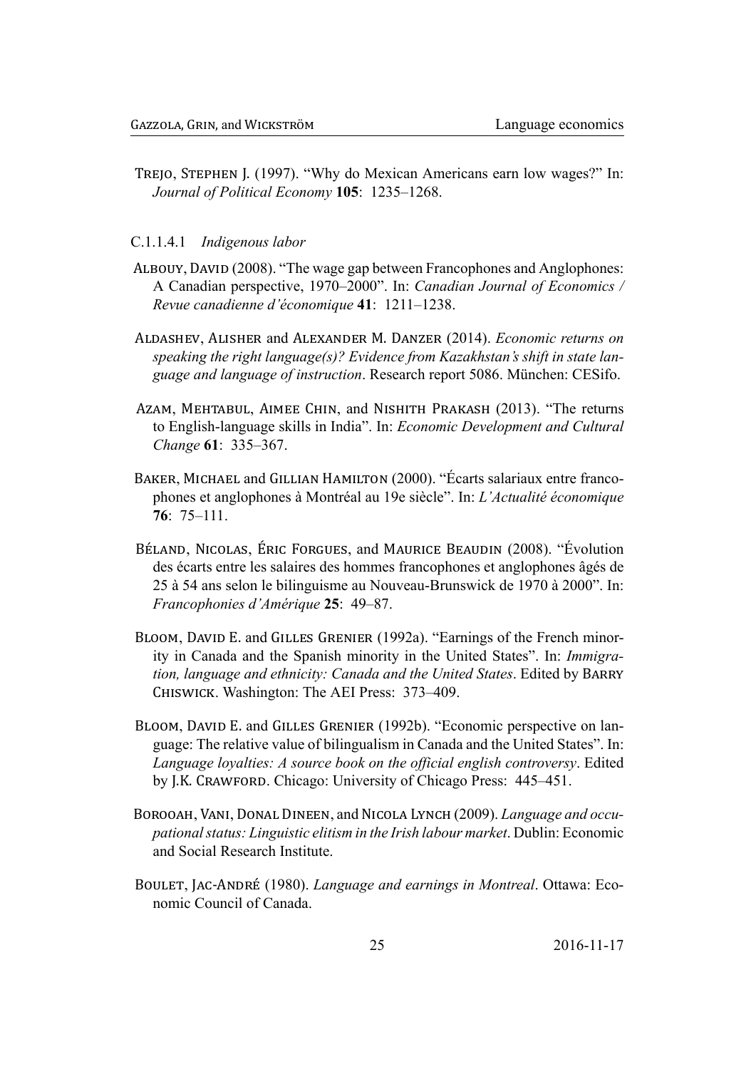Trejo, Stephen J. (1997). "Why do Mexican Americans earn low wages?" In: *Journal of Political Economy* **105**: 1235–1268.

C.1.1.4.1 *Indigenous labor*

Albouy, David (2008). "The wage gap between Francophones and Anglophones: A Canadian perspective, 1970–2000". In: *Canadian Journal of Economics / Revue canadienne d'économique* **41**: 1211–1238.

Aldashev, Alisher and Alexander M. Danzer (2014). *Economic returns on speaking the right language(s)? Evidence from Kazakhstan's shift in state language and language of instruction*. Research report 5086. München: CESifo.

Azam, Mehtabul, Aimee Chin, and Nishith Prakash (2013). "The returns to English-language skills in India". In: *Economic Development and Cultural Change* **61**: 335–367.

Baker, Michael and Gillian Hamilton (2000). "Écarts salariaux entre francophones et anglophones à Montréal au 19e siècle". In: *L'Actualité économique* **76**: 75–111.

Béland, Nicolas, Éric Forgues, and Maurice Beaudin (2008). "Évolution des écarts entre les salaires des hommes francophones et anglophones âgés de 25 à 54 ans selon le bilinguisme au Nouveau-Brunswick de 1970 à 2000". In: *Francophonies d'Amérique* **25**: 49–87.

Bloom, David E. and Gilles Grenier (1992a). "Earnings of the French minority in Canada and the Spanish minority in the United States". In: *Immigration, language and ethnicity: Canada and the United States*. Edited by Barry Chiswick. Washington: The AEI Press: 373–409.

Bloom, David E. and Gilles Grenier (1992b). "Economic perspective on language: The relative value of bilingualism in Canada and the United States". In: *Language loyalties: A source book on the official english controversy*. Edited by J.K. Crawford. Chicago: University of Chicago Press: 445–451.

Borooah, Vani, Donal Dineen, and Nicola Lynch (2009). *Language and occupational status: Linguistic elitism in the Irish labour market*. Dublin: Economic and Social Research Institute.

Boulet, Jac-André (1980). *Language and earnings in Montreal*. Ottawa: Economic Council of Canada.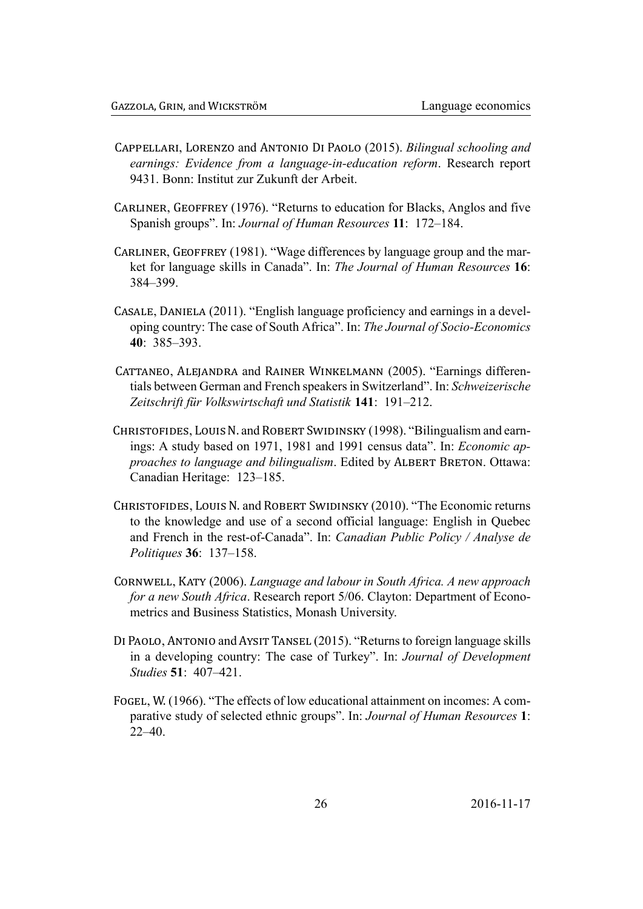Cappellari, Lorenzo and Antonio Di Paolo (2015). *Bilingual schooling and earnings: Evidence from a language-in-education reform*. Research report 9431. Bonn: Institut zur Zukunft der Arbeit.

Carliner, Geoffrey (1976). "Returns to education for Blacks, Anglos and five Spanish groups". In: *Journal of Human Resources* **11**: 172–184.

Carliner, Geoffrey (1981). "Wage differences by language group and the market for language skills in Canada". In: *The Journal of Human Resources* **16**: 384–399.

Casale, Daniela (2011). "English language proficiency and earnings in a developing country: The case of South Africa". In: *The Journal of Socio-Economics* **40**: 385–393.

Cattaneo, Alejandra and Rainer Winkelmann (2005). "Earnings differentials between German and French speakers in Switzerland". In: *Schweizerische Zeitschrift für Volkswirtschaft und Statistik* **141**: 191–212.

Christofides, Louis N. and Robert Swidinsky (1998). "Bilingualism and earnings: A study based on 1971, 1981 and 1991 census data". In: *Economic approaches to language and bilingualism*. Edited by Albert Breton. Ottawa: Canadian Heritage: 123–185.

Christofides, Louis N. and Robert Swidinsky (2010). "The Economic returns to the knowledge and use of a second official language: English in Quebec and French in the rest-of-Canada". In: *Canadian Public Policy / Analyse de Politiques* **36**: 137–158.

Cornwell, Katy (2006). *Language and labour in South Africa. A new approach for a new South Africa*. Research report 5/06. Clayton: Department of Econometrics and Business Statistics, Monash University.

Di Paolo, Antonio and Aysit Tansel (2015). "Returns to foreign language skills in a developing country: The case of Turkey". In: *Journal of Development Studies* **51**: 407–421.

Fogel, W. (1966). "The effects of low educational attainment on incomes: A comparative study of selected ethnic groups". In: *Journal of Human Resources* **1**: 22–40.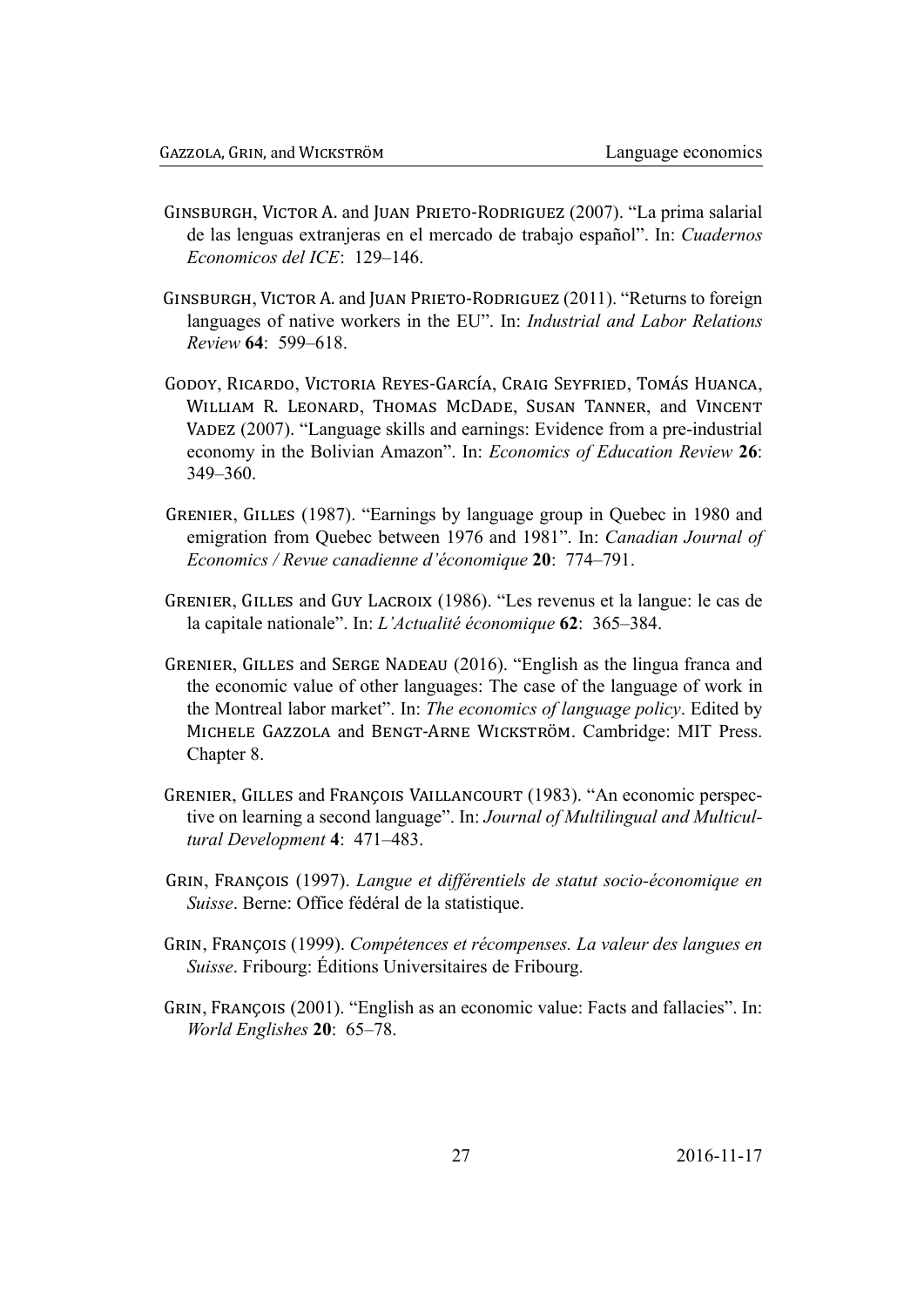Ginsburgh, Victor A. and Juan Prieto-Rodriguez (2007). "La prima salarial de las lenguas extranjeras en el mercado de trabajo español". In: *Cuadernos Economicos del ICE*: 129–146.

Ginsburgh, Victor A. and Juan Prieto-Rodriguez (2011). "Returns to foreign languages of native workers in the EU". In: *Industrial and Labor Relations Review* **64**: 599–618.

Godoy, Ricardo, Victoria Reyes-García, Craig Seyfried, Tomás Huanca, William R. Leonard, Thomas McDade, Susan Tanner, and Vincent Vadez (2007). "Language skills and earnings: Evidence from a pre-industrial economy in the Bolivian Amazon". In: *Economics of Education Review* **26**: 349–360.

Grenier, Gilles (1987). "Earnings by language group in Quebec in 1980 and emigration from Quebec between 1976 and 1981". In: *Canadian Journal of Economics / Revue canadienne d'économique* **20**: 774–791.

Grenier, Gilles and Guy Lacroix (1986). "Les revenus et la langue: le cas de la capitale nationale". In: *L'Actualité économique* **62**: 365–384.

Grenier, Gilles and Serge Nadeau (2016). "English as the lingua franca and the economic value of other languages: The case of the language of work in the Montreal labor market". In: *The economics of language policy*. Edited by Michele Gazzola and Bengt-Arne Wickström. Cambridge: MIT Press. Chapter 8.

Grenier, Gilles and François Vaillancourt (1983). "An economic perspective on learning a second language". In: *Journal of Multilingual and Multicultural Development* **4**: 471–483.

Grin, François (1997). *Langue et différentiels de statut socio-économique en Suisse*. Berne: Office fédéral de la statistique.

Grin, François (1999). *Compétences et récompenses. La valeur des langues en Suisse*. Fribourg: Éditions Universitaires de Fribourg.

Grin, François (2001). "English as an economic value: Facts and fallacies". In: *World Englishes* **20**: 65–78.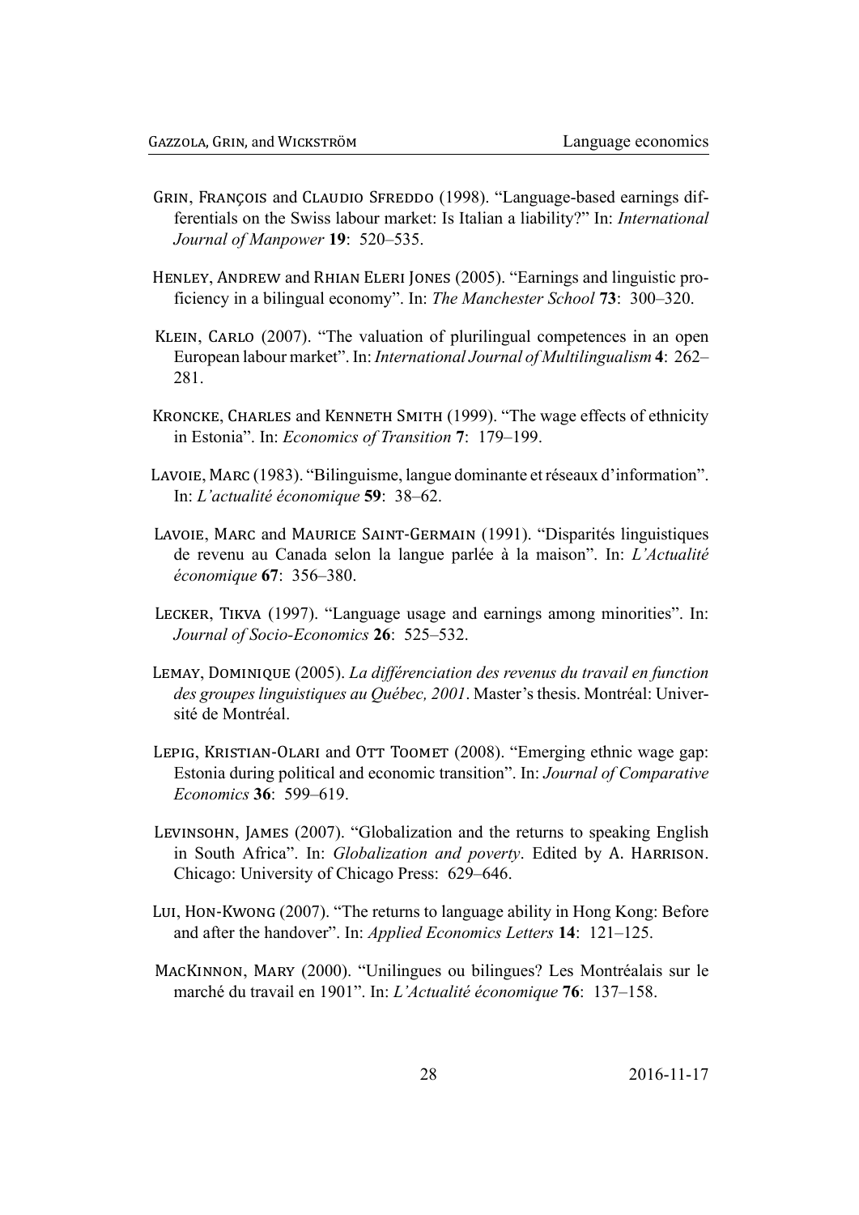Grin, François and Claudio Sfreddo (1998). "Language-based earnings differentials on the Swiss labour market: Is Italian a liability?" In: *International Journal of Manpower* **19**: 520–535.

Henley, Andrew and Rhian Eleri Jones (2005). "Earnings and linguistic proficiency in a bilingual economy". In: *The Manchester School* **73**: 300–320.

Klein, Carlo (2007). "The valuation of plurilingual competences in an open European labour market". In: *International Journal of Multilingualism* **4**: 262–281.

Kroncke, Charles and Kenneth Smith (1999). "The wage effects of ethnicity in Estonia". In: *Economics of Transition* **7**: 179–199.

Lavoie, Marc (1983). "Bilinguisme, langue dominante et réseaux d'information". In: *L'actualité économique* **59**: 38–62.

Lavoie, Marc and Maurice Saint-Germain (1991). "Disparités linguistiques de revenu au Canada selon la langue parlée à la maison". In: *L'Actualité économique* **67**: 356–380.

Lecker, Tikva (1997). "Language usage and earnings among minorities". In: *Journal of Socio-Economics* **26**: 525–532.

Lemay, Dominique (2005). *La différenciation des revenus du travail en function des groupes linguistiques au Québec, 2001*. Master's thesis. Montréal: Université de Montréal.

Lepig, Kristian-Olari and Ott Toomet (2008). "Emerging ethnic wage gap: Estonia during political and economic transition". In: *Journal of Comparative Economics* **36**: 599–619.

Levinsohn, James (2007). "Globalization and the returns to speaking English in South Africa". In: *Globalization and poverty*. Edited by A. Harrison. Chicago: University of Chicago Press: 629–646.

Lui, Hon-Kwong (2007). "The returns to language ability in Hong Kong: Before and after the handover". In: *Applied Economics Letters* **14**: 121–125.

MacKinnon, Mary (2000). "Unilingues ou bilingues? Les Montréalais sur le marché du travail en 1901". In: *L'Actualité économique* **76**: 137–158.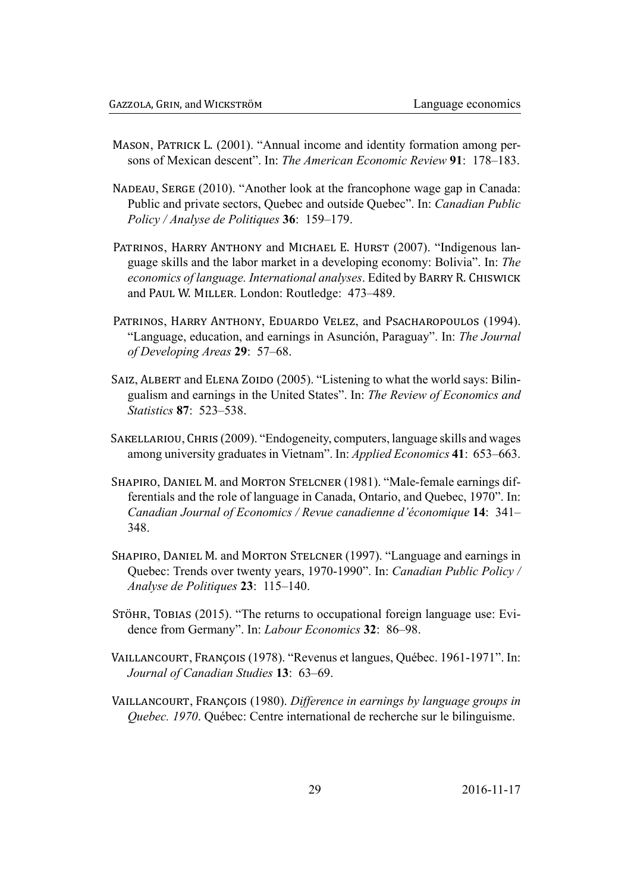Mason, Patrick L. (2001). "Annual income and identity formation among persons of Mexican descent". In: *The American Economic Review* **91**: 178–183.

Nadeau, Serge (2010). "Another look at the francophone wage gap in Canada: Public and private sectors, Quebec and outside Quebec". In: *Canadian Public Policy / Analyse de Politiques* **36**: 159–179.

Patrinos, Harry Anthony and Michael E. Hurst (2007). "Indigenous language skills and the labor market in a developing economy: Bolivia". In: *The economics of language. International analyses*. Edited by Barry R. Chiswick and Paul W. Miller. London: Routledge: 473–489.

Patrinos, Harry Anthony, Eduardo Velez, and Psacharopoulos (1994). "Language, education, and earnings in Asunción, Paraguay". In: *The Journal of Developing Areas* **29**: 57–68.

Saiz, Albert and Elena Zoido (2005). "Listening to what the world says: Bilingualism and earnings in the United States". In: *The Review of Economics and Statistics* **87**: 523–538.

Sakellariou, Chris (2009). "Endogeneity, computers, language skills and wages among university graduates in Vietnam". In: *Applied Economics* **41**: 653–663.

Shapiro, Daniel M. and Morton Stelcner (1981). "Male-female earnings differentials and the role of language in Canada, Ontario, and Quebec, 1970". In: *Canadian Journal of Economics / Revue canadienne d'économique* **14**: 341–348.

Shapiro, Daniel M. and Morton Stelcner (1997). "Language and earnings in Quebec: Trends over twenty years, 1970-1990". In: *Canadian Public Policy / Analyse de Politiques* **23**: 115–140.

Stöhr, Tobias (2015). "The returns to occupational foreign language use: Evidence from Germany". In: *Labour Economics* **32**: 86–98.

Vaillancourt, François (1978). "Revenus et langues, Québec. 1961-1971". In: *Journal of Canadian Studies* **13**: 63–69.

Vaillancourt, François (1980). *Difference in earnings by language groups in Quebec. 1970*. Québec: Centre international de recherche sur le bilinguisme.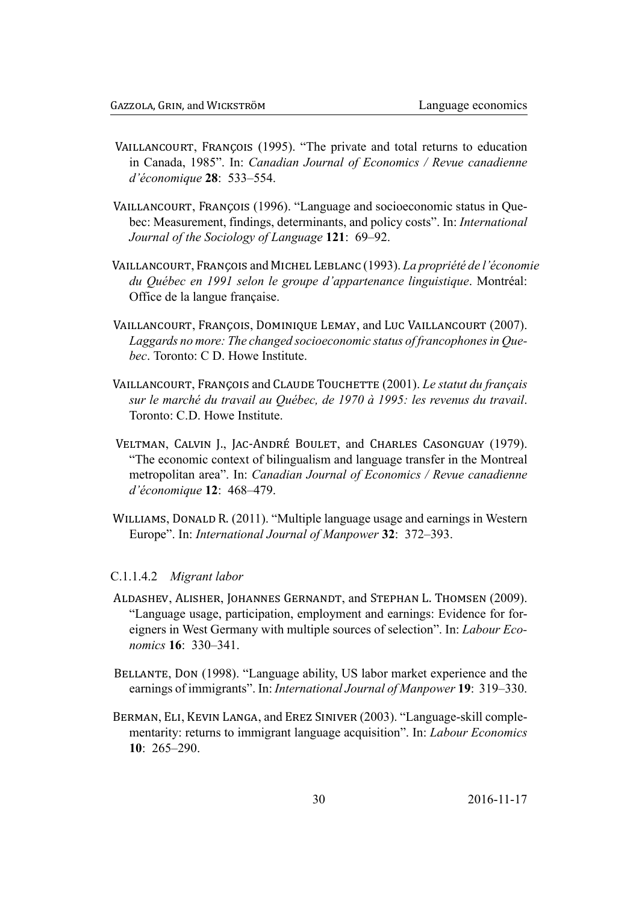Vaillancourt, François (1995). "The private and total returns to education in Canada, 1985". In: *Canadian Journal of Economics / Revue canadienne d'économique* **28**: 533–554.

Vaillancourt, François (1996). "Language and socioeconomic status in Quebec: Measurement, findings, determinants, and policy costs". In: *International Journal of the Sociology of Language* **121**: 69–92.

Vaillancourt, François and Michel Leblanc (1993). *La propriété de l'économie du Québec en 1991 selon le groupe d'appartenance linguistique*. Montréal: Office de la langue française.

Vaillancourt, François, Dominique Lemay, and Luc Vaillancourt (2007). *Laggards no more: The changed socioeconomic status of francophones in Quebec*. Toronto: C D. Howe Institute.

Vaillancourt, François and Claude Touchette (2001). *Le statut du français sur le marché du travail au Québec, de 1970 à 1995: les revenus du travail*. Toronto: C.D. Howe Institute.

Veltman, Calvin J., Jac-André Boulet, and Charles Casonguay (1979). "The economic context of bilingualism and language transfer in the Montreal metropolitan area". In: *Canadian Journal of Economics / Revue canadienne d'économique* **12**: 468–479.

Williams, Donald R. (2011). "Multiple language usage and earnings in Western Europe". In: *International Journal of Manpower* **32**: 372–393.

C.1.1.4.2 *Migrant labor*

Aldashev, Alisher, Johannes Gernandt, and Stephan L. Thomsen (2009). "Language usage, participation, employment and earnings: Evidence for foreigners in West Germany with multiple sources of selection". In: *Labour Economics* **16**: 330–341.

Bellante, Don (1998). "Language ability, US labor market experience and the earnings of immigrants". In: *International Journal of Manpower* **19**: 319–330.

Berman, Eli, Kevin Langa, and Erez Siniver (2003). "Language-skill complementarity: returns to immigrant language acquisition". In: *Labour Economics* **10**: 265–290.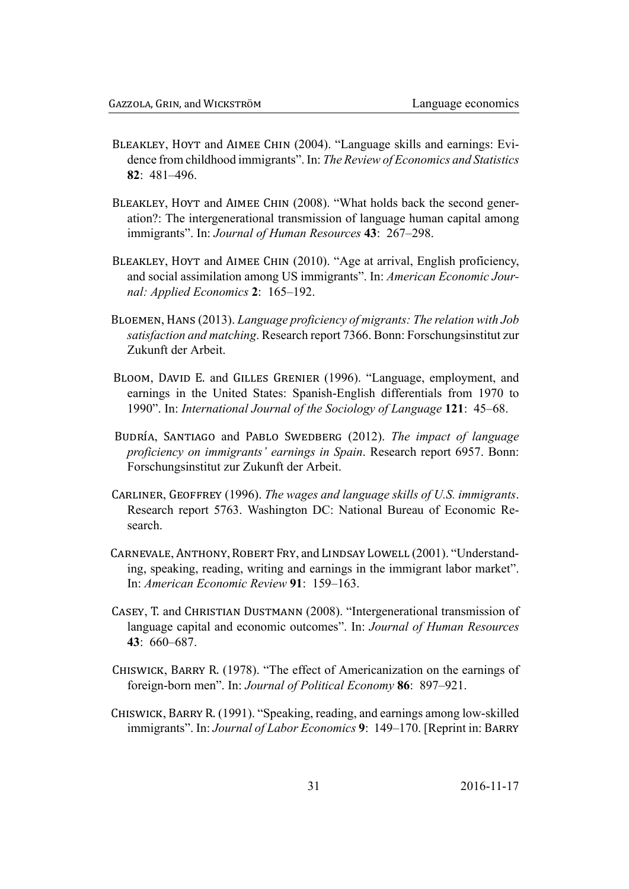Bleakley, Hoyt and Aimee Chin (2004). "Language skills and earnings: Evidence from childhood immigrants". In: *The Review of Economics and Statistics* **82**: 481–496.

Bleakley, Hoyt and Aimee Chin (2008). "What holds back the second generation?: The intergenerational transmission of language human capital among immigrants". In: *Journal of Human Resources* **43**: 267–298.

Bleakley, Hoyt and Aimee Chin (2010). "Age at arrival, English proficiency, and social assimilation among US immigrants". In: *American Economic Journal: Applied Economics* **2**: 165–192.

Bloemen, Hans (2013). *Language proficiency of migrants: The relation with Job satisfaction and matching*. Research report 7366. Bonn: Forschungsinstitut zur Zukunft der Arbeit.

Bloom, David E. and Gilles Grenier (1996). "Language, employment, and earnings in the United States: Spanish-English differentials from 1970 to 1990". In: *International Journal of the Sociology of Language* **121**: 45–68.

Budría, Santiago and Pablo Swedberg (2012). *The impact of language proficiency on immigrants' earnings in Spain*. Research report 6957. Bonn: Forschungsinstitut zur Zukunft der Arbeit.

Carliner, Geoffrey (1996). *The wages and language skills of U.S. immigrants*. Research report 5763. Washington DC: National Bureau of Economic Research.

Carnevale, Anthony, Robert Fry, and Lindsay Lowell (2001). "Understanding, speaking, reading, writing and earnings in the immigrant labor market". In: *American Economic Review* **91**: 159–163.

Casey, T. and Christian Dustmann (2008). "Intergenerational transmission of language capital and economic outcomes". In: *Journal of Human Resources* **43**: 660–687.

Chiswick, Barry R. (1978). "The effect of Americanization on the earnings of foreign-born men". In: *Journal of Political Economy* **86**: 897–921.

Chiswick, Barry R. (1991). "Speaking, reading, and earnings among low-skilled immigrants". In: *Journal of Labor Economics* **9**: 149–170. [Reprint in: Barry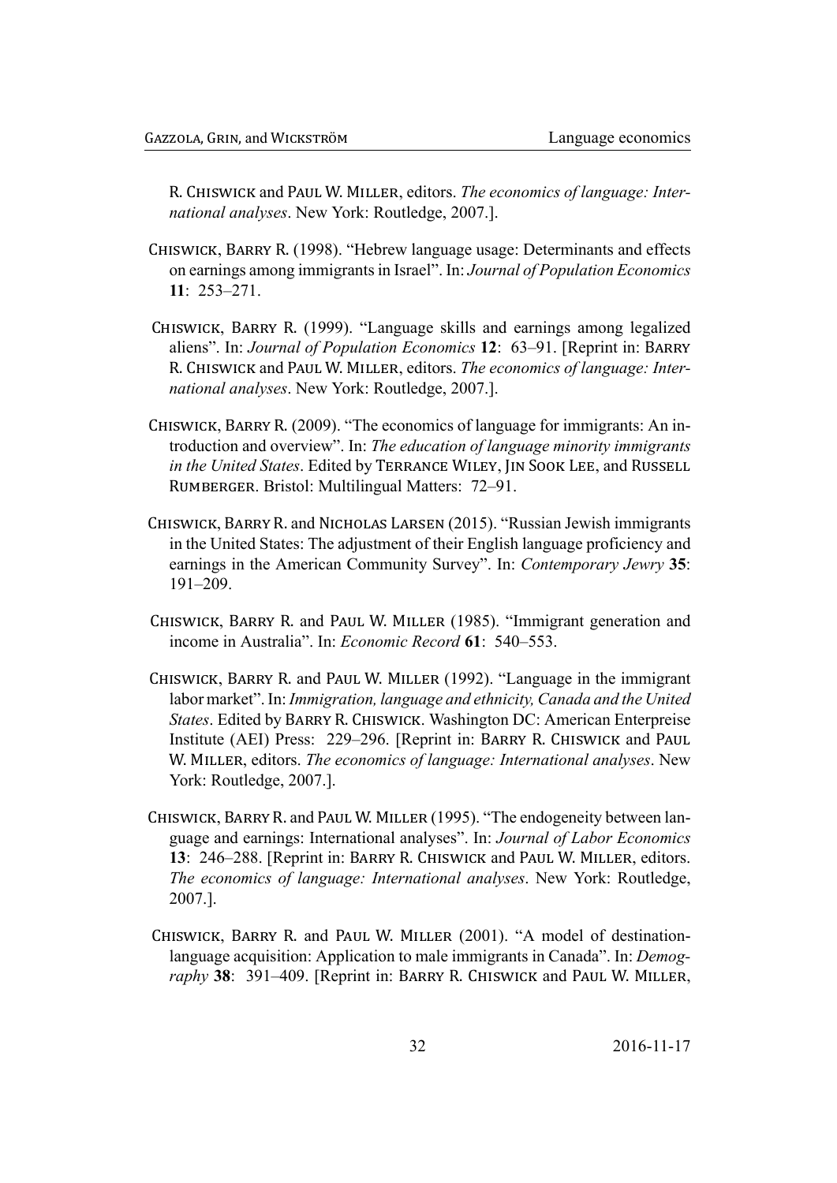R. Chiswick and Paul W. Miller, editors. *The economics of language: International analyses*. New York: Routledge, 2007.].

Chiswick, Barry R. (1998). "Hebrew language usage: Determinants and effects on earnings among immigrants in Israel". In: *Journal of Population Economics* **11**: 253–271.

Chiswick, Barry R. (1999). "Language skills and earnings among legalized aliens". In: *Journal of Population Economics* **12**: 63–91. [Reprint in: Barry R. Chiswick and Paul W. Miller, editors. *The economics of language: International analyses*. New York: Routledge, 2007.].

Chiswick, Barry R. (2009). "The economics of language for immigrants: An introduction and overview". In: *The education of language minority immigrants in the United States*. Edited by Terrance Wiley, Jin Sook Lee, and Russell Rumberger. Bristol: Multilingual Matters: 72–91.

Chiswick, Barry R. and Nicholas Larsen (2015). "Russian Jewish immigrants in the United States: The adjustment of their English language proficiency and earnings in the American Community Survey". In: *Contemporary Jewry* **35**: 191–209.

Chiswick, Barry R. and Paul W. Miller (1985). "Immigrant generation and income in Australia". In: *Economic Record* **61**: 540–553.

Chiswick, Barry R. and Paul W. Miller (1992). "Language in the immigrant labor market". In: *Immigration, language and ethnicity, Canada and the United States*. Edited by Barry R. Chiswick. Washington DC: American Enterpreise Institute (AEI) Press: 229–296. [Reprint in: Barry R. Chiswick and Paul W. Miller, editors. *The economics of language: International analyses*. New York: Routledge, 2007.].

Chiswick, Barry R. and Paul W. Miller (1995). "The endogeneity between language and earnings: International analyses". In: *Journal of Labor Economics* **13**: 246–288. [Reprint in: Barry R. Chiswick and Paul W. Miller, editors. *The economics of language: International analyses*. New York: Routledge, 2007.].

Chiswick, Barry R. and Paul W. Miller (2001). "A model of destination-language acquisition: Application to male immigrants in Canada". In: *Demography* **38**: 391–409. [Reprint in: Barry R. Chiswick and Paul W. Miller,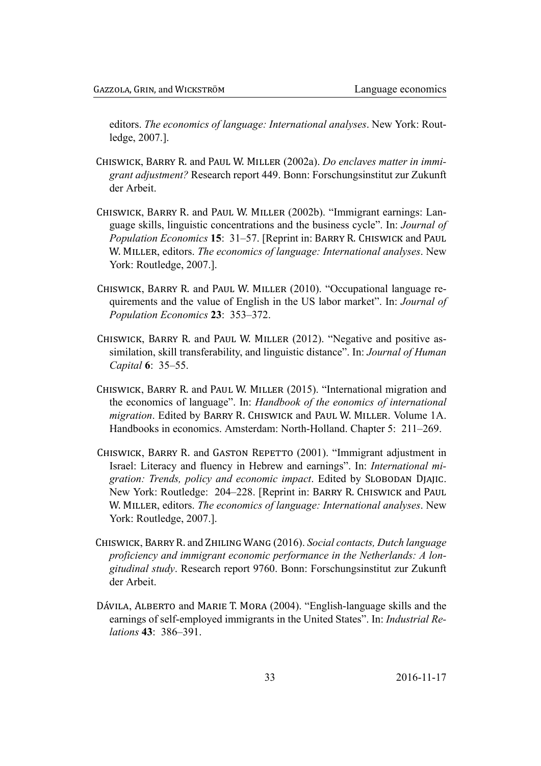editors. *The economics of language: International analyses*. New York: Routledge, 2007.].

Chiswick, Barry R. and Paul W. Miller (2002a). *Do enclaves matter in immigrant adjustment?* Research report 449. Bonn: Forschungsinstitut zur Zukunft der Arbeit.

Chiswick, Barry R. and Paul W. Miller (2002b). "Immigrant earnings: Language skills, linguistic concentrations and the business cycle". In: *Journal of Population Economics* **15**: 31–57. [Reprint in: Barry R. Chiswick and Paul W. Miller, editors. *The economics of language: International analyses*. New York: Routledge, 2007.].

Chiswick, Barry R. and Paul W. Miller (2010). "Occupational language requirements and the value of English in the US labor market". In: *Journal of Population Economics* **23**: 353–372.

Chiswick, Barry R. and Paul W. Miller (2012). "Negative and positive assimilation, skill transferability, and linguistic distance". In: *Journal of Human Capital* **6**: 35–55.

Chiswick, Barry R. and Paul W. Miller (2015). "International migration and the economics of language". In: *Handbook of the eonomics of international migration*. Edited by Barry R. Chiswick and Paul W. Miller. Volume 1A. Handbooks in economics. Amsterdam: North-Holland. Chapter 5: 211–269.

Chiswick, Barry R. and Gaston Repetto (2001). "Immigrant adjustment in Israel: Literacy and fluency in Hebrew and earnings". In: *International migration: Trends, policy and economic impact*. Edited by Slobodan Djajic. New York: Routledge: 204–228. [Reprint in: Barry R. Chiswick and Paul W. Miller, editors. *The economics of language: International analyses*. New York: Routledge, 2007.].

Chiswick, Barry R. and Zhiling Wang (2016). *Social contacts, Dutch language proficiency and immigrant economic performance in the Netherlands: A longitudinal study*. Research report 9760. Bonn: Forschungsinstitut zur Zukunft der Arbeit.

Dávila, Alberto and Marie T. Mora (2004). "English-language skills and the earnings of self-employed immigrants in the United States". In: *Industrial Relations* **43**: 386–391.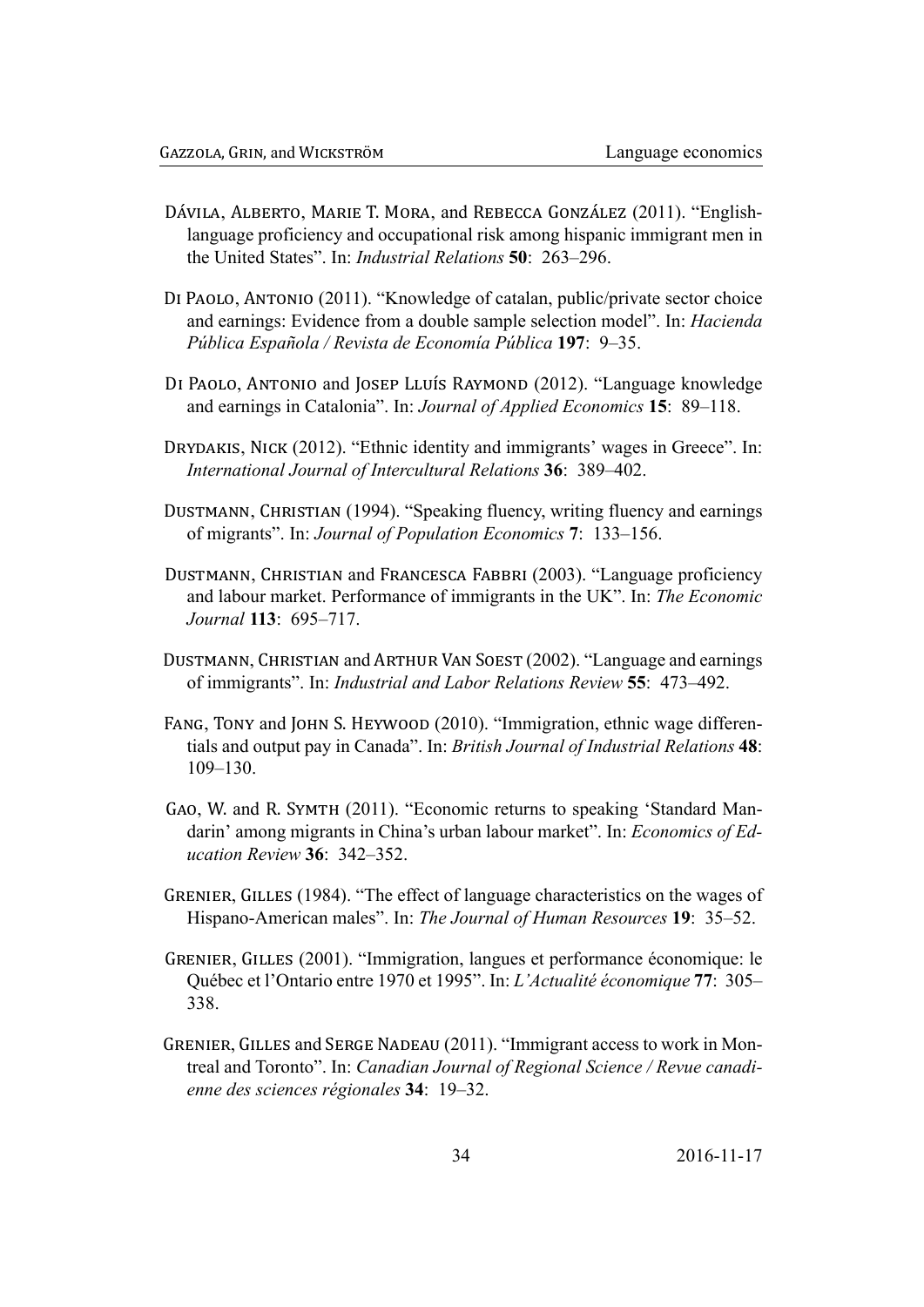Dávila, Alberto, Marie T. Mora, and Rebecca González (2011). "English-language proficiency and occupational risk among hispanic immigrant men in the United States". In: *Industrial Relations* **50**: 263–296.

Di Paolo, Antonio (2011). "Knowledge of catalan, public/private sector choice and earnings: Evidence from a double sample selection model". In: *Hacienda Pública Española / Revista de Economía Pública* **197**: 9–35.

Di Paolo, Antonio and Josep Lluís Raymond (2012). "Language knowledge and earnings in Catalonia". In: *Journal of Applied Economics* **15**: 89–118.

Drydakis, Nick (2012). "Ethnic identity and immigrants' wages in Greece". In: *International Journal of Intercultural Relations* **36**: 389–402.

Dustmann, Christian (1994). "Speaking fluency, writing fluency and earnings of migrants". In: *Journal of Population Economics* **7**: 133–156.

Dustmann, Christian and Francesca Fabbri (2003). "Language proficiency and labour market. Performance of immigrants in the UK". In: *The Economic Journal* **113**: 695–717.

Dustmann, Christian and Arthur Van Soest (2002). "Language and earnings of immigrants". In: *Industrial and Labor Relations Review* **55**: 473–492.

Fang, Tony and John S. Heywood (2010). "Immigration, ethnic wage differentials and output pay in Canada". In: *British Journal of Industrial Relations* **48**: 109–130.

Gao, W. and R. Symth (2011). "Economic returns to speaking 'Standard Mandarin' among migrants in China's urban labour market". In: *Economics of Education Review* **36**: 342–352.

Grenier, Gilles (1984). "The effect of language characteristics on the wages of Hispano-American males". In: *The Journal of Human Resources* **19**: 35–52.

Grenier, Gilles (2001). "Immigration, langues et performance économique: le Québec et l'Ontario entre 1970 et 1995". In: *L'Actualité économique* **77**: 305–338.

Grenier, Gilles and Serge Nadeau (2011). "Immigrant access to work in Montreal and Toronto". In: *Canadian Journal of Regional Science / Revue canadienne des sciences régionales* **34**: 19–32.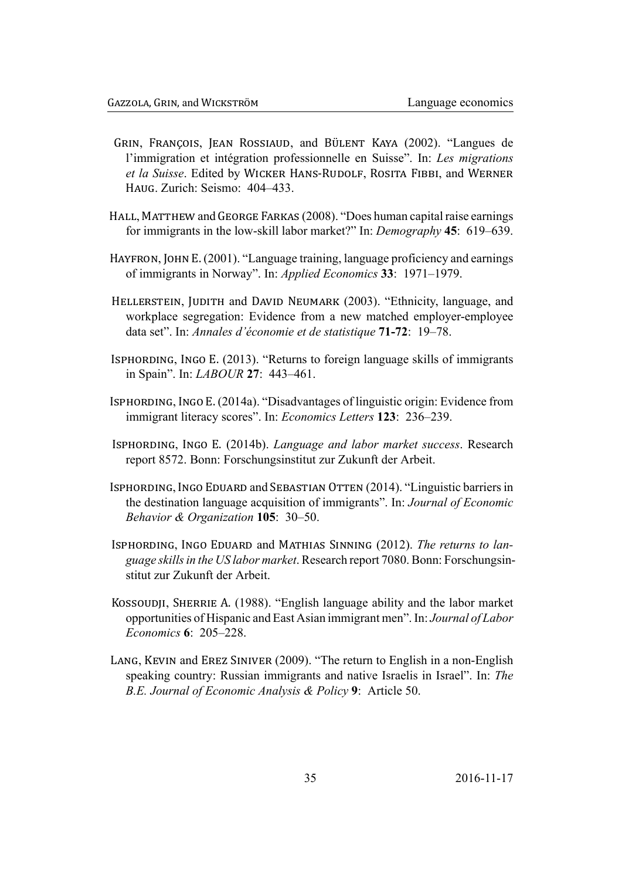Grin, François, Jean Rossiaud, and Bülent Kaya (2002). "Langues de l'immigration et intégration professionnelle en Suisse". In: *Les migrations et la Suisse*. Edited by Wicker Hans-Rudolf, Rosita Fibbi, and Werner Haug. Zurich: Seismo: 404–433.

Hall, Matthew and George Farkas (2008). "Does human capital raise earnings for immigrants in the low-skill labor market?" In: *Demography* **45**: 619–639.

Hayfron, John E. (2001). "Language training, language proficiency and earnings of immigrants in Norway". In: *Applied Economics* **33**: 1971–1979.

Hellerstein, Judith and David Neumark (2003). "Ethnicity, language, and workplace segregation: Evidence from a new matched employer-employee data set". In: *Annales d'économie et de statistique* **71-72**: 19–78.

Isphording, Ingo E. (2013). "Returns to foreign language skills of immigrants in Spain". In: *LABOUR* **27**: 443–461.

Isphording, Ingo E. (2014a). "Disadvantages of linguistic origin: Evidence from immigrant literacy scores". In: *Economics Letters* **123**: 236–239.

Isphording, Ingo E. (2014b). *Language and labor market success*. Research report 8572. Bonn: Forschungsinstitut zur Zukunft der Arbeit.

Isphording, Ingo Eduard and Sebastian Otten (2014). "Linguistic barriers in the destination language acquisition of immigrants". In: *Journal of Economic Behavior & Organization* **105**: 30–50.

Isphording, Ingo Eduard and Mathias Sinning (2012). *The returns to language skills in the US labor market*. Research report 7080. Bonn: Forschungsinstitut zur Zukunft der Arbeit.

Kossoudji, Sherrie A. (1988). "English language ability and the labor market opportunities of Hispanic and East Asian immigrant men". In: *Journal of Labor Economics* **6**: 205–228.

Lang, Kevin and Erez Siniver (2009). "The return to English in a non-English speaking country: Russian immigrants and native Israelis in Israel". In: *The B.E. Journal of Economic Analysis & Policy* **9**: Article 50.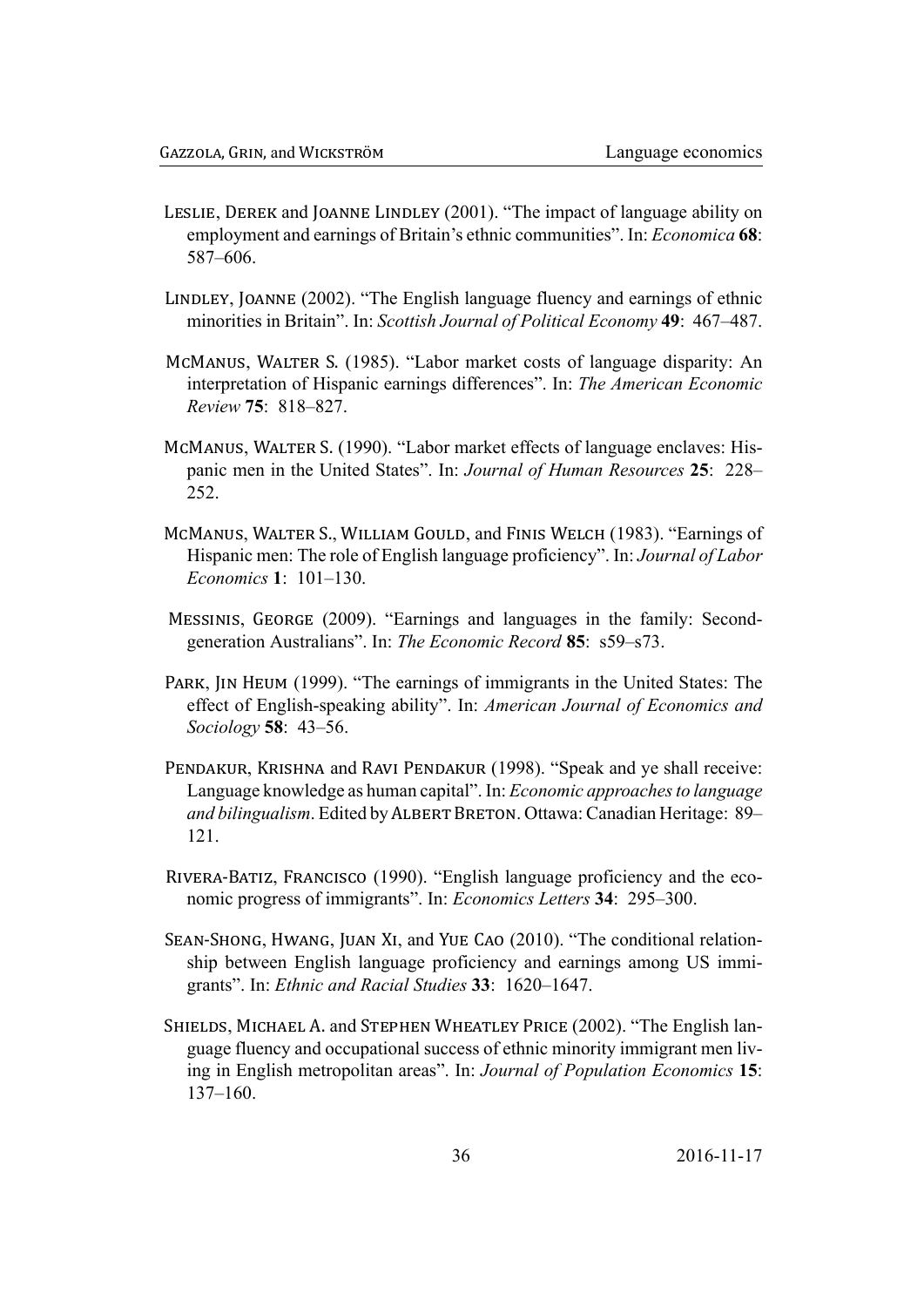Leslie, Derek and Joanne Lindley (2001). "The impact of language ability on employment and earnings of Britain's ethnic communities". In: *Economica* **68**: 587–606.

Lindley, Joanne (2002). "The English language fluency and earnings of ethnic minorities in Britain". In: *Scottish Journal of Political Economy* **49**: 467–487.

McManus, Walter S. (1985). "Labor market costs of language disparity: An interpretation of Hispanic earnings differences". In: *The American Economic Review* **75**: 818–827.

McManus, Walter S. (1990). "Labor market effects of language enclaves: Hispanic men in the United States". In: *Journal of Human Resources* **25**: 228–252.

McManus, Walter S., William Gould, and Finis Welch (1983). "Earnings of Hispanic men: The role of English language proficiency". In: *Journal of Labor Economics* **1**: 101–130.

Messinis, George (2009). "Earnings and languages in the family: Second-generation Australians". In: *The Economic Record* **85**: s59–s73.

Park, Jin Heum (1999). "The earnings of immigrants in the United States: The effect of English-speaking ability". In: *American Journal of Economics and Sociology* **58**: 43–56.

Pendakur, Krishna and Ravi Pendakur (1998). "Speak and ye shall receive: Language knowledge as human capital". In: *Economic approaches to language and bilingualism*. Edited by Albert Breton. Ottawa: Canadian Heritage: 89–121.

Rivera-Batiz, Francisco (1990). "English language proficiency and the economic progress of immigrants". In: *Economics Letters* **34**: 295–300.

Sean-Shong, Hwang, Juan Xi, and Yue Cao (2010). "The conditional relationship between English language proficiency and earnings among US immigrants". In: *Ethnic and Racial Studies* **33**: 1620–1647.

Shields, Michael A. and Stephen Wheatley Price (2002). "The English language fluency and occupational success of ethnic minority immigrant men living in English metropolitan areas". In: *Journal of Population Economics* **15**: 137–160.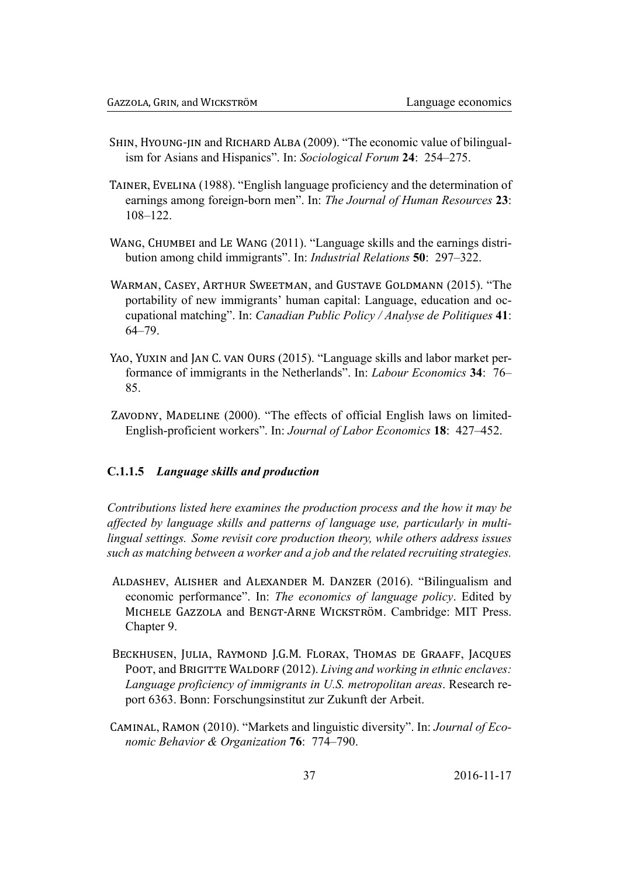Shin, Hyoung-jin and Richard Alba (2009). “The economic value of bilingualism for Asians and Hispanics”. In: *Sociological Forum* **24**: 254–275.

Tainer, Evelina (1988). “English language proficiency and the determination of earnings among foreign-born men”. In: *The Journal of Human Resources* **23**: 108–122.

Wang, Chumbei and Le Wang (2011). “Language skills and the earnings distribution among child immigrants”. In: *Industrial Relations* **50**: 297–322.

Warman, Casey, Arthur Sweetman, and Gustave Goldmann (2015). “The portability of new immigrants’ human capital: Language, education and occupational matching”. In: *Canadian Public Policy / Analyse de Politiques* **41**: 64–79.

Yao, Yuxin and Jan C. van Ours (2015). “Language skills and labor market performance of immigrants in the Netherlands”. In: *Labour Economics* **34**: 76–85.

Zavodny, Madeline (2000). “The effects of official English laws on limited-English-proficient workers”. In: *Journal of Labor Economics* **18**: 427–452.

#### C.1.1.5 *Language skills and production*

*Contributions listed here examines the production process and the how it may be affected by language skills and patterns of language use, particularly in multilingual settings. Some revisit core production theory, while others address issues such as matching between a worker and a job and the related recruiting strategies.*

Aldashev, Alisher and Alexander M. Danzer (2016). “Bilingualism and economic performance”. In: *The economics of language policy*. Edited by Michele Gazzola and Bengt-Arne Wickström. Cambridge: MIT Press. Chapter 9.

Beckhusen, Julia, Raymond J.G.M. Florax, Thomas de Graaff, Jacques Poot, and Brigitte Waldorf (2012). *Living and working in ethnic enclaves: Language proficiency of immigrants in U.S. metropolitan areas*. Research report 6363. Bonn: Forschungsinstitut zur Zukunft der Arbeit.

Caminal, Ramon (2010). “Markets and linguistic diversity”. In: *Journal of Economic Behavior & Organization* **76**: 774–790.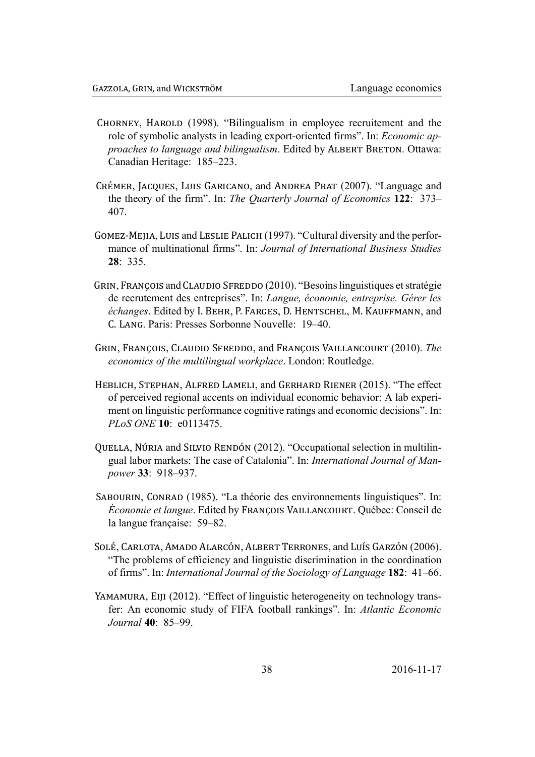Chorney, Harold (1998). "Bilingualism in employee recruitement and the role of symbolic analysts in leading export-oriented firms". In: *Economic approaches to language and bilingualism*. Edited by Albert Breton. Ottawa: Canadian Heritage: 185–223.

Crémer, Jacques, Luis Garicano, and Andrea Prat (2007). "Language and the theory of the firm". In: *The Quarterly Journal of Economics* **122**: 373–407.

Gomez-Mejia, Luis and Leslie Palich (1997). "Cultural diversity and the performance of multinational firms". In: *Journal of International Business Studies* **28**: 335.

Grin, François and Claudio Sfreddo (2010). "Besoins linguistiques et stratégie de recrutement des entreprises". In: *Langue, économie, entreprise. Gérer les échanges*. Edited by I. Behr, P. Farges, D. Hentschel, M. Kauffmann, and C. Lang. Paris: Presses Sorbonne Nouvelle: 19–40.

Grin, François, Claudio Sfreddo, and François Vaillancourt (2010). *The economics of the multilingual workplace*. London: Routledge.

Heblich, Stephan, Alfred Lameli, and Gerhard Riener (2015). "The effect of perceived regional accents on individual economic behavior: A lab experiment on linguistic performance cognitive ratings and economic decisions". In: *PLoS ONE* **10**: e0113475.

Quella, Núria and Silvio Rendón (2012). "Occupational selection in multilingual labor markets: The case of Catalonia". In: *International Journal of Manpower* **33**: 918–937.

Sabourin, Conrad (1985). "La théorie des environnements linguistiques". In: *Économie et langue*. Edited by François Vaillancourt. Québec: Conseil de la langue française: 59–82.

Solé, Carlota, Amado Alarcón, Albert Terrones, and Luís Garzón (2006). "The problems of efficiency and linguistic discrimination in the coordination of firms". In: *International Journal of the Sociology of Language* **182**: 41–66.

Yamamura, Eiji (2012). "Effect of linguistic heterogeneity on technology transfer: An economic study of FIFA football rankings". In: *Atlantic Economic Journal* **40**: 85–99.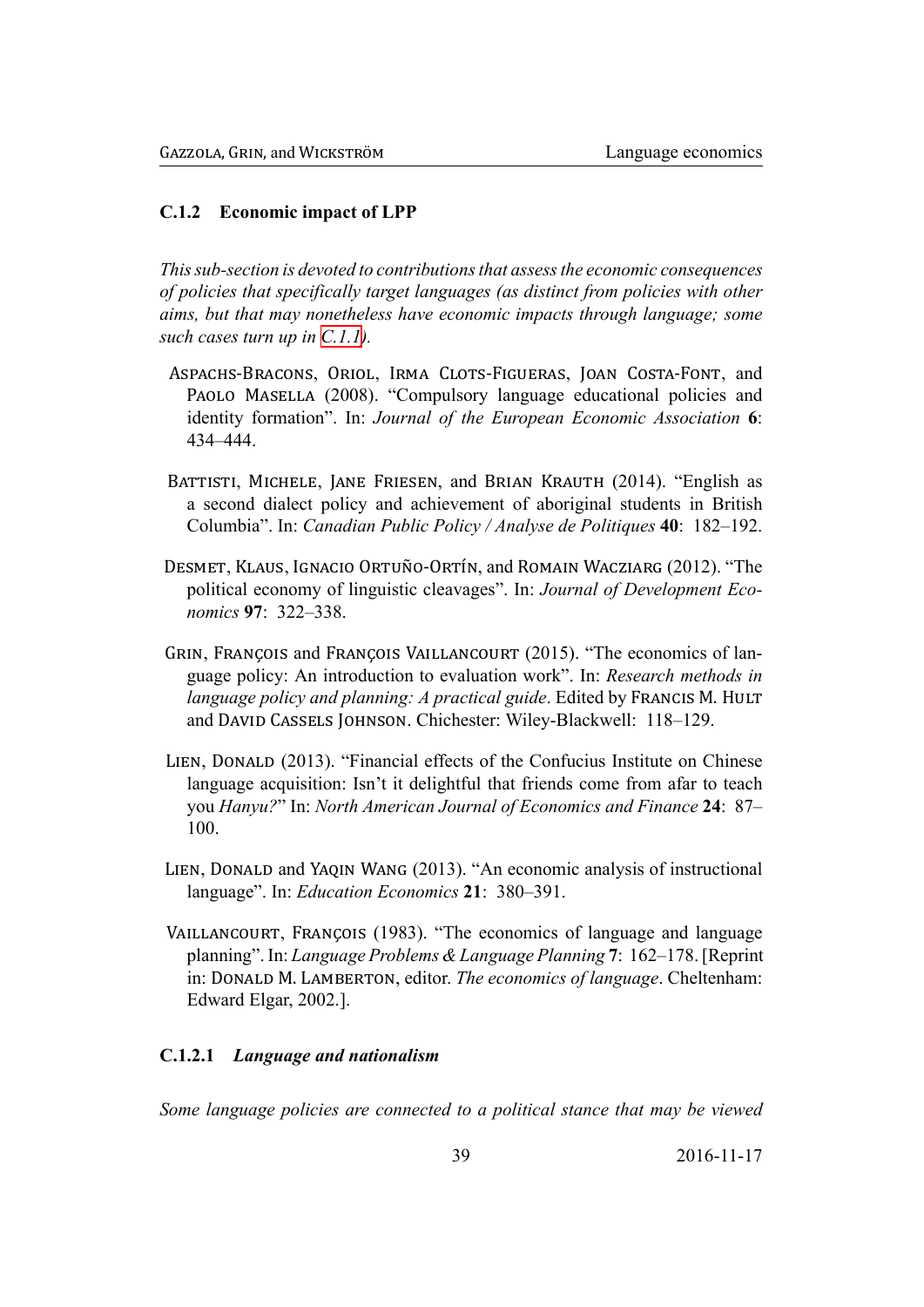### C.1.2 Economic impact of LPP

*This sub-section is devoted to contributions that assess the economic consequences of policies that specifically target languages (as distinct from policies with other aims, but that may nonetheless have economic impacts through language; some such cases turn up in C.1.1).*

Aspachs-Bracons, Oriol, Irma Clots-Figueras, Joan Costa-Font, and Paolo Masella (2008). "Compulsory language educational policies and identity formation". In: *Journal of the European Economic Association* **6**: 434–444.

Battisti, Michele, Jane Friesen, and Brian Krauth (2014). "English as a second dialect policy and achievement of aboriginal students in British Columbia". In: *Canadian Public Policy / Analyse de Politiques* **40**: 182–192.

Desmet, Klaus, Ignacio Ortuño-Ortín, and Romain Wacziarg (2012). "The political economy of linguistic cleavages". In: *Journal of Development Economics* **97**: 322–338.

Grin, François and François Vaillancourt (2015). "The economics of language policy: An introduction to evaluation work". In: *Research methods in language policy and planning: A practical guide*. Edited by Francis M. Hult and David Cassels Johnson. Chichester: Wiley-Blackwell: 118–129.

Lien, Donald (2013). "Financial effects of the Confucius Institute on Chinese language acquisition: Isn't it delightful that friends come from afar to teach you *Hanyu?*" In: *North American Journal of Economics and Finance* **24**: 87–100.

Lien, Donald and Yaqin Wang (2013). "An economic analysis of instructional language". In: *Education Economics* **21**: 380–391.

Vaillancourt, François (1983). "The economics of language and language planning". In: *Language Problems & Language Planning* **7**: 162–178. [Reprint in: Donald M. Lamberton, editor. *The economics of language*. Cheltenham: Edward Elgar, 2002.].

#### C.1.2.1 *Language and nationalism*

*Some language policies are connected to a political stance that may be viewed*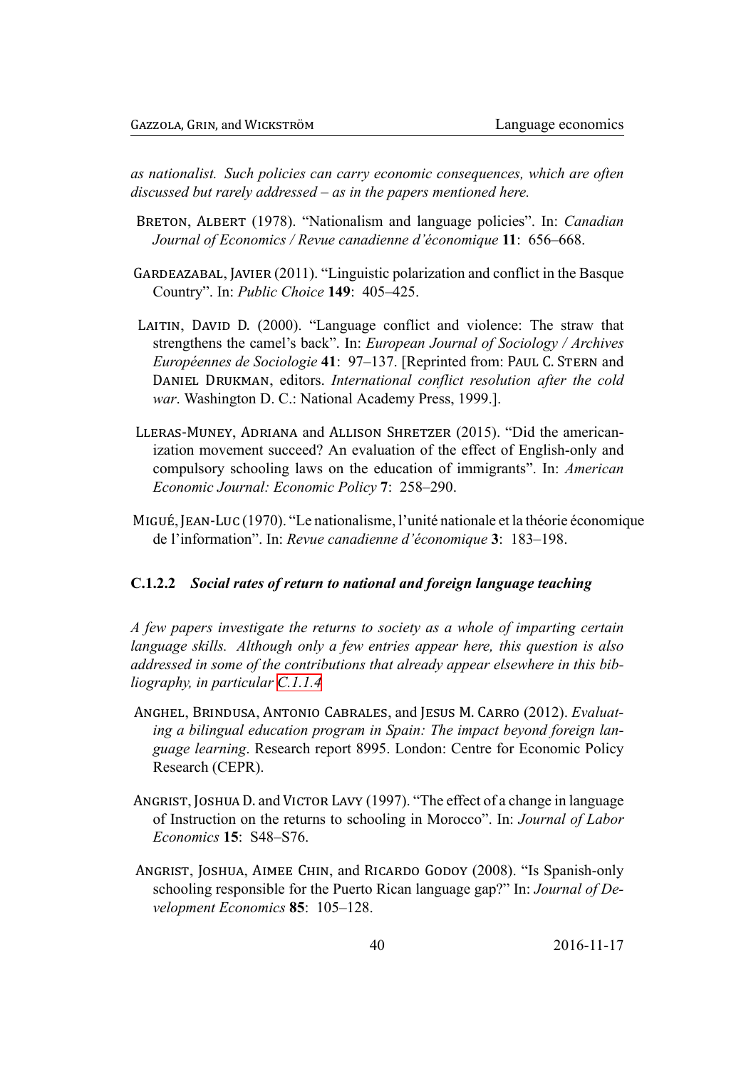*as nationalist. Such policies can carry economic consequences, which are often discussed but rarely addressed – as in the papers mentioned here.*

Breton, Albert (1978). "Nationalism and language policies". In: *Canadian Journal of Economics / Revue canadienne d'économique* **11**: 656–668.

Gardeazabal, Javier (2011). "Linguistic polarization and conflict in the Basque Country". In: *Public Choice* **149**: 405–425.

Laitin, David D. (2000). "Language conflict and violence: The straw that strengthens the camel's back". In: *European Journal of Sociology / Archives Européennes de Sociologie* **41**: 97–137. [Reprinted from: Paul C. Stern and Daniel Drukman, editors. *International conflict resolution after the cold war*. Washington D. C.: National Academy Press, 1999.].

Lleras-Muney, Adriana and Allison Shretzer (2015). "Did the americanization movement succeed? An evaluation of the effect of English-only and compulsory schooling laws on the education of immigrants". In: *American Economic Journal: Economic Policy* **7**: 258–290.

Migué, Jean-Luc (1970). "Le nationalisme, l'unité nationale et la théorie économique de l'information". In: *Revue canadienne d'économique* **3**: 183–198.

#### C.1.2.2 *Social rates of return to national and foreign language teaching*

*A few papers investigate the returns to society as a whole of imparting certain language skills. Although only a few entries appear here, this question is also addressed in some of the contributions that already appear elsewhere in this bibliography, in particular C.1.1.4*

Anghel, Brindusa, Antonio Cabrales, and Jesus M. Carro (2012). *Evaluating a bilingual education program in Spain: The impact beyond foreign language learning*. Research report 8995. London: Centre for Economic Policy Research (CEPR).

Angrist, Joshua D. and Victor Lavy (1997). "The effect of a change in language of Instruction on the returns to schooling in Morocco". In: *Journal of Labor Economics* **15**: S48–S76.

Angrist, Joshua, Aimee Chin, and Ricardo Godoy (2008). "Is Spanish-only schooling responsible for the Puerto Rican language gap?" In: *Journal of Development Economics* **85**: 105–128.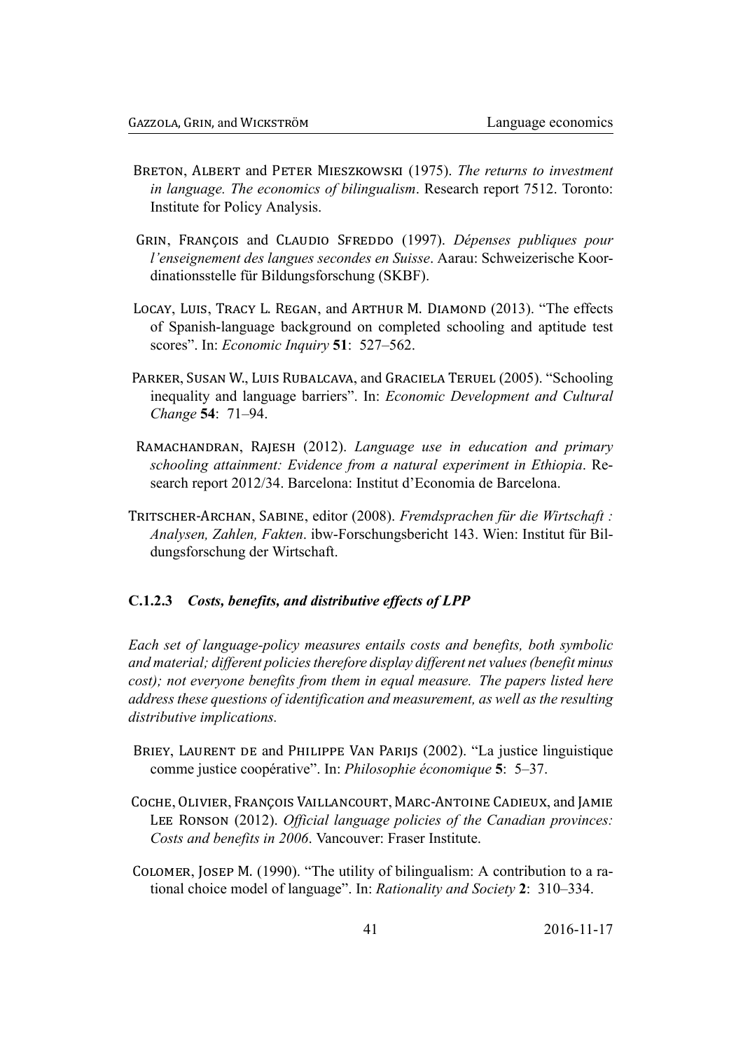Breton, Albert and Peter Mieszkowski (1975). *The returns to investment in language. The economics of bilingualism*. Research report 7512. Toronto: Institute for Policy Analysis.

Grin, François and Claudio Sfreddo (1997). *Dépenses publiques pour l'enseignement des langues secondes en Suisse*. Aarau: Schweizerische Koordinationsstelle für Bildungsforschung (SKBF).

Locay, Luis, Tracy L. Regan, and Arthur M. Diamond (2013). "The effects of Spanish-language background on completed schooling and aptitude test scores". In: *Economic Inquiry* **51**: 527–562.

Parker, Susan W., Luis Rubalcava, and Graciela Teruel (2005). "Schooling inequality and language barriers". In: *Economic Development and Cultural Change* **54**: 71–94.

Ramachandran, Rajesh (2012). *Language use in education and primary schooling attainment: Evidence from a natural experiment in Ethiopia*. Research report 2012/34. Barcelona: Institut d'Economia de Barcelona.

Tritscher-Archan, Sabine, editor (2008). *Fremdsprachen für die Wirtschaft : Analysen, Zahlen, Fakten*. ibw-Forschungsbericht 143. Wien: Institut für Bildungsforschung der Wirtschaft.

### C.1.2.3 *Costs, benefits, and distributive effects of LPP*

*Each set of language-policy measures entails costs and benefits, both symbolic and material; different policies therefore display different net values (benefit minus cost); not everyone benefits from them in equal measure. The papers listed here address these questions of identification and measurement, as well as the resulting distributive implications.*

Briey, Laurent de and Philippe Van Parijs (2002). "La justice linguistique comme justice coopérative". In: *Philosophie économique* **5**: 5–37.

Coche, Olivier, François Vaillancourt, Marc-Antoine Cadieux, and Jamie Lee Ronson (2012). *Official language policies of the Canadian provinces: Costs and benefits in 2006*. Vancouver: Fraser Institute.

Colomer, Josep M. (1990). "The utility of bilingualism: A contribution to a rational choice model of language". In: *Rationality and Society* **2**: 310–334.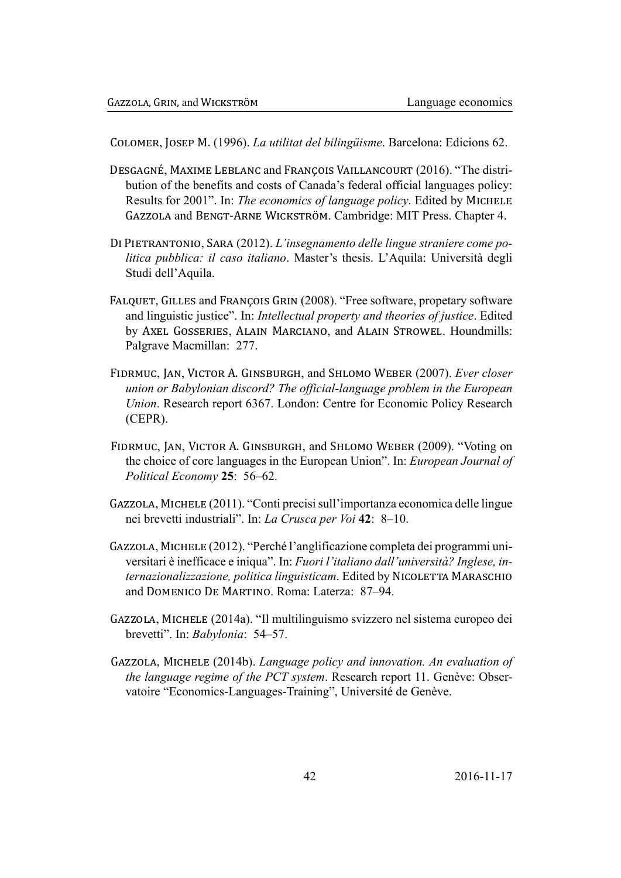Colomer, Josep M. (1996). *La utilitat del bilingüisme*. Barcelona: Edicions 62.

Desgagné, Maxime Leblanc and François Vaillancourt (2016). "The distribution of the benefits and costs of Canada's federal official languages policy: Results for 2001". In: *The economics of language policy*. Edited by Michele Gazzola and Bengt-Arne Wickström. Cambridge: MIT Press. Chapter 4.

Di Pietrantonio, Sara (2012). *L'insegnamento delle lingue straniere come politica pubblica: il caso italiano*. Master's thesis. L'Aquila: Università degli Studi dell'Aquila.

Falquet, Gilles and François Grin (2008). "Free software, propetary software and linguistic justice". In: *Intellectual property and theories of justice*. Edited by Axel Gosseries, Alain Marciano, and Alain Strowel. Houndmills: Palgrave Macmillan: 277.

Fidrmuc, Jan, Victor A. Ginsburgh, and Shlomo Weber (2007). *Ever closer union or Babylonian discord? The official-language problem in the European Union*. Research report 6367. London: Centre for Economic Policy Research (CEPR).

Fidrmuc, Jan, Victor A. Ginsburgh, and Shlomo Weber (2009). "Voting on the choice of core languages in the European Union". In: *European Journal of Political Economy* **25**: 56–62.

Gazzola, Michele (2011). "Conti precisi sull'importanza economica delle lingue nei brevetti industriali". In: *La Crusca per Voi* **42**: 8–10.

Gazzola, Michele (2012). "Perché l'anglificazione completa dei programmi universitari è inefficace e iniqua". In: *Fuori l'italiano dall'università? Inglese, internazionalizzazione, politica linguisticam*. Edited by Nicoletta Maraschio and Domenico De Martino. Roma: Laterza: 87–94.

Gazzola, Michele (2014a). "Il multilinguismo svizzero nel sistema europeo dei brevetti". In: *Babylonia*: 54–57.

Gazzola, Michele (2014b). *Language policy and innovation. An evaluation of the language regime of the PCT system*. Research report 11. Genève: Observatoire "Economics-Languages-Training", Université de Genève.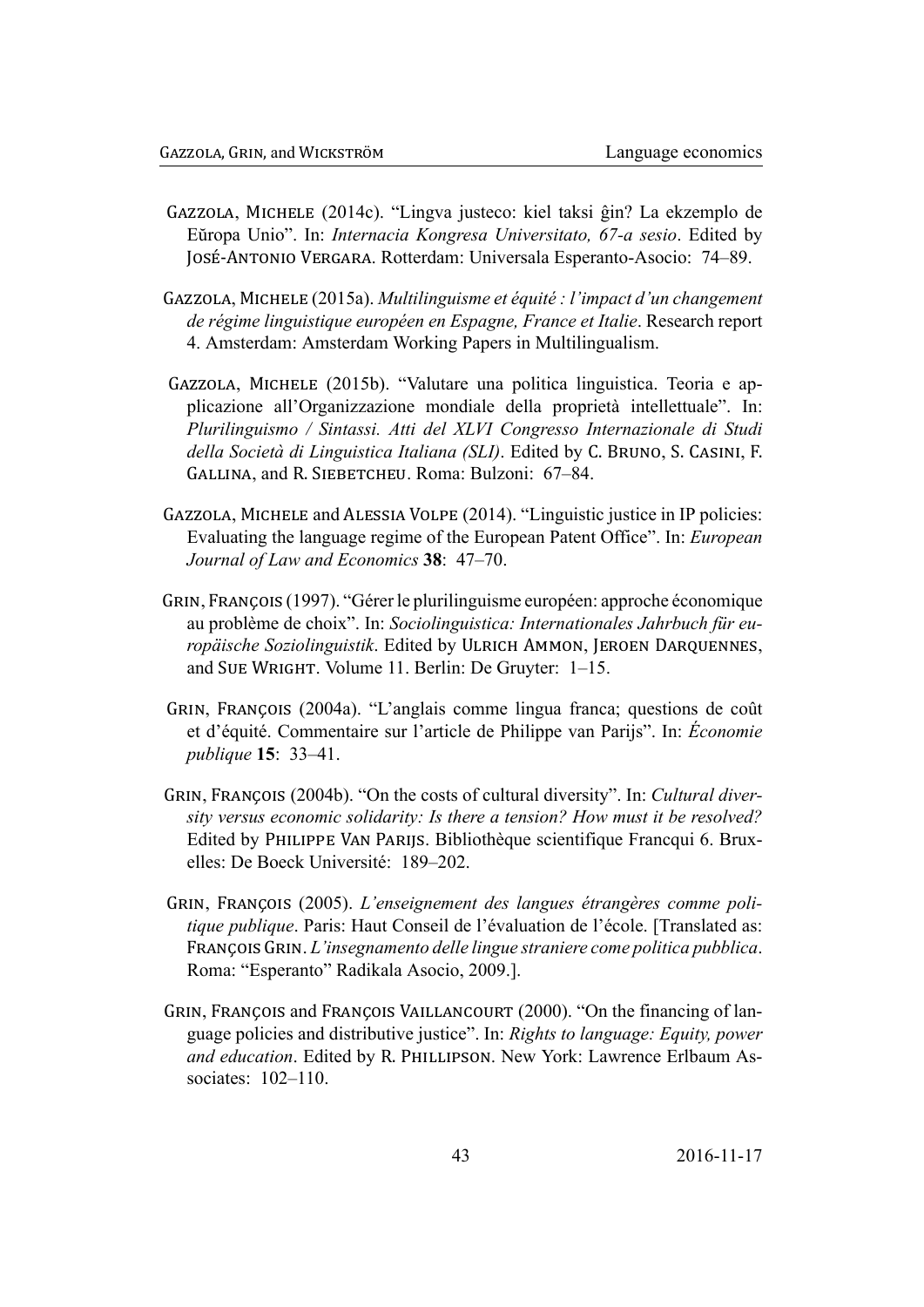Gazzola, Michele (2014c). "Lingva justeco: kiel taksi ĝin? La ekzemplo de Eŭropa Unio". In: *Internacia Kongresa Universitato, 67-a sesio*. Edited by José-Antonio Vergara. Rotterdam: Universala Esperanto-Asocio: 74–89.

Gazzola, Michele (2015a). *Multilinguisme et équité : l'impact d'un changement de régime linguistique européen en Espagne, France et Italie*. Research report 4. Amsterdam: Amsterdam Working Papers in Multilingualism.

Gazzola, Michele (2015b). "Valutare una politica linguistica. Teoria e applicazione all'Organizzazione mondiale della proprietà intellettuale". In: *Plurilinguismo / Sintassi. Atti del XLVI Congresso Internazionale di Studi della Società di Linguistica Italiana (SLI)*. Edited by C. Bruno, S. Casini, F. Gallina, and R. Siebetcheu. Roma: Bulzoni: 67–84.

Gazzola, Michele and Alessia Volpe (2014). "Linguistic justice in IP policies: Evaluating the language regime of the European Patent Office". In: *European Journal of Law and Economics* **38**: 47–70.

Grin, François (1997). "Gérer le plurilinguisme européen: approche économique au problème de choix". In: *Sociolinguistica: Internationales Jahrbuch für europäische Soziolinguistik*. Edited by Ulrich Ammon, Jeroen Darquennes, and Sue Wright. Volume 11. Berlin: De Gruyter: 1–15.

Grin, François (2004a). "L'anglais comme lingua franca; questions de coût et d'équité. Commentaire sur l'article de Philippe van Parijs". In: *Économie publique* **15**: 33–41.

Grin, François (2004b). "On the costs of cultural diversity". In: *Cultural diversity versus economic solidarity: Is there a tension? How must it be resolved?* Edited by Philippe Van Parijs. Bibliothèque scientifique Francqui 6. Bruxelles: De Boeck Université: 189–202.

Grin, François (2005). *L'enseignement des langues étrangères comme politique publique*. Paris: Haut Conseil de l'évaluation de l'école. [Translated as: François Grin. *L'insegnamento delle lingue straniere come politica pubblica*. Roma: "Esperanto" Radikala Asocio, 2009.].

Grin, François and François Vaillancourt (2000). "On the financing of language policies and distributive justice". In: *Rights to language: Equity, power and education*. Edited by R. Phillipson. New York: Lawrence Erlbaum Associates: 102–110.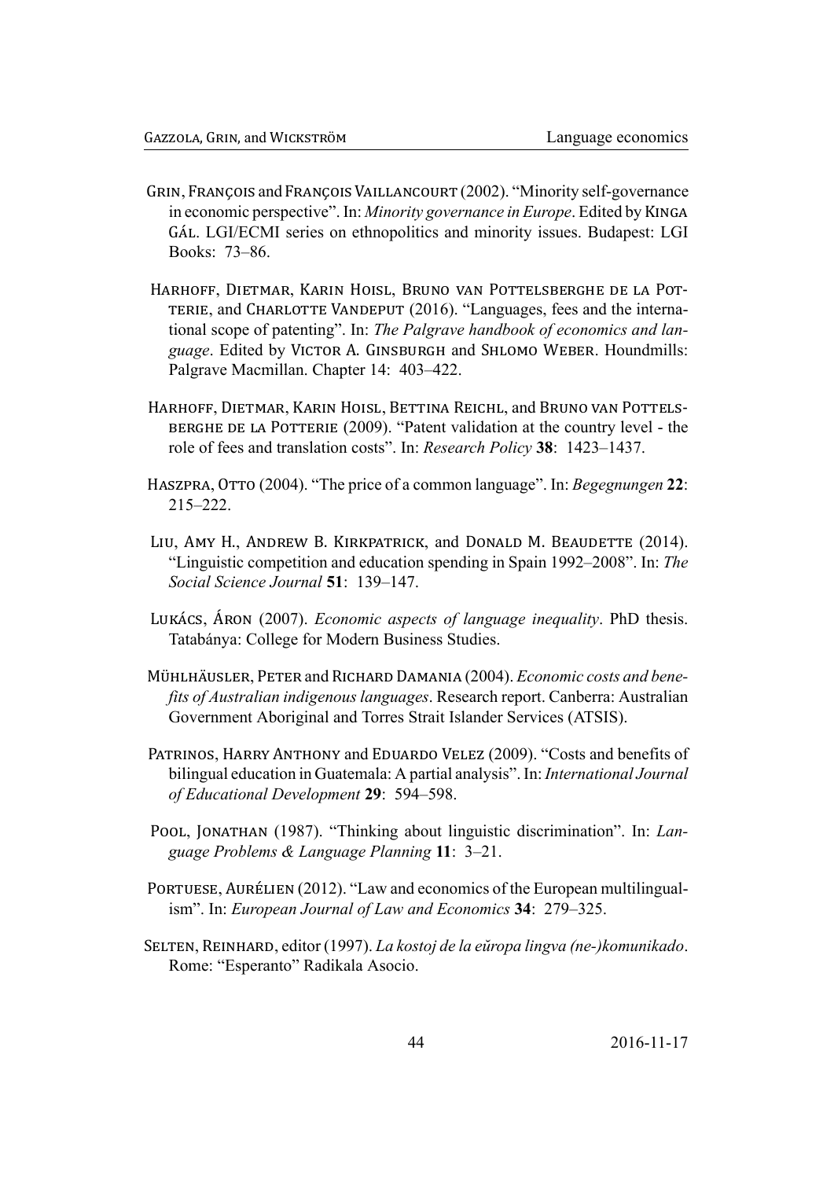Grin, François and François Vaillancourt (2002). "Minority self-governance in economic perspective". In: *Minority governance in Europe*. Edited by Kinga Gál. LGI/ECMI series on ethnopolitics and minority issues. Budapest: LGI Books: 73–86.

Harhoff, Dietmar, Karin Hoisl, Bruno van Pottelsberghe de la Potterie, and Charlotte Vandeput (2016). "Languages, fees and the international scope of patenting". In: *The Palgrave handbook of economics and language*. Edited by Victor A. Ginsburgh and Shlomo Weber. Houndmills: Palgrave Macmillan. Chapter 14: 403–422.

Harhoff, Dietmar, Karin Hoisl, Bettina Reichl, and Bruno van Pottelsberghe de la Potterie (2009). "Patent validation at the country level - the role of fees and translation costs". In: *Research Policy* **38**: 1423–1437.

Haszpra, Otto (2004). "The price of a common language". In: *Begegnungen* **22**: 215–222.

Liu, Amy H., Andrew B. Kirkpatrick, and Donald M. Beaudette (2014). "Linguistic competition and education spending in Spain 1992–2008". In: *The Social Science Journal* **51**: 139–147.

Lukács, Áron (2007). *Economic aspects of language inequality*. PhD thesis. Tatabánya: College for Modern Business Studies.

Mühlhäusler, Peter and Richard Damania (2004). *Economic costs and benefits of Australian indigenous languages*. Research report. Canberra: Australian Government Aboriginal and Torres Strait Islander Services (ATSIS).

Patrinos, Harry Anthony and Eduardo Velez (2009). "Costs and benefits of bilingual education in Guatemala: A partial analysis". In: *International Journal of Educational Development* **29**: 594–598.

Pool, Jonathan (1987). "Thinking about linguistic discrimination". In: *Language Problems & Language Planning* **11**: 3–21.

Portuese, Aurélien (2012). "Law and economics of the European multilingualism". In: *European Journal of Law and Economics* **34**: 279–325.

Selten, Reinhard, editor (1997). *La kostoj de la eŭropa lingva (ne-)komunikado*. Rome: "Esperanto" Radikala Asocio.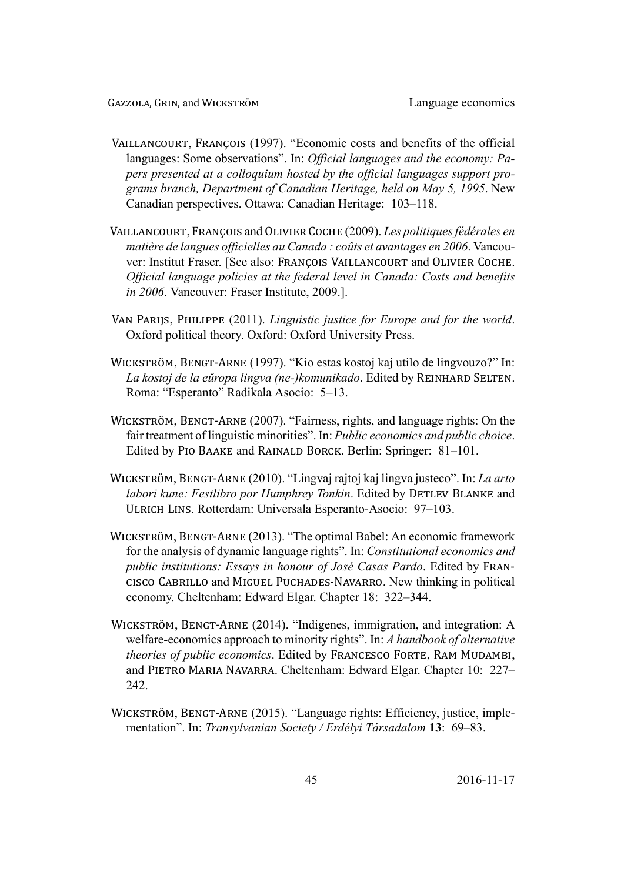Vaillancourt, François (1997). "Economic costs and benefits of the official languages: Some observations". In: *Official languages and the economy: Papers presented at a colloquium hosted by the official languages support programs branch, Department of Canadian Heritage, held on May 5, 1995*. New Canadian perspectives. Ottawa: Canadian Heritage: 103–118.

Vaillancourt, François and Olivier Coche (2009). *Les politiques fédérales en matière de langues officielles au Canada : coûts et avantages en 2006*. Vancouver: Institut Fraser. [See also: François Vaillancourt and Olivier Coche. *Official language policies at the federal level in Canada: Costs and benefits in 2006*. Vancouver: Fraser Institute, 2009.].

Van Parijs, Philippe (2011). *Linguistic justice for Europe and for the world*. Oxford political theory. Oxford: Oxford University Press.

Wickström, Bengt-Arne (1997). "Kio estas kostoj kaj utilo de lingvouzo?" In: *La kostoj de la eŭropa lingva (ne-)komunikado*. Edited by Reinhard Selten. Roma: "Esperanto" Radikala Asocio: 5–13.

Wickström, Bengt-Arne (2007). "Fairness, rights, and language rights: On the fair treatment of linguistic minorities". In: *Public economics and public choice*. Edited by Pio Baake and Rainald Borck. Berlin: Springer: 81–101.

Wickström, Bengt-Arne (2010). "Lingvaj rajtoj kaj lingva justeco". In: *La arto labori kune: Festlibro por Humphrey Tonkin*. Edited by Detlev Blanke and Ulrich Lins. Rotterdam: Universala Esperanto-Asocio: 97–103.

Wickström, Bengt-Arne (2013). "The optimal Babel: An economic framework for the analysis of dynamic language rights". In: *Constitutional economics and public institutions: Essays in honour of José Casas Pardo*. Edited by Francisco Cabrillo and Miguel Puchades-Navarro. New thinking in political economy. Cheltenham: Edward Elgar. Chapter 18: 322–344.

Wickström, Bengt-Arne (2014). "Indigenes, immigration, and integration: A welfare-economics approach to minority rights". In: *A handbook of alternative theories of public economics*. Edited by Francesco Forte, Ram Mudambi, and Pietro Maria Navarra. Cheltenham: Edward Elgar. Chapter 10: 227–242.

Wickström, Bengt-Arne (2015). "Language rights: Efficiency, justice, implementation". In: *Transylvanian Society / Erdélyi Társadalom* **13**: 69–83.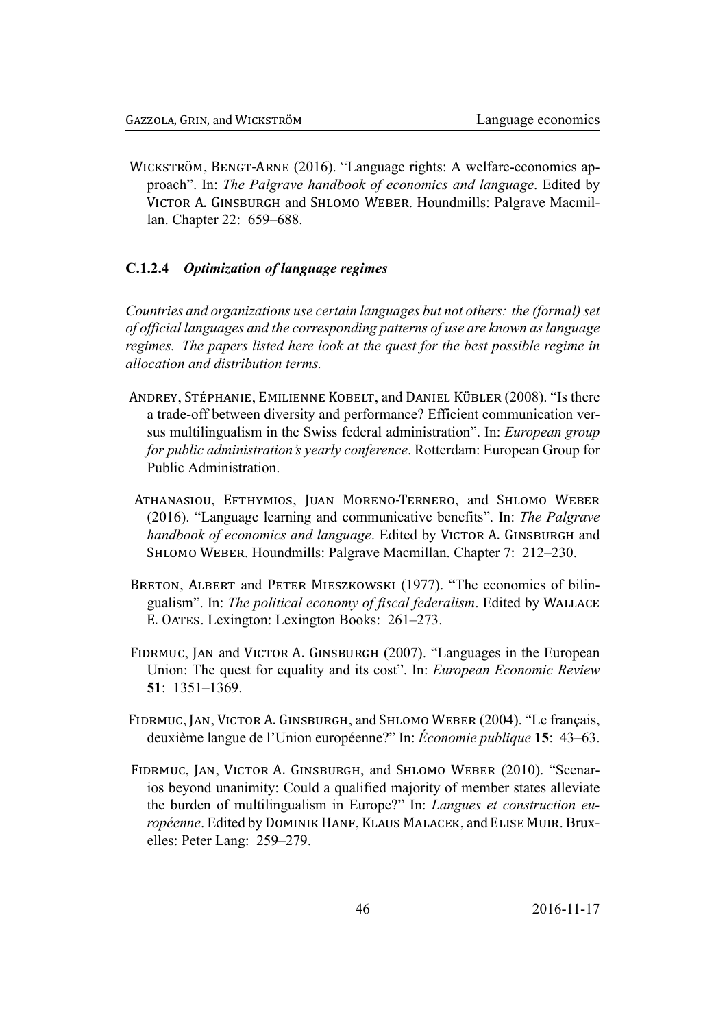Wickström, Bengt-Arne (2016). "Language rights: A welfare-economics approach". In: *The Palgrave handbook of economics and language*. Edited by Victor A. Ginsburgh and Shlomo Weber. Houndmills: Palgrave Macmillan. Chapter 22: 659–688.

#### C.1.2.4 *Optimization of language regimes*

*Countries and organizations use certain languages but not others: the (formal) set of official languages and the corresponding patterns of use are known as language regimes. The papers listed here look at the quest for the best possible regime in allocation and distribution terms.*

Andrey, Stéphanie, Emilienne Kobelt, and Daniel Kübler (2008). "Is there a trade-off between diversity and performance? Efficient communication versus multilingualism in the Swiss federal administration". In: *European group for public administration's yearly conference*. Rotterdam: European Group for Public Administration.

Athanasiou, Efthymios, Juan Moreno-Ternero, and Shlomo Weber (2016). "Language learning and communicative benefits". In: *The Palgrave handbook of economics and language*. Edited by Victor A. Ginsburgh and Shlomo Weber. Houndmills: Palgrave Macmillan. Chapter 7: 212–230.

Breton, Albert and Peter Mieszkowski (1977). "The economics of bilingualism". In: *The political economy of fiscal federalism*. Edited by Wallace E. Oates. Lexington: Lexington Books: 261–273.

Fidrmuc, Jan and Victor A. Ginsburgh (2007). "Languages in the European Union: The quest for equality and its cost". In: *European Economic Review* **51**: 1351–1369.

Fidrmuc, Jan, Victor A. Ginsburgh, and Shlomo Weber (2004). "Le français, deuxième langue de l'Union européenne?" In: *Économie publique* **15**: 43–63.

Fidrmuc, Jan, Victor A. Ginsburgh, and Shlomo Weber (2010). "Scenarios beyond unanimity: Could a qualified majority of member states alleviate the burden of multilingualism in Europe?" In: *Langues et construction européenne*. Edited by Dominik Hanf, Klaus Malacek, and Elise Muir. Bruxelles: Peter Lang: 259–279.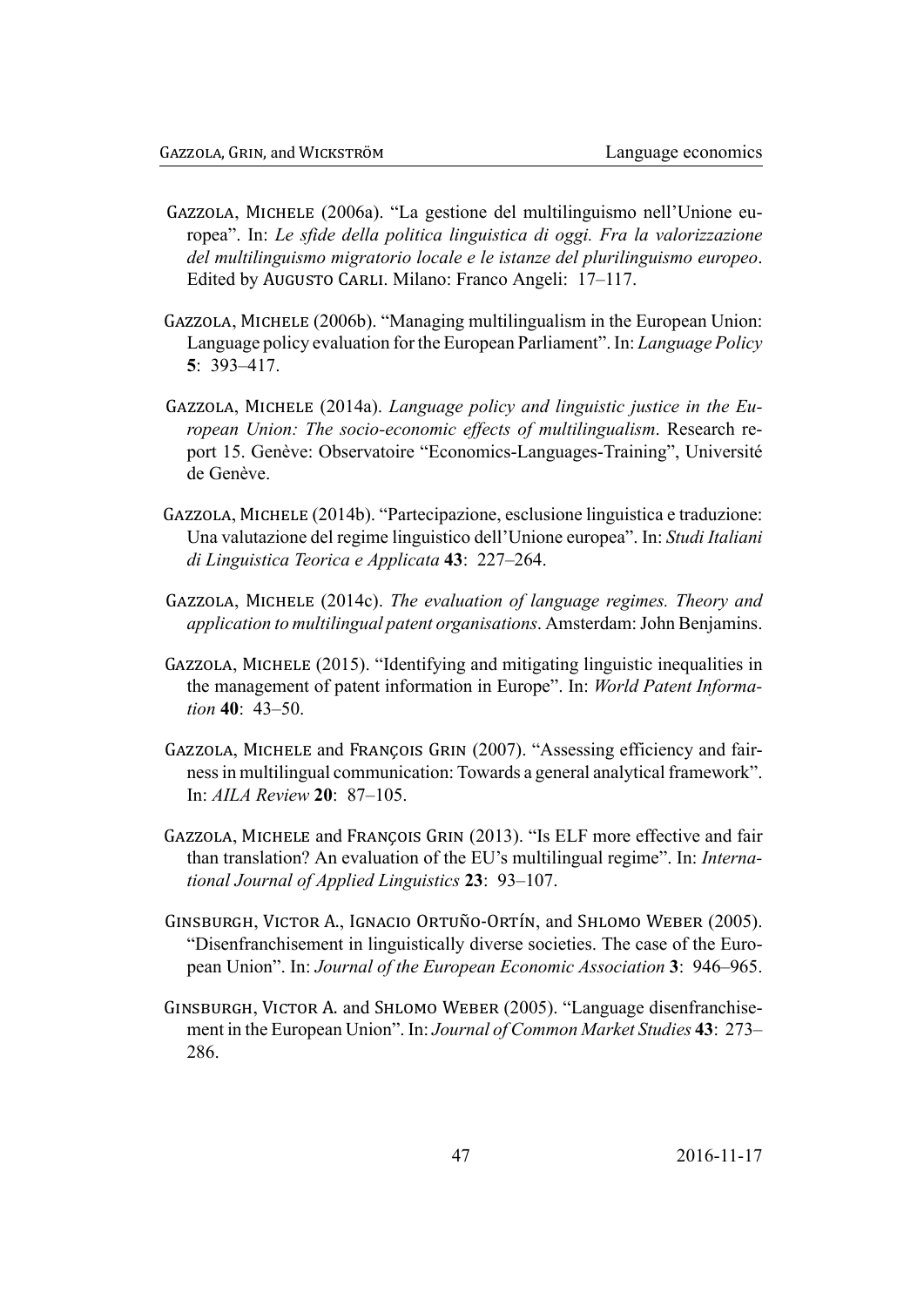Gazzola, Michele (2006a). "La gestione del multilinguismo nell'Unione europea". In: *Le sfide della politica linguistica di oggi. Fra la valorizzazione del multilinguismo migratorio locale e le istanze del plurilinguismo europeo*. Edited by Augusto Carli. Milano: Franco Angeli: 17–117.

Gazzola, Michele (2006b). "Managing multilingualism in the European Union: Language policy evaluation for the European Parliament". In: *Language Policy* **5**: 393–417.

Gazzola, Michele (2014a). *Language policy and linguistic justice in the European Union: The socio-economic effects of multilingualism*. Research report 15. Genève: Observatoire "Economics-Languages-Training", Université de Genève.

Gazzola, Michele (2014b). "Partecipazione, esclusione linguistica e traduzione: Una valutazione del regime linguistico dell'Unione europea". In: *Studi Italiani di Linguistica Teorica e Applicata* **43**: 227–264.

Gazzola, Michele (2014c). *The evaluation of language regimes. Theory and application to multilingual patent organisations*. Amsterdam: John Benjamins.

Gazzola, Michele (2015). "Identifying and mitigating linguistic inequalities in the management of patent information in Europe". In: *World Patent Information* **40**: 43–50.

Gazzola, Michele and François Grin (2007). "Assessing efficiency and fairness in multilingual communication: Towards a general analytical framework". In: *AILA Review* **20**: 87–105.

Gazzola, Michele and François Grin (2013). "Is ELF more effective and fair than translation? An evaluation of the EU's multilingual regime". In: *International Journal of Applied Linguistics* **23**: 93–107.

Ginsburgh, Victor A., Ignacio Ortuño-Ortín, and Shlomo Weber (2005). "Disenfranchisement in linguistically diverse societies. The case of the European Union". In: *Journal of the European Economic Association* **3**: 946–965.

Ginsburgh, Victor A. and Shlomo Weber (2005). "Language disenfranchisement in the European Union". In: *Journal of Common Market Studies* **43**: 273–286.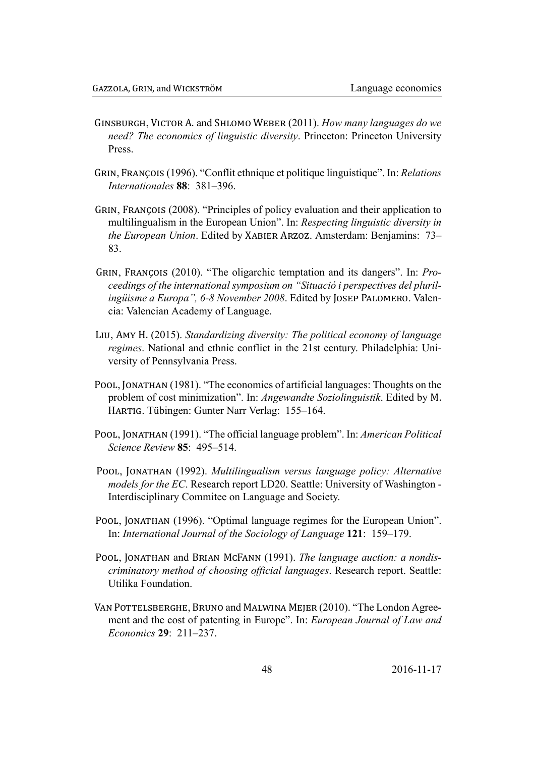Ginsburgh, Victor A. and Shlomo Weber (2011). *How many languages do we need? The economics of linguistic diversity*. Princeton: Princeton University Press.

Grin, François (1996). "Conflit ethnique et politique linguistique". In: *Relations Internationales* **88**: 381–396.

Grin, François (2008). "Principles of policy evaluation and their application to multilingualism in the European Union". In: *Respecting linguistic diversity in the European Union*. Edited by Xabier Arzoz. Amsterdam: Benjamins: 73–83.

Grin, François (2010). "The oligarchic temptation and its dangers". In: *Proceedings of the international symposium on "Situació i perspectives del plurilingüisme a Europa", 6-8 November 2008*. Edited by Josep Palomero. Valencia: Valencian Academy of Language.

Liu, Amy H. (2015). *Standardizing diversity: The political economy of language regimes*. National and ethnic conflict in the 21st century. Philadelphia: University of Pennsylvania Press.

Pool, Jonathan (1981). "The economics of artificial languages: Thoughts on the problem of cost minimization". In: *Angewandte Soziolinguistik*. Edited by M. Hartig. Tübingen: Gunter Narr Verlag: 155–164.

Pool, Jonathan (1991). "The official language problem". In: *American Political Science Review* **85**: 495–514.

Pool, Jonathan (1992). *Multilingualism versus language policy: Alternative models for the EC*. Research report LD20. Seattle: University of Washington - Interdisciplinary Commitee on Language and Society.

Pool, Jonathan (1996). "Optimal language regimes for the European Union". In: *International Journal of the Sociology of Language* **121**: 159–179.

Pool, Jonathan and Brian McFann (1991). *The language auction: a nondiscriminatory method of choosing official languages*. Research report. Seattle: Utilika Foundation.

Van Pottelsberghe, Bruno and Malwina Mejer (2010). "The London Agreement and the cost of patenting in Europe". In: *European Journal of Law and Economics* **29**: 211–237.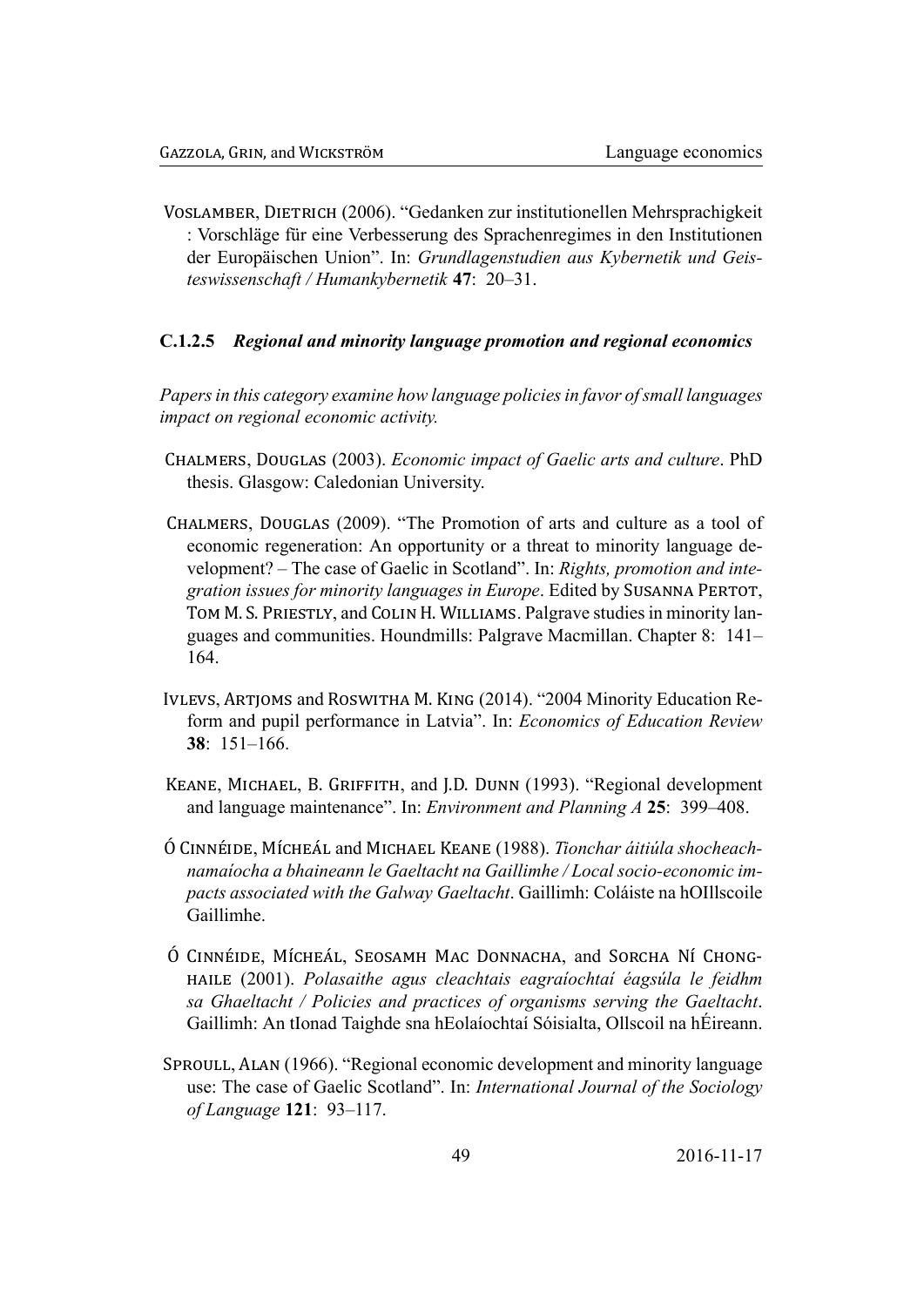Voslamber, Dietrich (2006). "Gedanken zur institutionellen Mehrsprachigkeit : Vorschläge für eine Verbesserung des Sprachenregimes in den Institutionen der Europäischen Union". In: *Grundlagenstudien aus Kybernetik und Geisteswissenschaft / Humankybernetik* **47**: 20–31.

### C.1.2.5 *Regional and minority language promotion and regional economics*

*Papers in this category examine how language policies in favor of small languages impact on regional economic activity.*

Chalmers, Douglas (2003). *Economic impact of Gaelic arts and culture*. PhD thesis. Glasgow: Caledonian University.

Chalmers, Douglas (2009). "The Promotion of arts and culture as a tool of economic regeneration: An opportunity or a threat to minority language development? – The case of Gaelic in Scotland". In: *Rights, promotion and integration issues for minority languages in Europe*. Edited by Susanna Pertot, Tom M. S. Priestly, and Colin H. Williams. Palgrave studies in minority languages and communities. Houndmills: Palgrave Macmillan. Chapter 8: 141–164.

Ivlevs, Artjoms and Roswitha M. King (2014). "2004 Minority Education Reform and pupil performance in Latvia". In: *Economics of Education Review* **38**: 151–166.

Keane, Michael, B. Griffith, and J.D. Dunn (1993). "Regional development and language maintenance". In: *Environment and Planning A* **25**: 399–408.

Ó Cinnéide, Mícheál and Michael Keane (1988). *Tionchar áitiúla shocheachnamaíocha a bhaineann le Gaeltacht na Gaillimhe / Local socio-economic impacts associated with the Galway Gaeltacht*. Gaillimh: Coláiste na hOIllscoile Gaillimhe.

Ó Cinnéide, Mícheál, Seosamh Mac Donnacha, and Sorcha Ní Chonghaile (2001). *Polasaithe agus cleachtais eagraíochtaí éagsúla le feidhm sa Ghaeltacht / Policies and practices of organisms serving the Gaeltacht*. Gaillimh: An tIonad Taighde sna hEolaíochtaí Sóisialta, Ollscoil na hÉireann.

Sproull, Alan (1966). "Regional economic development and minority language use: The case of Gaelic Scotland". In: *International Journal of the Sociology of Language* **121**: 93–117.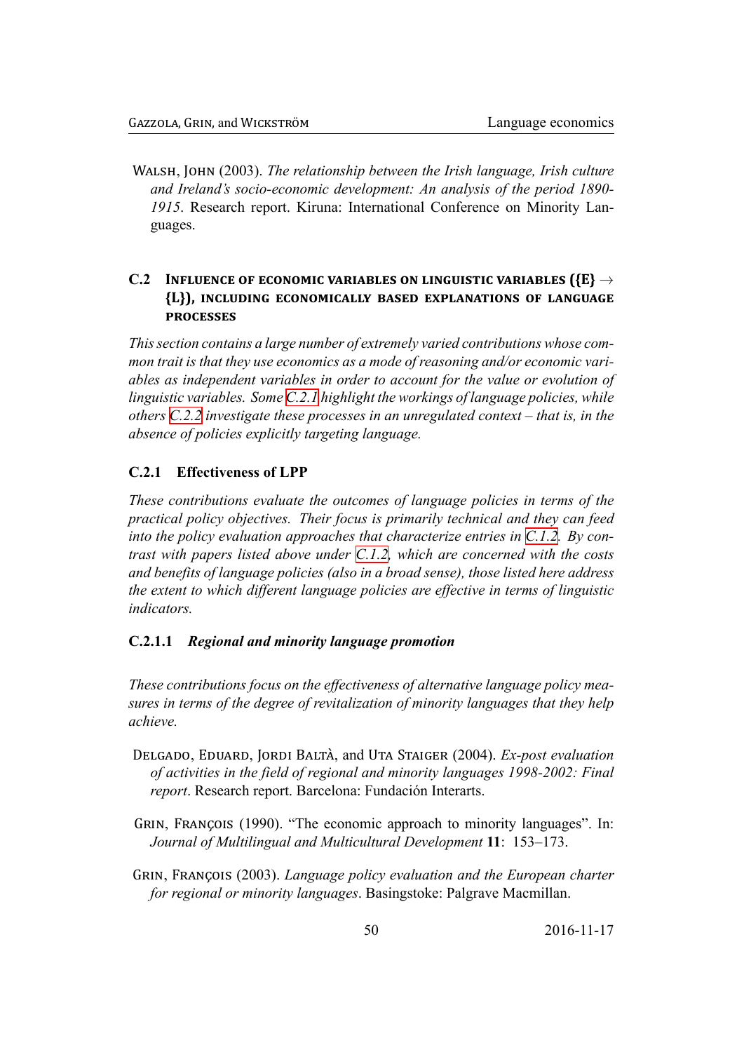Walsh, John (2003). *The relationship between the Irish language, Irish culture and Ireland's socio-economic development: An analysis of the period 1890-1915*. Research report. Kiruna: International Conference on Minority Languages.

## C.2 Influence of economic variables on linguistic variables ({E} $\rightarrow$ {L}), including economically based explanations of language processes

*This section contains a large number of extremely varied contributions whose common trait is that they use economics as a mode of reasoning and/or economic variables as independent variables in order to account for the value or evolution of linguistic variables. Some C.2.1 highlight the workings of language policies, while others C.2.2 investigate these processes in an unregulated context – that is, in the absence of policies explicitly targeting language.*

### C.2.1 Effectiveness of LPP

*These contributions evaluate the outcomes of language policies in terms of the practical policy objectives. Their focus is primarily technical and they can feed into the policy evaluation approaches that characterize entries in C.1.2. By contrast with papers listed above under C.1.2, which are concerned with the costs and benefits of language policies (also in a broad sense), those listed here address the extent to which different language policies are effective in terms of linguistic indicators.*

#### C.2.1.1 *Regional and minority language promotion*

*These contributions focus on the effectiveness of alternative language policy measures in terms of the degree of revitalization of minority languages that they help achieve.*

Delgado, Eduard, Jordi Baltà, and Uta Staiger (2004). *Ex-post evaluation of activities in the field of regional and minority languages 1998-2002: Final report*. Research report. Barcelona: Fundación Interarts.

Grin, François (1990). "The economic approach to minority languages". In: *Journal of Multilingual and Multicultural Development* **11**: 153–173.

Grin, François (2003). *Language policy evaluation and the European charter for regional or minority languages*. Basingstoke: Palgrave Macmillan.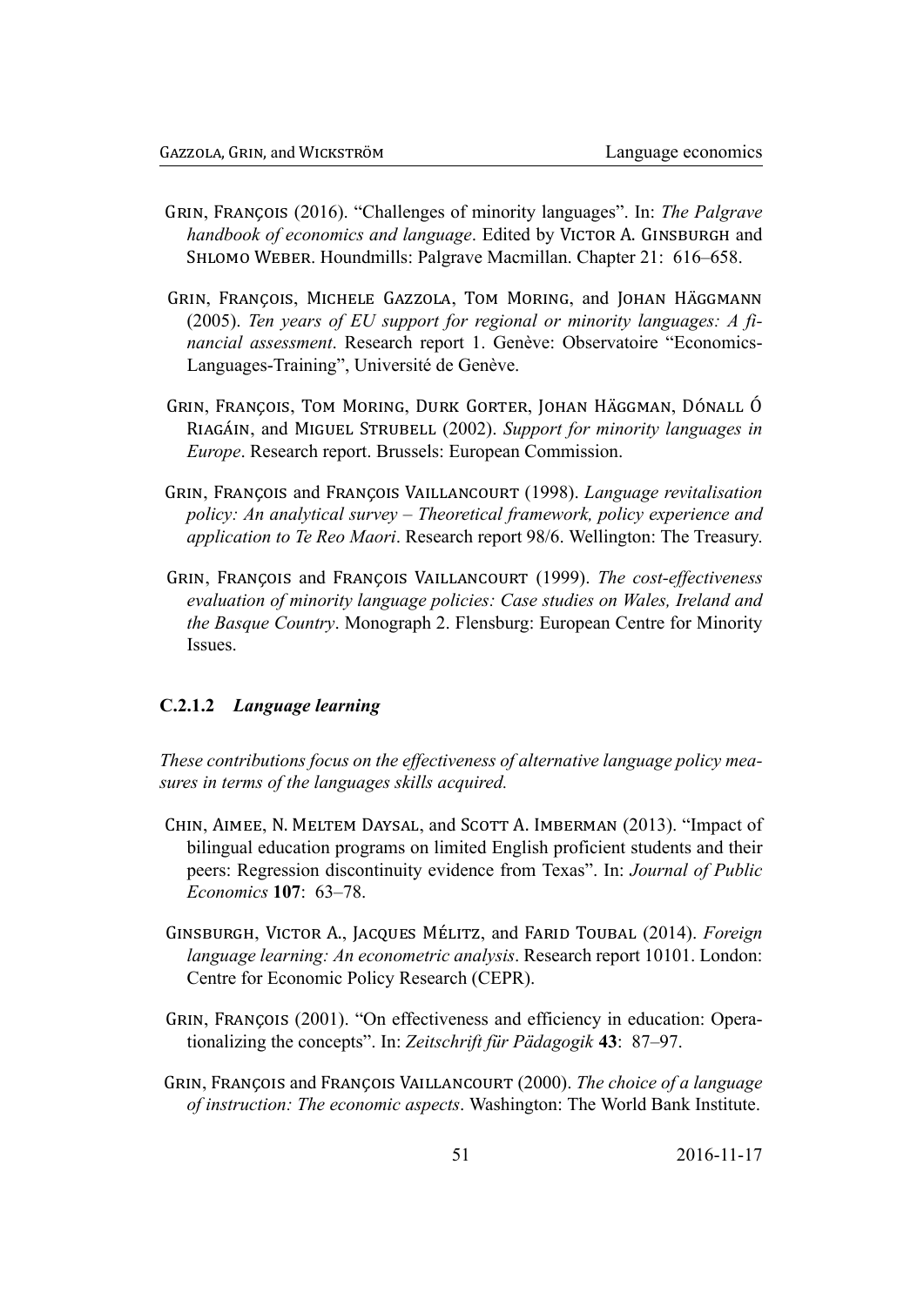Grin, François (2016). "Challenges of minority languages". In: *The Palgrave handbook of economics and language*. Edited by Victor A. Ginsburgh and Shlomo Weber. Houndmills: Palgrave Macmillan. Chapter 21: 616–658.

Grin, François, Michele Gazzola, Tom Moring, and Johan Häggmann (2005). *Ten years of EU support for regional or minority languages: A financial assessment*. Research report 1. Genève: Observatoire "Economics-Languages-Training", Université de Genève.

Grin, François, Tom Moring, Durk Gorter, Johan Häggman, Dónall Ó Riagáin, and Miguel Strubell (2002). *Support for minority languages in Europe*. Research report. Brussels: European Commission.

Grin, François and François Vaillancourt (1998). *Language revitalisation policy: An analytical survey – Theoretical framework, policy experience and application to Te Reo Maori*. Research report 98/6. Wellington: The Treasury.

Grin, François and François Vaillancourt (1999). *The cost-effectiveness evaluation of minority language policies: Case studies on Wales, Ireland and the Basque Country*. Monograph 2. Flensburg: European Centre for Minority Issues.

#### C.2.1.2 *Language learning*

*These contributions focus on the effectiveness of alternative language policy measures in terms of the languages skills acquired.*

Chin, Aimee, N. Meltem Daysal, and Scott A. Imberman (2013). "Impact of bilingual education programs on limited English proficient students and their peers: Regression discontinuity evidence from Texas". In: *Journal of Public Economics* **107**: 63–78.

Ginsburgh, Victor A., Jacques Mélitz, and Farid Toubal (2014). *Foreign language learning: An econometric analysis*. Research report 10101. London: Centre for Economic Policy Research (CEPR).

Grin, François (2001). "On effectiveness and efficiency in education: Operationalizing the concepts". In: *Zeitschrift für Pädagogik* **43**: 87–97.

Grin, François and François Vaillancourt (2000). *The choice of a language of instruction: The economic aspects*. Washington: The World Bank Institute.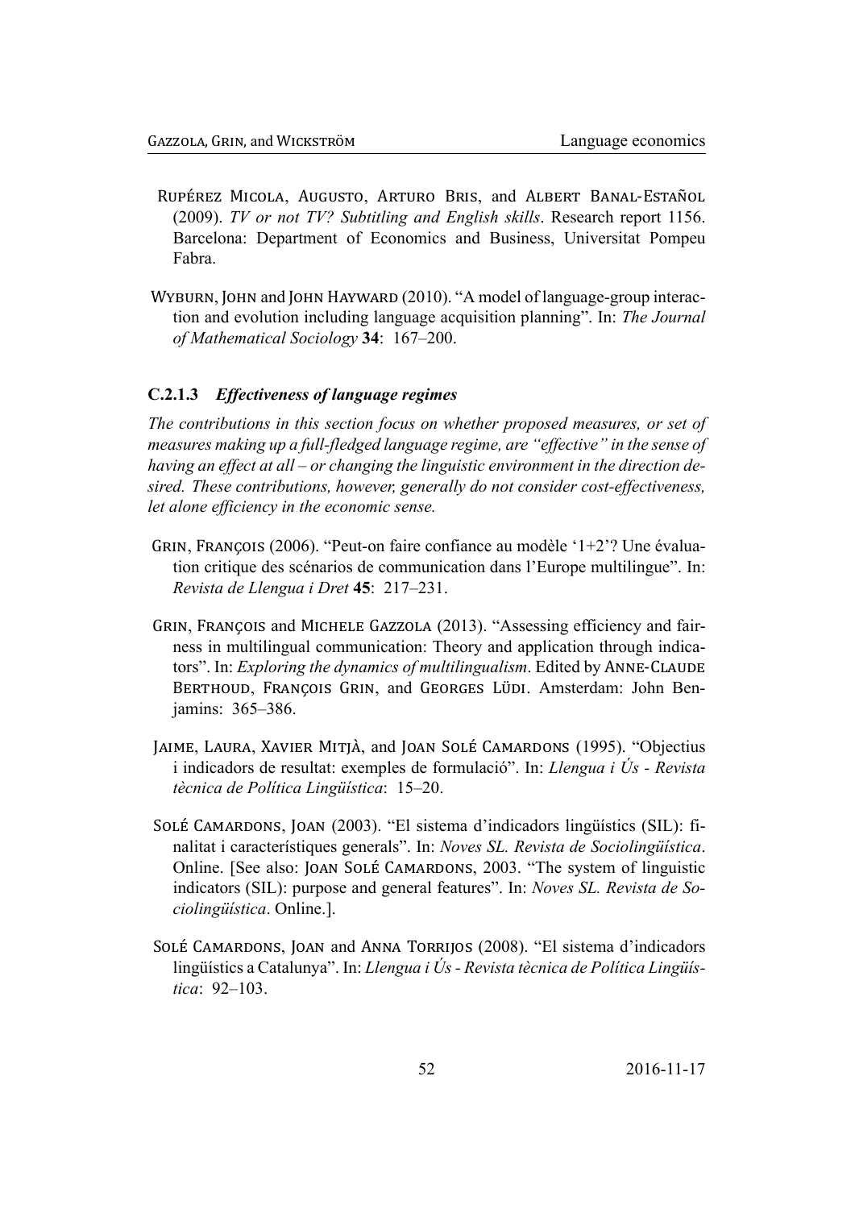Rupérez Micola, Augusto, Arturo Bris, and Albert Banal-Estañol (2009). *TV or not TV? Subtitling and English skills*. Research report 1156. Barcelona: Department of Economics and Business, Universitat Pompeu Fabra.

Wyburn, John and John Hayward (2010). "A model of language-group interaction and evolution including language acquisition planning". In: *The Journal of Mathematical Sociology* **34**: 167–200.

### C.2.1.3 *Effectiveness of language regimes*

*The contributions in this section focus on whether proposed measures, or set of measures making up a full-fledged language regime, are "effective" in the sense of having an effect at all – or changing the linguistic environment in the direction desired. These contributions, however, generally do not consider cost-effectiveness, let alone efficiency in the economic sense.*

Grin, François (2006). "Peut-on faire confiance au modèle '1+2'? Une évaluation critique des scénarios de communication dans l'Europe multilingue". In: *Revista de Llengua i Dret* **45**: 217–231.

Grin, François and Michele Gazzola (2013). "Assessing efficiency and fairness in multilingual communication: Theory and application through indicators". In: *Exploring the dynamics of multilingualism*. Edited by Anne-Claude Berthoud, François Grin, and Georges Lüdi. Amsterdam: John Benjamins: 365–386.

Jaime, Laura, Xavier Mitjà, and Joan Solé Camardons (1995). "Objectius i indicadors de resultat: exemples de formulació". In: *Llengua i Ús - Revista tècnica de Política Lingüística*: 15–20.

Solé Camardons, Joan (2003). "El sistema d'indicadors lingüístics (SIL): finalitat i característiques generals". In: *Noves SL. Revista de Sociolingüística*. Online. [See also: Joan Solé Camardons, 2003. "The system of linguistic indicators (SIL): purpose and general features". In: *Noves SL. Revista de Sociolingüística*. Online.].

Solé Camardons, Joan and Anna Torrijos (2008). "El sistema d'indicadors lingüístics a Catalunya". In: *Llengua i Ús - Revista tècnica de Política Lingüística*: 92–103.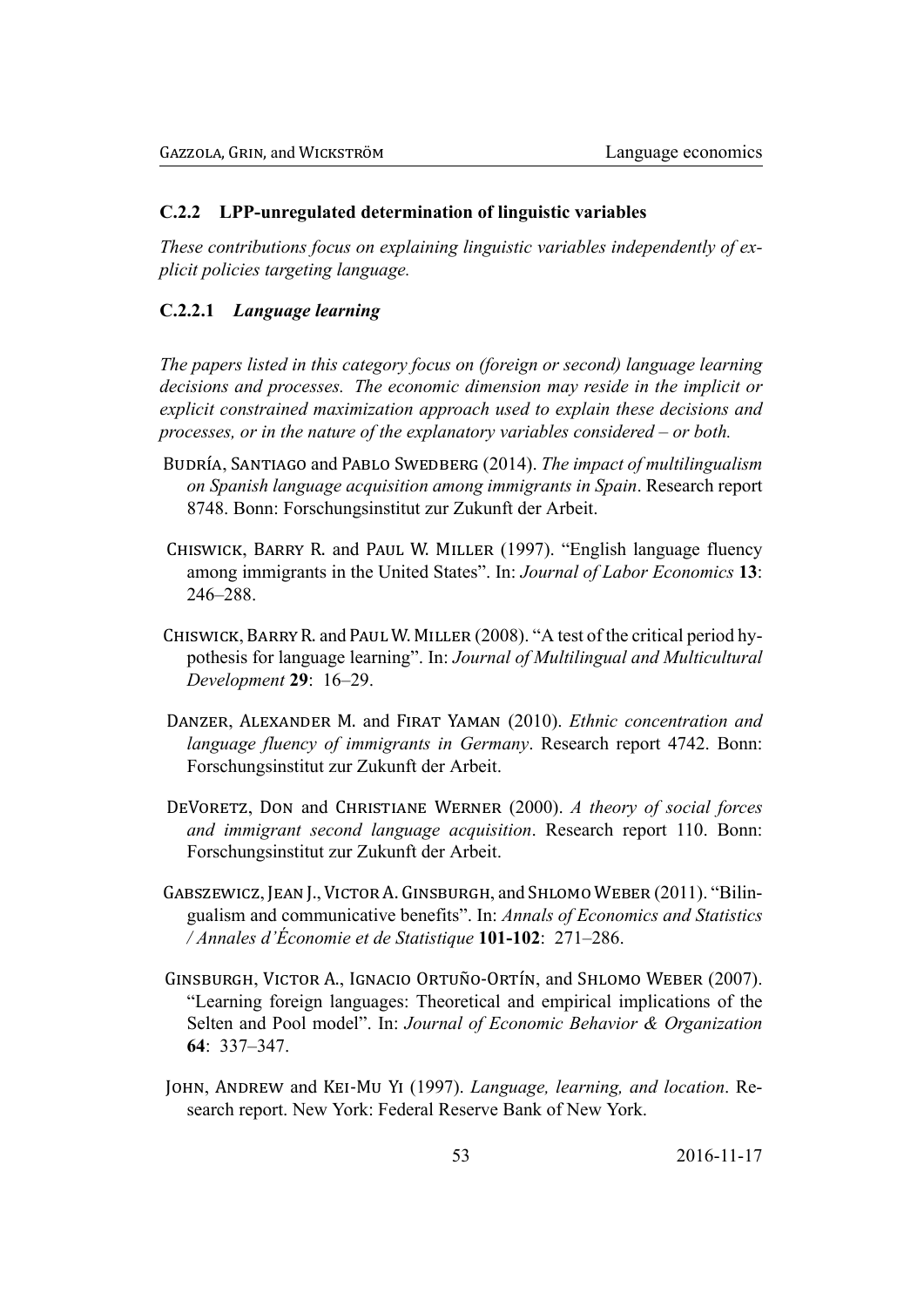### C.2.2 LPP-unregulated determination of linguistic variables

*These contributions focus on explaining linguistic variables independently of explicit policies targeting language.*

#### C.2.2.1 *Language learning*

*The papers listed in this category focus on (foreign or second) language learning decisions and processes. The economic dimension may reside in the implicit or explicit constrained maximization approach used to explain these decisions and processes, or in the nature of the explanatory variables considered – or both.*

Budría, Santiago and Pablo Swedberg (2014). *The impact of multilingualism on Spanish language acquisition among immigrants in Spain*. Research report 8748. Bonn: Forschungsinstitut zur Zukunft der Arbeit.

Chiswick, Barry R. and Paul W. Miller (1997). "English language fluency among immigrants in the United States". In: *Journal of Labor Economics* **13**: 246–288.

Chiswick, Barry R. and Paul W. Miller (2008). "A test of the critical period hypothesis for language learning". In: *Journal of Multilingual and Multicultural Development* **29**: 16–29.

Danzer, Alexander M. and Firat Yaman (2010). *Ethnic concentration and language fluency of immigrants in Germany*. Research report 4742. Bonn: Forschungsinstitut zur Zukunft der Arbeit.

DeVoretz, Don and Christiane Werner (2000). *A theory of social forces and immigrant second language acquisition*. Research report 110. Bonn: Forschungsinstitut zur Zukunft der Arbeit.

Gabszewicz, Jean J., Victor A. Ginsburgh, and Shlomo Weber (2011). "Bilingualism and communicative benefits". In: *Annals of Economics and Statistics / Annales d'Économie et de Statistique* **101-102**: 271–286.

Ginsburgh, Victor A., Ignacio Ortuño-Ortín, and Shlomo Weber (2007). "Learning foreign languages: Theoretical and empirical implications of the Selten and Pool model". In: *Journal of Economic Behavior & Organization* **64**: 337–347.

John, Andrew and Kei-Mu Yi (1997). *Language, learning, and location*. Research report. New York: Federal Reserve Bank of New York.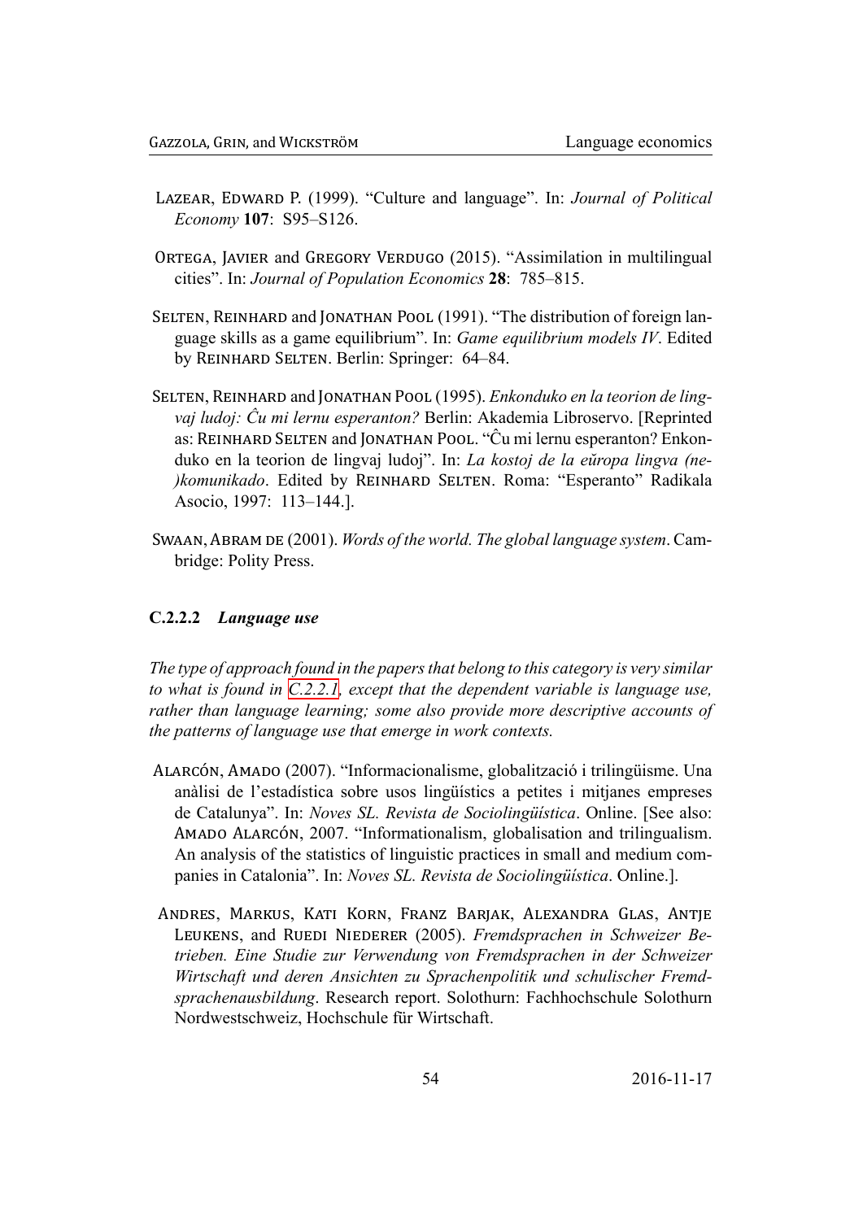Lazear, Edward P. (1999). "Culture and language". In: *Journal of Political Economy* **107**: S95–S126.

Ortega, Javier and Gregory Verdugo (2015). "Assimilation in multilingual cities". In: *Journal of Population Economics* **28**: 785–815.

Selten, Reinhard and Jonathan Pool (1991). "The distribution of foreign language skills as a game equilibrium". In: *Game equilibrium models IV*. Edited by Reinhard Selten. Berlin: Springer: 64–84.

Selten, Reinhard and Jonathan Pool (1995). *Enkonduko en la teorion de lingvaj ludoj: Ĉu mi lernu esperanton?* Berlin: Akademia Libroservo. [Reprinted as: Reinhard Selten and Jonathan Pool. "Ĉu mi lernu esperanton? Enkonduko en la teorion de lingvaj ludoj". In: *La kostoj de la eŭropa lingva (ne-)komunikado*. Edited by Reinhard Selten. Roma: "Esperanto" Radikala Asocio, 1997: 113–144.].

Swaan, Abram de (2001). *Words of the world. The global language system*. Cambridge: Polity Press.

### C.2.2.2 *Language use*

*The type of approach found in the papers that belong to this category is very similar to what is found in C.2.2.1, except that the dependent variable is language use, rather than language learning; some also provide more descriptive accounts of the patterns of language use that emerge in work contexts.*

Alarcón, Amado (2007). "Informacionalisme, globalització i trilingüisme. Una anàlisi de l'estadística sobre usos lingüístics a petites i mitjanes empreses de Catalunya". In: *Noves SL. Revista de Sociolingüística*. Online. [See also: Amado Alarcón, 2007. "Informationalism, globalisation and trilingualism. An analysis of the statistics of linguistic practices in small and medium companies in Catalonia". In: *Noves SL. Revista de Sociolingüística*. Online.].

Andres, Markus, Kati Korn, Franz Barjak, Alexandra Glas, Antje Leukens, and Ruedi Niederer (2005). *Fremdsprachen in Schweizer Betrieben. Eine Studie zur Verwendung von Fremdsprachen in der Schweizer Wirtschaft und deren Ansichten zu Sprachenpolitik und schulischer Fremdsprachenausbildung*. Research report. Solothurn: Fachhochschule Solothurn Nordwestschweiz, Hochschule für Wirtschaft.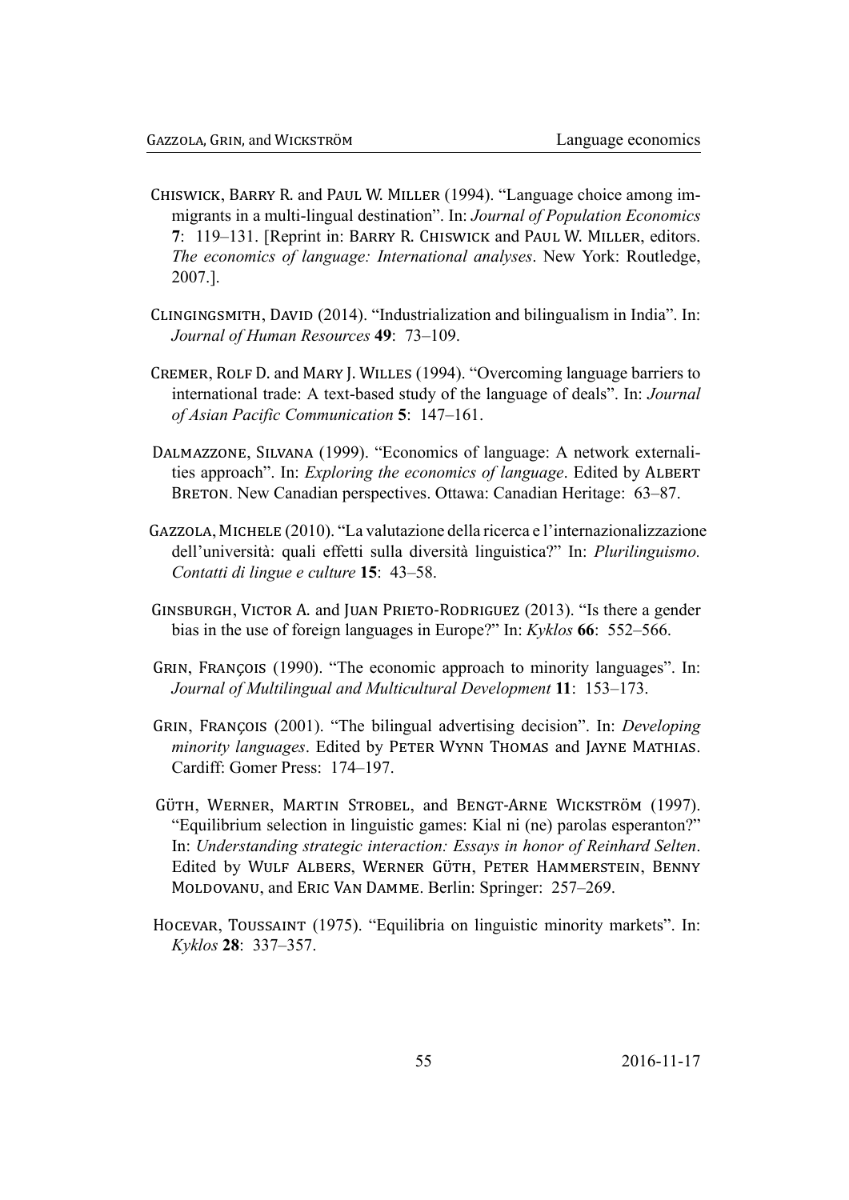Chiswick, Barry R. and Paul W. Miller (1994). "Language choice among immigrants in a multi-lingual destination". In: *Journal of Population Economics* **7**: 119–131. [Reprint in: Barry R. Chiswick and Paul W. Miller, editors. *The economics of language: International analyses*. New York: Routledge, 2007.].

Clingingsmith, David (2014). "Industrialization and bilingualism in India". In: *Journal of Human Resources* **49**: 73–109.

Cremer, Rolf D. and Mary J. Willes (1994). "Overcoming language barriers to international trade: A text-based study of the language of deals". In: *Journal of Asian Pacific Communication* **5**: 147–161.

Dalmazzone, Silvana (1999). "Economics of language: A network externalities approach". In: *Exploring the economics of language*. Edited by Albert Breton. New Canadian perspectives. Ottawa: Canadian Heritage: 63–87.

Gazzola, Michele (2010). "La valutazione della ricerca e l'internazionalizzazione dell'università: quali effetti sulla diversità linguistica?" In: *Plurilinguismo. Contatti di lingue e culture* **15**: 43–58.

Ginsburgh, Victor A. and Juan Prieto-Rodriguez (2013). "Is there a gender bias in the use of foreign languages in Europe?" In: *Kyklos* **66**: 552–566.

Grin, François (1990). "The economic approach to minority languages". In: *Journal of Multilingual and Multicultural Development* **11**: 153–173.

Grin, François (2001). "The bilingual advertising decision". In: *Developing minority languages*. Edited by Peter Wynn Thomas and Jayne Mathias. Cardiff: Gomer Press: 174–197.

Güth, Werner, Martin Strobel, and Bengt-Arne Wickström (1997). "Equilibrium selection in linguistic games: Kial ni (ne) parolas esperanton?" In: *Understanding strategic interaction: Essays in honor of Reinhard Selten*. Edited by Wulf Albers, Werner Güth, Peter Hammerstein, Benny Moldovanu, and Eric Van Damme. Berlin: Springer: 257–269.

Hocevar, Toussaint (1975). "Equilibria on linguistic minority markets". In: *Kyklos* **28**: 337–357.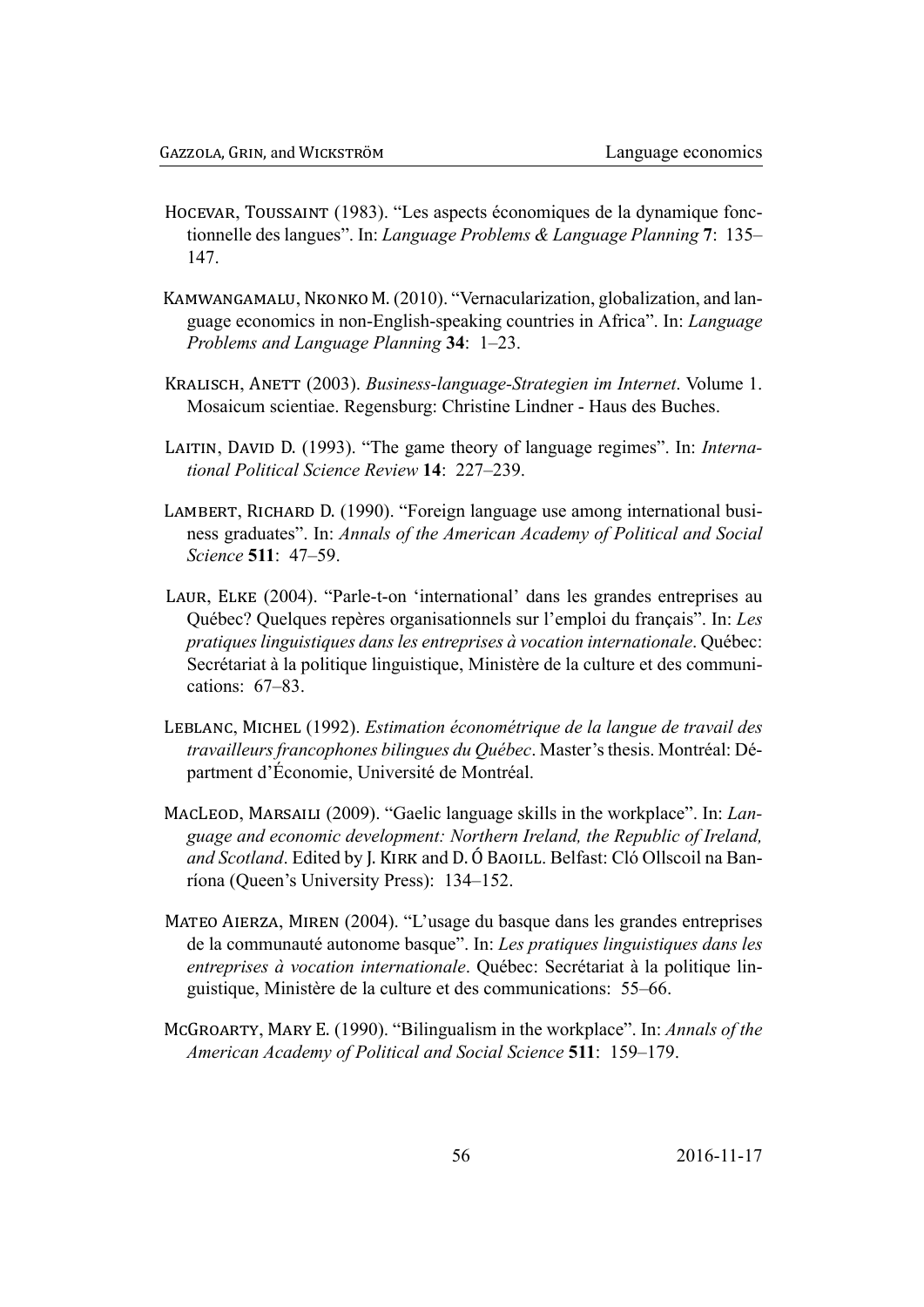Hocevar, Toussaint (1983). "Les aspects économiques de la dynamique fonctionnelle des langues". In: *Language Problems & Language Planning* **7**: 135–147.

Kamwangamalu, Nkonko M. (2010). "Vernacularization, globalization, and language economics in non-English-speaking countries in Africa". In: *Language Problems and Language Planning* **34**: 1–23.

Kralisch, Anett (2003). *Business-language-Strategien im Internet*. Volume 1. Mosaicum scientiae. Regensburg: Christine Lindner - Haus des Buches.

Laitin, David D. (1993). "The game theory of language regimes". In: *International Political Science Review* **14**: 227–239.

Lambert, Richard D. (1990). "Foreign language use among international business graduates". In: *Annals of the American Academy of Political and Social Science* **511**: 47–59.

Laur, Elke (2004). "Parle-t-on 'international' dans les grandes entreprises au Québec? Quelques repères organisationnels sur l'emploi du français". In: *Les pratiques linguistiques dans les entreprises à vocation internationale*. Québec: Secrétariat à la politique linguistique, Ministère de la culture et des communications: 67–83.

Leblanc, Michel (1992). *Estimation économétrique de la langue de travail des travailleurs francophones bilingues du Québec*. Master's thesis. Montréal: Département d'Économie, Université de Montréal.

MacLeod, Marsaili (2009). "Gaelic language skills in the workplace". In: *Language and economic development: Northern Ireland, the Republic of Ireland, and Scotland*. Edited by J. Kirk and D. Ó Baoill. Belfast: Cló Ollscoil na Banríona (Queen's University Press): 134–152.

Mateo Aierza, Miren (2004). "L'usage du basque dans les grandes entreprises de la communauté autonome basque". In: *Les pratiques linguistiques dans les entreprises à vocation internationale*. Québec: Secrétariat à la politique linguistique, Ministère de la culture et des communications: 55–66.

McGroarty, Mary E. (1990). "Bilingualism in the workplace". In: *Annals of the American Academy of Political and Social Science* **511**: 159–179.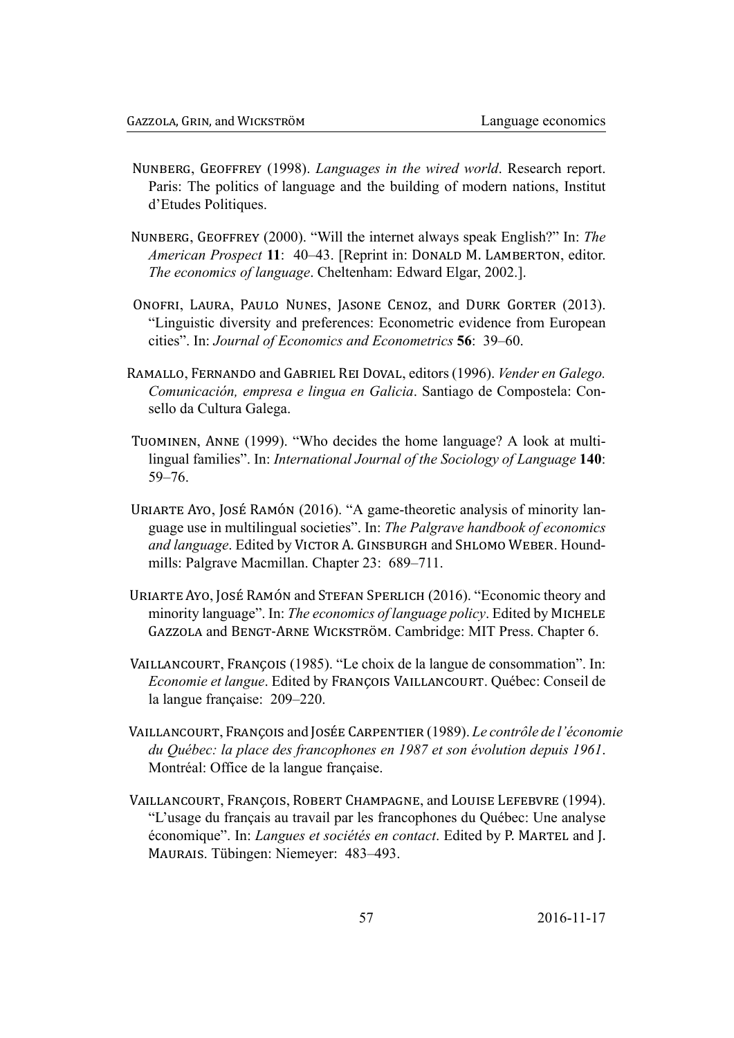Nunberg, Geoffrey (1998). *Languages in the wired world*. Research report. Paris: The politics of language and the building of modern nations, Institut d'Etudes Politiques.

Nunberg, Geoffrey (2000). "Will the internet always speak English?" In: *The American Prospect* **11**: 40–43. [Reprint in: Donald M. Lamberton, editor. *The economics of language*. Cheltenham: Edward Elgar, 2002.].

Onofri, Laura, Paulo Nunes, Jasone Cenoz, and Durk Gorter (2013). "Linguistic diversity and preferences: Econometric evidence from European cities". In: *Journal of Economics and Econometrics* **56**: 39–60.

Ramallo, Fernando and Gabriel Rei Doval, editors (1996). *Vender en Galego. Comunicación, empresa e lingua en Galicia*. Santiago de Compostela: Consello da Cultura Galega.

Tuominen, Anne (1999). "Who decides the home language? A look at multilingual families". In: *International Journal of the Sociology of Language* **140**: 59–76.

Uriarte Ayo, José Ramón (2016). "A game-theoretic analysis of minority language use in multilingual societies". In: *The Palgrave handbook of economics and language*. Edited by Victor A. Ginsburgh and Shlomo Weber. Houndmills: Palgrave Macmillan. Chapter 23: 689–711.

Uriarte Ayo, José Ramón and Stefan Sperlich (2016). "Economic theory and minority language". In: *The economics of language policy*. Edited by Michele Gazzola and Bengt-Arne Wickström. Cambridge: MIT Press. Chapter 6.

Vaillancourt, François (1985). "Le choix de la langue de consommation". In: *Economie et langue*. Edited by François Vaillancourt. Québec: Conseil de la langue française: 209–220.

Vaillancourt, François and Josée Carpentier (1989). *Le contrôle de l'économie du Québec: la place des francophones en 1987 et son évolution depuis 1961*. Montréal: Office de la langue française.

Vaillancourt, François, Robert Champagne, and Louise Lefebvre (1994). "L'usage du français au travail par les francophones du Québec: Une analyse économique". In: *Langues et sociétés en contact*. Edited by P. Martel and J. Maurais. Tübingen: Niemeyer: 483–493.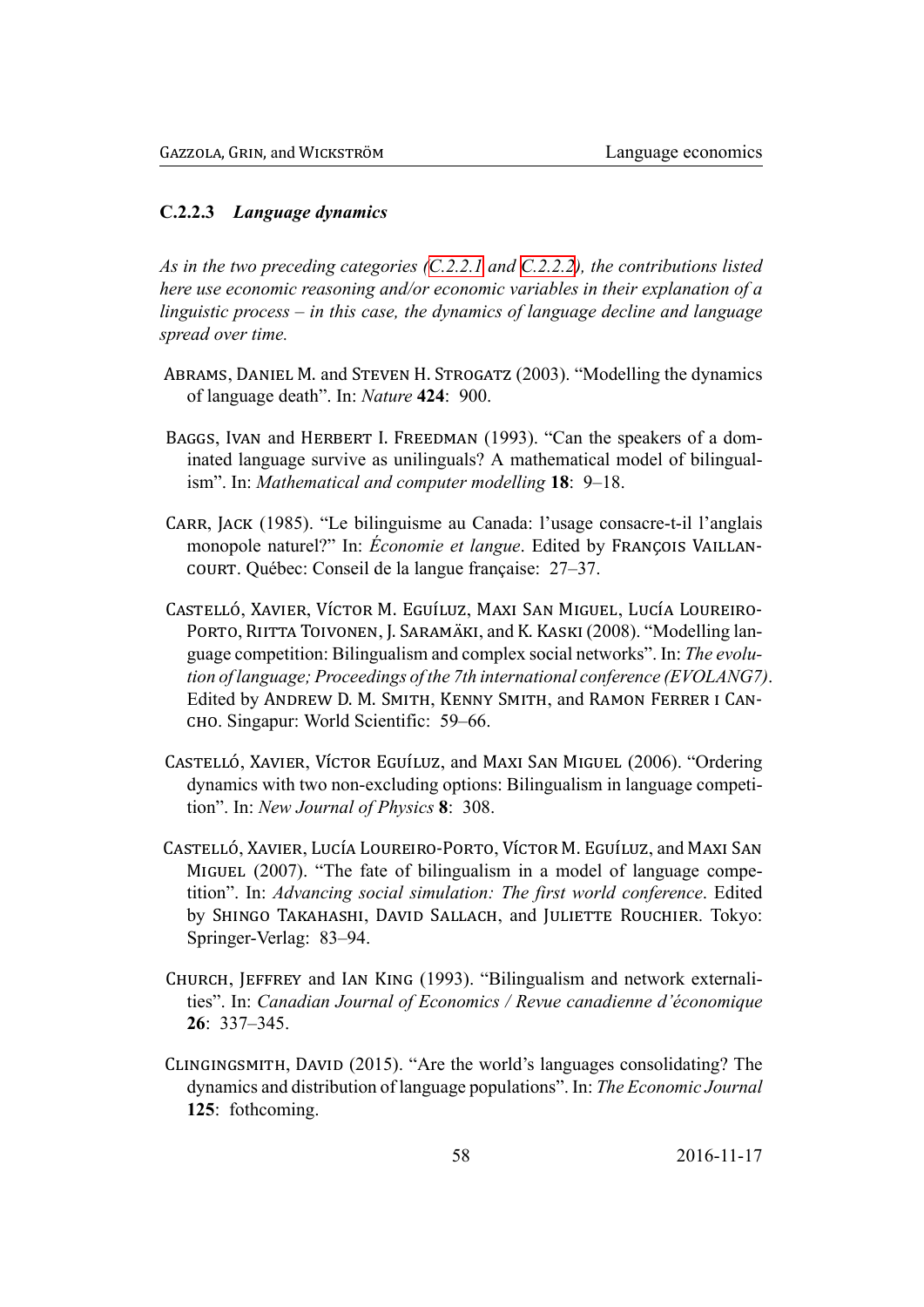#### C.2.2.3 *Language dynamics*

*As in the two preceding categories (C.2.2.1 and C.2.2.2), the contributions listed here use economic reasoning and/or economic variables in their explanation of a linguistic process – in this case, the dynamics of language decline and language spread over time.*

Abrams, Daniel M. and Steven H. Strogatz (2003). "Modelling the dynamics of language death". In: *Nature* **424**: 900.

Baggs, Ivan and Herbert I. Freedman (1993). "Can the speakers of a dominated language survive as unilinguals? A mathematical model of bilingualism". In: *Mathematical and computer modelling* **18**: 9–18.

Carr, Jack (1985). "Le bilinguisme au Canada: l'usage consacre-t-il l'anglais monopole naturel?" In: *Économie et langue*. Edited by François Vaillancourt. Québec: Conseil de la langue française: 27–37.

Castelló, Xavier, Víctor M. Eguíluz, Maxi San Miguel, Lucía Loureiro-Porto, Riitta Toivonen, J. Saramäki, and K. Kaski (2008). "Modelling language competition: Bilingualism and complex social networks". In: *The evolution of language; Proceedings of the 7th international conference (EVOLANG7)*. Edited by Andrew D. M. Smith, Kenny Smith, and Ramon Ferrer i Cancho. Singapur: World Scientific: 59–66.

Castelló, Xavier, Víctor Eguíluz, and Maxi San Miguel (2006). "Ordering dynamics with two non-excluding options: Bilingualism in language competition". In: *New Journal of Physics* **8**: 308.

Castelló, Xavier, Lucía Loureiro-Porto, Víctor M. Eguíluz, and Maxi San Miguel (2007). "The fate of bilingualism in a model of language competition". In: *Advancing social simulation: The first world conference*. Edited by Shingo Takahashi, David Sallach, and Juliette Rouchier. Tokyo: Springer-Verlag: 83–94.

Church, Jeffrey and Ian King (1993). "Bilingualism and network externalities". In: *Canadian Journal of Economics / Revue canadienne d'économique* **26**: 337–345.

Clingingsmith, David (2015). "Are the world's languages consolidating? The dynamics and distribution of language populations". In: *The Economic Journal* **125**: fothcoming.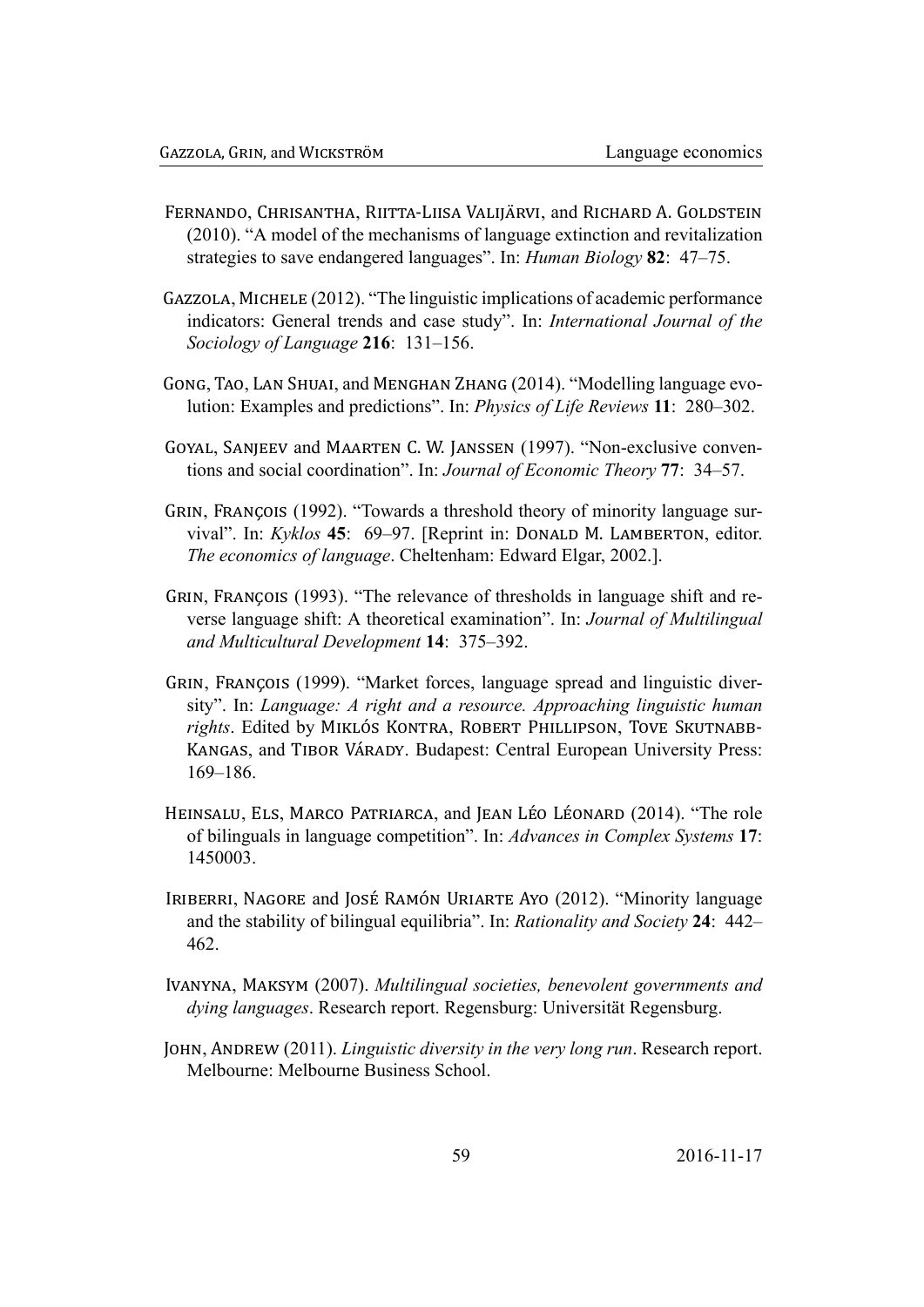Fernando, Chrisantha, Riitta-Liisa Valijärvi, and Richard A. Goldstein (2010). "A model of the mechanisms of language extinction and revitalization strategies to save endangered languages". In: *Human Biology* **82**: 47–75.

Gazzola, Michele (2012). "The linguistic implications of academic performance indicators: General trends and case study". In: *International Journal of the Sociology of Language* **216**: 131–156.

Gong, Tao, Lan Shuai, and Menghan Zhang (2014). "Modelling language evolution: Examples and predictions". In: *Physics of Life Reviews* **11**: 280–302.

Goyal, Sanjeev and Maarten C. W. Janssen (1997). "Non-exclusive conventions and social coordination". In: *Journal of Economic Theory* **77**: 34–57.

Grin, François (1992). "Towards a threshold theory of minority language survival". In: *Kyklos* **45**: 69–97. [Reprint in: Donald M. Lamberton, editor. *The economics of language*. Cheltenham: Edward Elgar, 2002.].

Grin, François (1993). "The relevance of thresholds in language shift and reverse language shift: A theoretical examination". In: *Journal of Multilingual and Multicultural Development* **14**: 375–392.

Grin, François (1999). "Market forces, language spread and linguistic diversity". In: *Language: A right and a resource. Approaching linguistic human rights*. Edited by Miklós Kontra, Robert Phillipson, Tove Skutnabb-Kangas, and Tibor Várady. Budapest: Central European University Press: 169–186.

Heinsalu, Els, Marco Patriarca, and Jean Léo Léonard (2014). "The role of bilinguals in language competition". In: *Advances in Complex Systems* **17**: 1450003.

Iriberri, Nagore and José Ramón Uriarte Ayo (2012). "Minority language and the stability of bilingual equilibria". In: *Rationality and Society* **24**: 442–462.

Ivanyna, Maksym (2007). *Multilingual societies, benevolent governments and dying languages*. Research report. Regensburg: Universität Regensburg.

John, Andrew (2011). *Linguistic diversity in the very long run*. Research report. Melbourne: Melbourne Business School.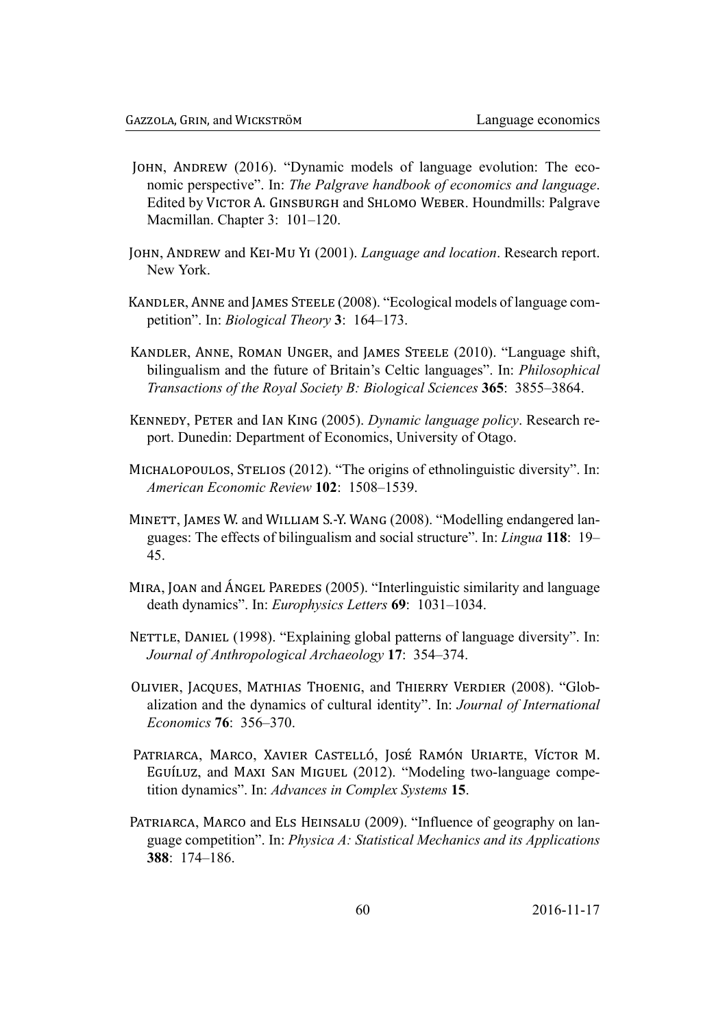John, Andrew (2016). "Dynamic models of language evolution: The economic perspective". In: *The Palgrave handbook of economics and language*. Edited by Victor A. Ginsburgh and Shlomo Weber. Houndmills: Palgrave Macmillan. Chapter 3: 101–120.

John, Andrew and Kei-Mu Yi (2001). *Language and location*. Research report. New York.

Kandler, Anne and James Steele (2008). "Ecological models of language competition". In: *Biological Theory* **3**: 164–173.

Kandler, Anne, Roman Unger, and James Steele (2010). "Language shift, bilingualism and the future of Britain's Celtic languages". In: *Philosophical Transactions of the Royal Society B: Biological Sciences* **365**: 3855–3864.

Kennedy, Peter and Ian King (2005). *Dynamic language policy*. Research report. Dunedin: Department of Economics, University of Otago.

Michalopoulos, Stelios (2012). "The origins of ethnolinguistic diversity". In: *American Economic Review* **102**: 1508–1539.

Minett, James W. and William S.-Y. Wang (2008). "Modelling endangered languages: The effects of bilingualism and social structure". In: *Lingua* **118**: 19–45.

Mira, Joan and Ángel Paredes (2005). "Interlinguistic similarity and language death dynamics". In: *Europhysics Letters* **69**: 1031–1034.

Nettle, Daniel (1998). "Explaining global patterns of language diversity". In: *Journal of Anthropological Archaeology* **17**: 354–374.

Olivier, Jacques, Mathias Thoenig, and Thierry Verdier (2008). "Globalization and the dynamics of cultural identity". In: *Journal of International Economics* **76**: 356–370.

Patriarca, Marco, Xavier Castelló, José Ramón Uriarte, Víctor M. Eguíluz, and Maxi San Miguel (2012). "Modeling two-language competition dynamics". In: *Advances in Complex Systems* **15**.

Patriarca, Marco and Els Heinsalu (2009). "Influence of geography on language competition". In: *Physica A: Statistical Mechanics and its Applications* **388**: 174–186.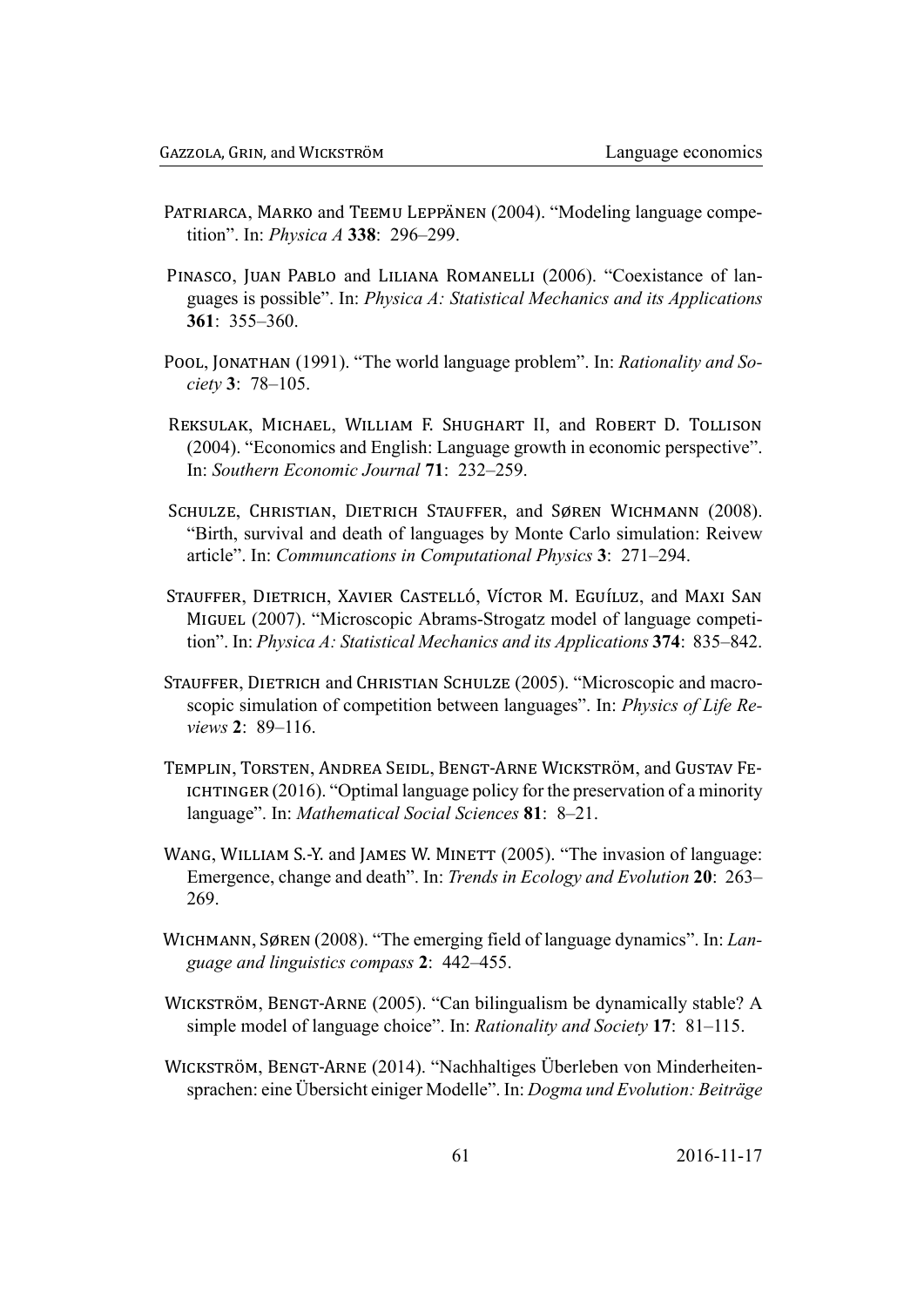Patriarca, Marko and Teemu Leppänen (2004). "Modeling language competition". In: *Physica A* **338**: 296–299.

Pinasco, Juan Pablo and Liliana Romanelli (2006). "Coexistance of languages is possible". In: *Physica A: Statistical Mechanics and its Applications* **361**: 355–360.

Pool, Jonathan (1991). "The world language problem". In: *Rationality and Society* **3**: 78–105.

Reksulak, Michael, William F. Shughart II, and Robert D. Tollison (2004). "Economics and English: Language growth in economic perspective". In: *Southern Economic Journal* **71**: 232–259.

Schulze, Christian, Dietrich Stauffer, and Søren Wichmann (2008). "Birth, survival and death of languages by Monte Carlo simulation: Reivew article". In: *Communcations in Computational Physics* **3**: 271–294.

Stauffer, Dietrich, Xavier Castelló, Víctor M. Eguíluz, and Maxi San Miguel (2007). "Microscopic Abrams-Strogatz model of language competition". In: *Physica A: Statistical Mechanics and its Applications* **374**: 835–842.

Stauffer, Dietrich and Christian Schulze (2005). "Microscopic and macroscopic simulation of competition between languages". In: *Physics of Life Reviews* **2**: 89–116.

Templin, Torsten, Andrea Seidl, Bengt-Arne Wickström, and Gustav Feichtinger (2016). "Optimal language policy for the preservation of a minority language". In: *Mathematical Social Sciences* **81**: 8–21.

Wang, William S.-Y. and James W. Minett (2005). "The invasion of language: Emergence, change and death". In: *Trends in Ecology and Evolution* **20**: 263–269.

Wichmann, Søren (2008). "The emerging field of language dynamics". In: *Language and linguistics compass* **2**: 442–455.

Wickström, Bengt-Arne (2005). "Can bilingualism be dynamically stable? A simple model of language choice". In: *Rationality and Society* **17**: 81–115.

Wickström, Bengt-Arne (2014). "Nachhaltiges Überleben von Minderheitensprachen: eine Übersicht einiger Modelle". In: *Dogma und Evolution: Beiträge*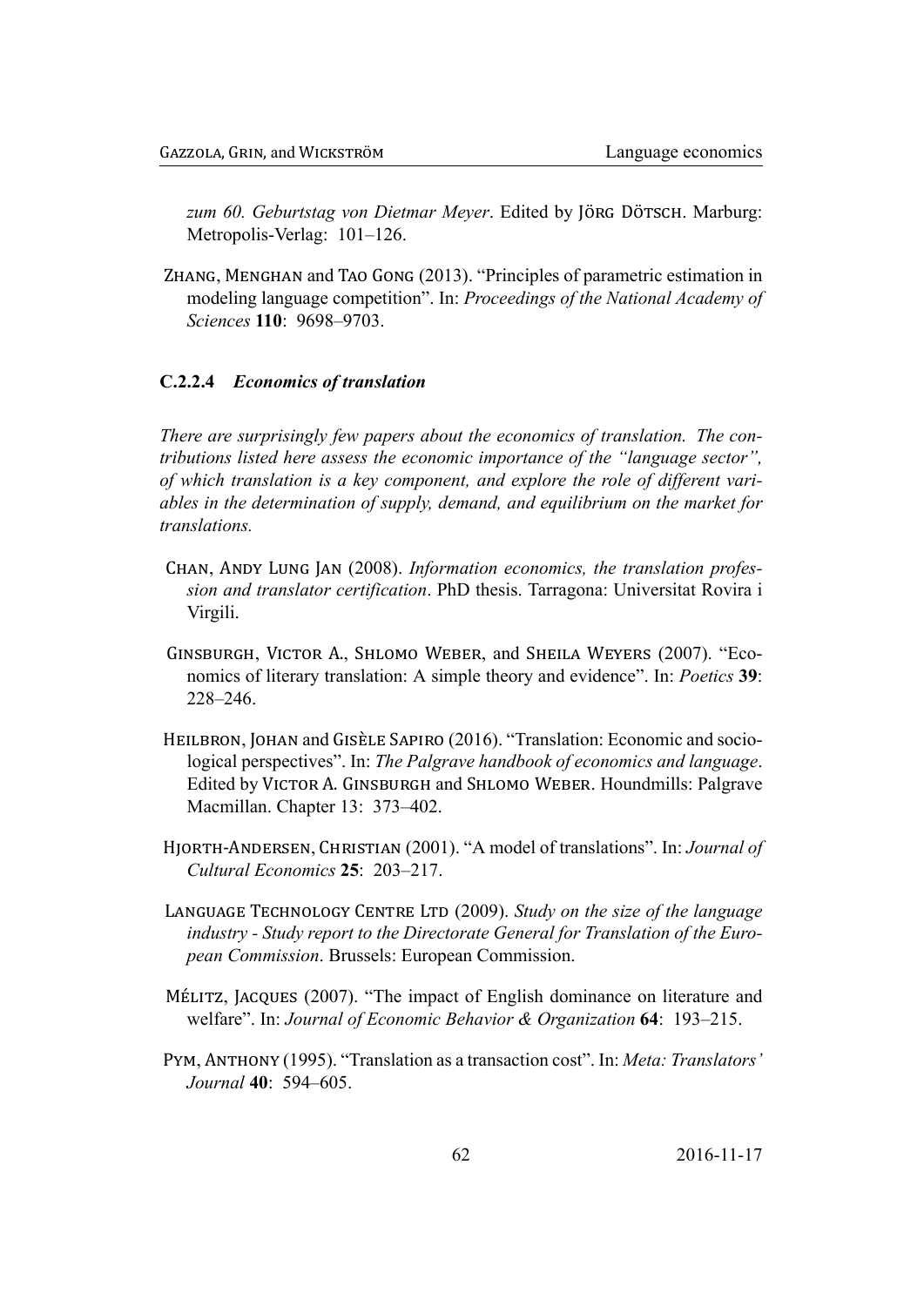*zum 60. Geburtstag von Dietmar Meyer*. Edited by Jörg Dötsch. Marburg: Metropolis-Verlag: 101–126.

Zhang, Menghan and Tao Gong (2013). "Principles of parametric estimation in modeling language competition". In: *Proceedings of the National Academy of Sciences* **110**: 9698–9703.

#### C.2.2.4 *Economics of translation*

*There are surprisingly few papers about the economics of translation. The contributions listed here assess the economic importance of the "language sector", of which translation is a key component, and explore the role of different variables in the determination of supply, demand, and equilibrium on the market for translations.*

Chan, Andy Lung Jan (2008). *Information economics, the translation profession and translator certification*. PhD thesis. Tarragona: Universitat Rovira i Virgili.

Ginsburgh, Victor A., Shlomo Weber, and Sheila Weyers (2007). "Economics of literary translation: A simple theory and evidence". In: *Poetics* **39**: 228–246.

Heilbron, Johan and Gisèle Sapiro (2016). "Translation: Economic and sociological perspectives". In: *The Palgrave handbook of economics and language*. Edited by Victor A. Ginsburgh and Shlomo Weber. Houndmills: Palgrave Macmillan. Chapter 13: 373–402.

Hjorth-Andersen, Christian (2001). "A model of translations". In: *Journal of Cultural Economics* **25**: 203–217.

Language Technology Centre Ltd (2009). *Study on the size of the language industry - Study report to the Directorate General for Translation of the European Commission*. Brussels: European Commission.

Mélitz, Jacques (2007). "The impact of English dominance on literature and welfare". In: *Journal of Economic Behavior & Organization* **64**: 193–215.

Pym, Anthony (1995). "Translation as a transaction cost". In: *Meta: Translators' Journal* **40**: 594–605.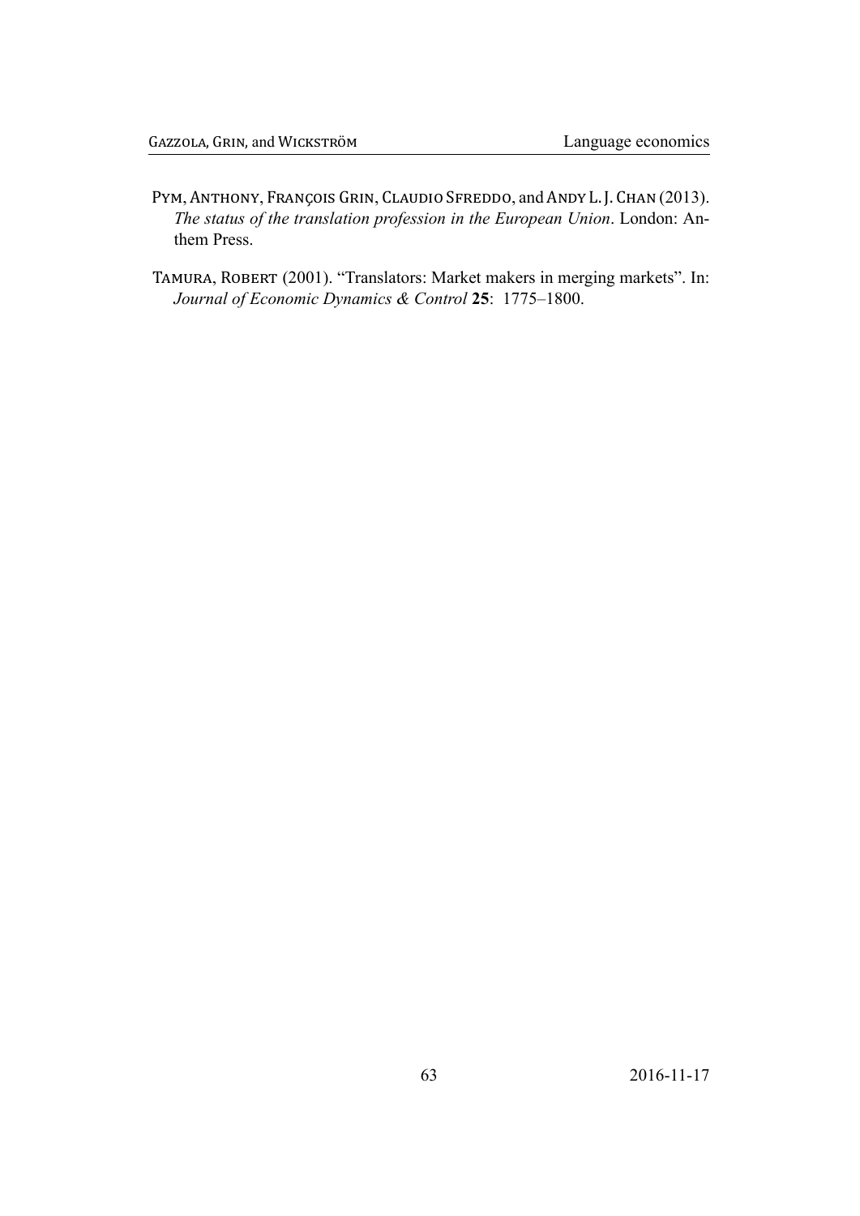Pym, Anthony, François Grin, Claudio Sfreddo, and Andy L. J. Chan (2013). *The status of the translation profession in the European Union*. London: Anthem Press.

Tamura, Robert (2001). "Translators: Market makers in merging markets". In: *Journal of Economic Dynamics & Control* **25**: 1775–1800.